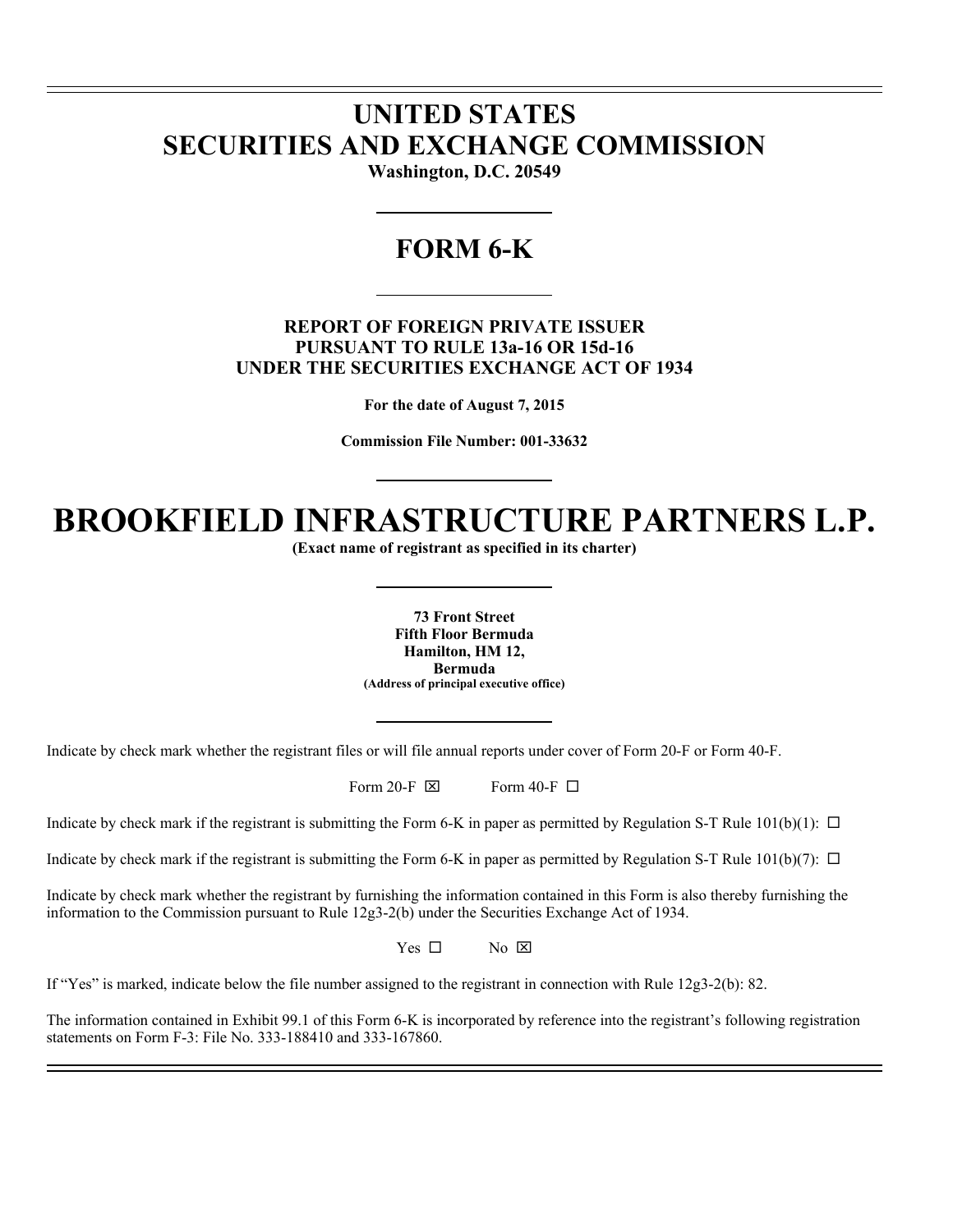# UNITED STATES
# SECURITIES AND EXCHANGE COMMISSION

**Washington, D.C. 20549**

## FORM 6-K

**REPORT OF FOREIGN PRIVATE ISSUER**
**PURSUANT TO RULE 13a-16 OR 15d-16**
**UNDER THE SECURITIES EXCHANGE ACT OF 1934**

**For the date of August 7, 2015**

**Commission File Number: 001-33632**

# BROOKFIELD INFRASTRUCTURE PARTNERS L.P.

**(Exact name of registrant as specified in its charter)**

**73 Front Street**
**Fifth Floor Bermuda**
**Hamilton, HM 12,**
**Bermuda**
**(Address of principal executive office)**

Indicate by check mark whether the registrant files or will file annual reports under cover of Form 20-F or Form 40-F.

Form 20-F ☒ Form 40-F ☐

Indicate by check mark if the registrant is submitting the Form 6-K in paper as permitted by Regulation S-T Rule 101(b)(1): ☐

Indicate by check mark if the registrant is submitting the Form 6-K in paper as permitted by Regulation S-T Rule 101(b)(7): ☐

Indicate by check mark whether the registrant by furnishing the information contained in this Form is also thereby furnishing the information to the Commission pursuant to Rule 12g3-2(b) under the Securities Exchange Act of 1934.

Yes ☐ No ☒

If "Yes" is marked, indicate below the file number assigned to the registrant in connection with Rule 12g3-2(b): 82.

The information contained in Exhibit 99.1 of this Form 6-K is incorporated by reference into the registrant's following registration statements on Form F-3: File No. 333-188410 and 333-167860.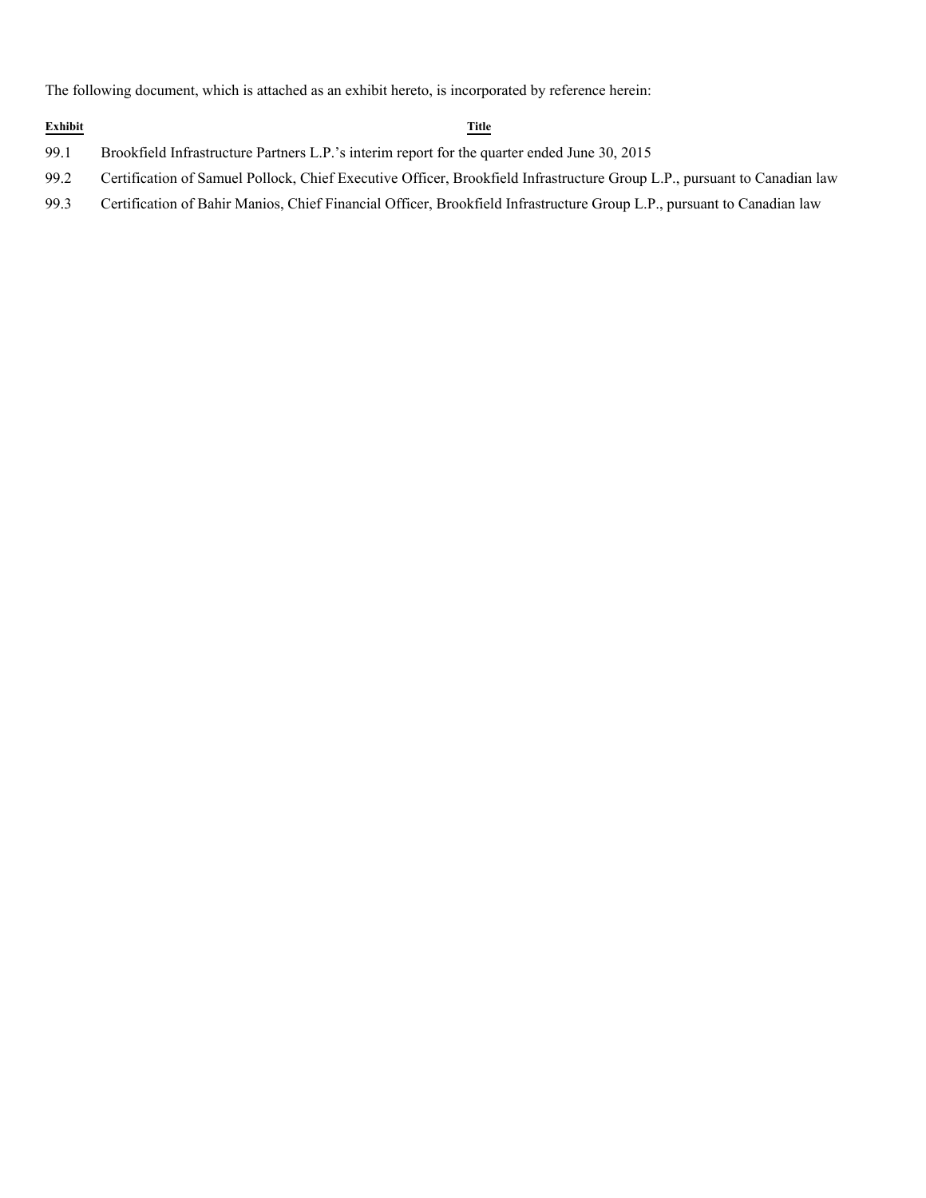The following document, which is attached as an exhibit hereto, is incorporated by reference herein:

| Exhibit | Title |
| --- | --- |
| 99.1 | Brookfield Infrastructure Partners L.P.'s interim report for the quarter ended June 30, 2015 |
| 99.2 | Certification of Samuel Pollock, Chief Executive Officer, Brookfield Infrastructure Group L.P., pursuant to Canadian law |
| 99.3 | Certification of Bahir Manios, Chief Financial Officer, Brookfield Infrastructure Group L.P., pursuant to Canadian law |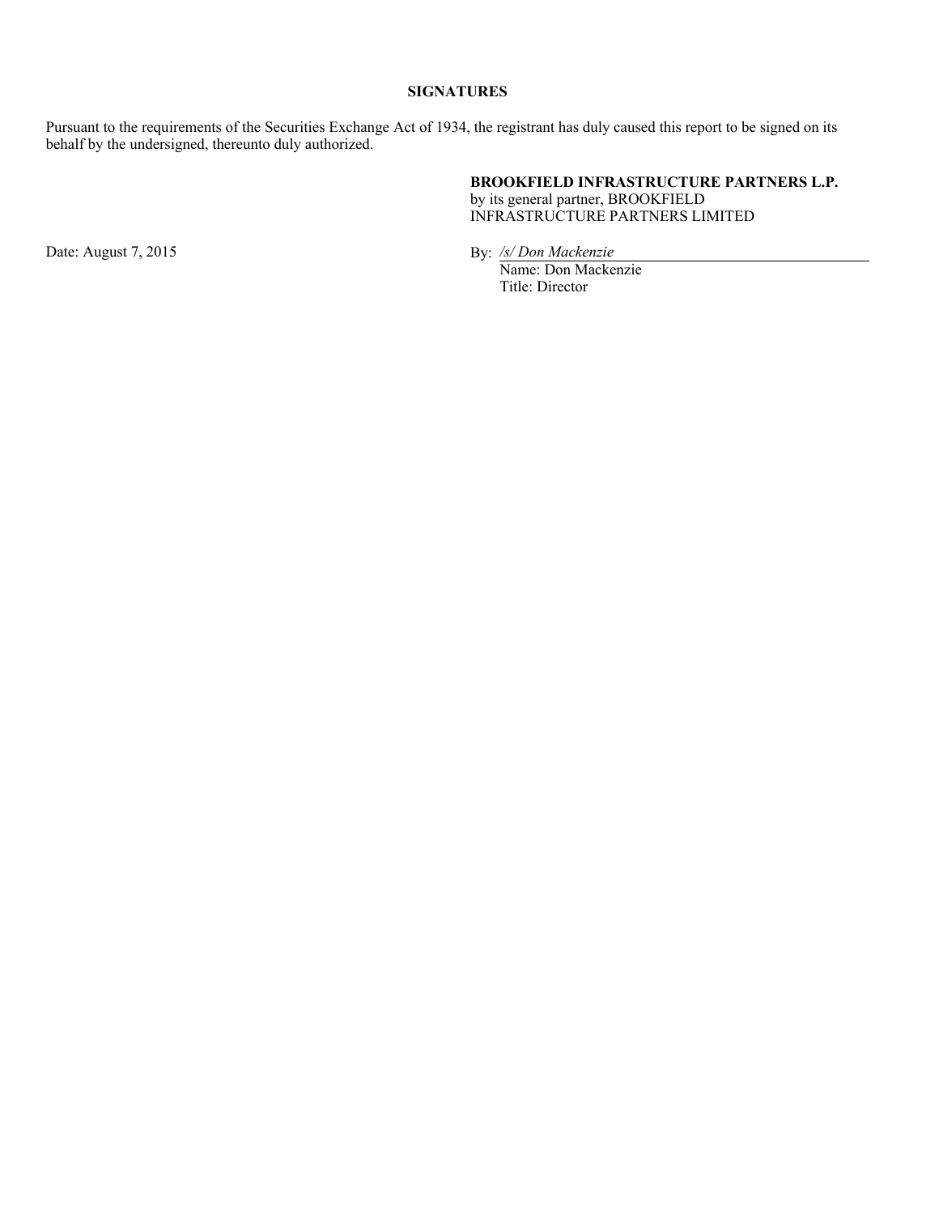**SIGNATURES**

Pursuant to the requirements of the Securities Exchange Act of 1934, the registrant has duly caused this report to be signed on its behalf by the undersigned, thereunto duly authorized.

**BROOKFIELD INFRASTRUCTURE PARTNERS L.P.**
by its general partner, BROOKFIELD INFRASTRUCTURE PARTNERS LIMITED

Date: August 7, 2015

By: */s/ Don Mackenzie*
Name: Don Mackenzie
Title: Director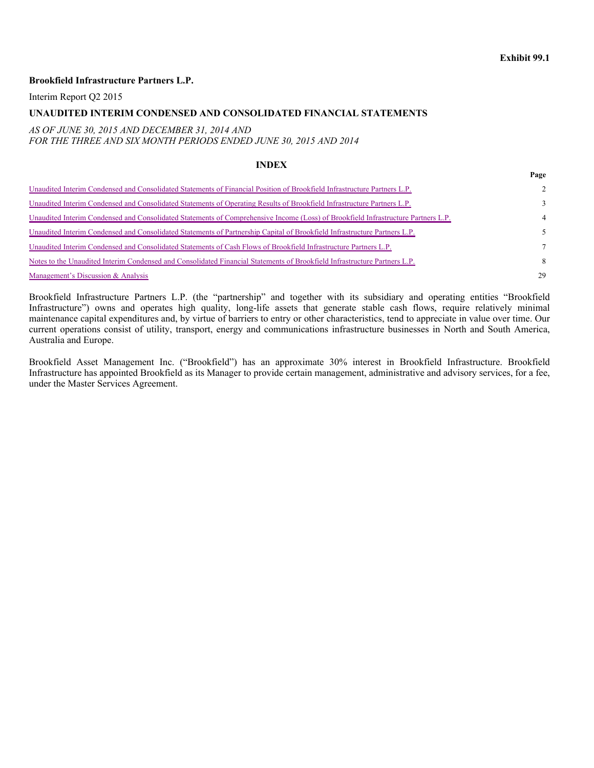**Exhibit 99.1**

**Brookfield Infrastructure Partners L.P.**

Interim Report Q2 2015

## UNAUDITED INTERIM CONDENSED AND CONSOLIDATED FINANCIAL STATEMENTS

*AS OF JUNE 30, 2015 AND DECEMBER 31, 2014 AND*
*FOR THE THREE AND SIX MONTH PERIODS ENDED JUNE 30, 2015 AND 2014*

### INDEX

| | Page |
|---|---|
| Unaudited Interim Condensed and Consolidated Statements of Financial Position of Brookfield Infrastructure Partners L.P. | 2 |
| Unaudited Interim Condensed and Consolidated Statements of Operating Results of Brookfield Infrastructure Partners L.P. | 3 |
| Unaudited Interim Condensed and Consolidated Statements of Comprehensive Income (Loss) of Brookfield Infrastructure Partners L.P. | 4 |
| Unaudited Interim Condensed and Consolidated Statements of Partnership Capital of Brookfield Infrastructure Partners L.P. | 5 |
| Unaudited Interim Condensed and Consolidated Statements of Cash Flows of Brookfield Infrastructure Partners L.P. | 7 |
| Notes to the Unaudited Interim Condensed and Consolidated Financial Statements of Brookfield Infrastructure Partners L.P. | 8 |
| Management's Discussion & Analysis | 29 |

Brookfield Infrastructure Partners L.P. (the "partnership" and together with its subsidiary and operating entities "Brookfield Infrastructure") owns and operates high quality, long-life assets that generate stable cash flows, require relatively minimal maintenance capital expenditures and, by virtue of barriers to entry or other characteristics, tend to appreciate in value over time. Our current operations consist of utility, transport, energy and communications infrastructure businesses in North and South America, Australia and Europe.

Brookfield Asset Management Inc. ("Brookfield") has an approximate 30% interest in Brookfield Infrastructure. Brookfield Infrastructure has appointed Brookfield as its Manager to provide certain management, administrative and advisory services, for a fee, under the Master Services Agreement.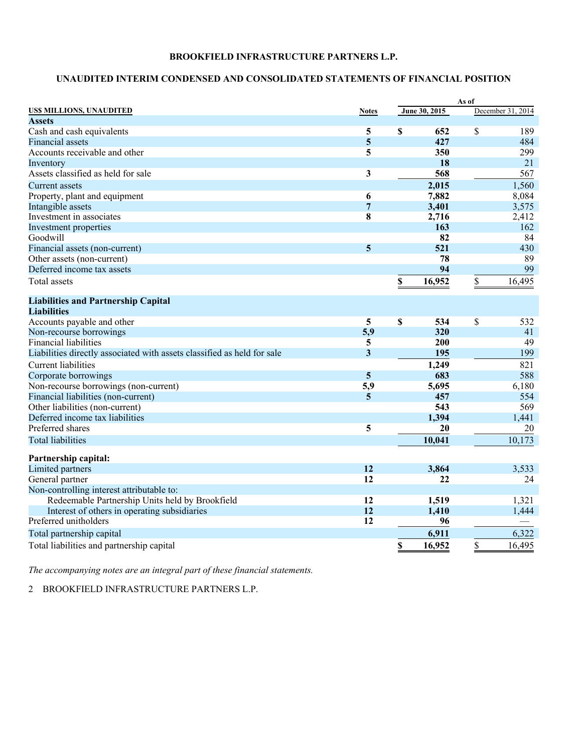**BROOKFIELD INFRASTRUCTURE PARTNERS L.P.**

**UNAUDITED INTERIM CONDENSED AND CONSOLIDATED STATEMENTS OF FINANCIAL POSITION**

| US$ MILLIONS, UNAUDITED | Notes | As of June 30, 2015 | As of December 31, 2014 |
|---|---|---|---|
| **Assets** | | | |
| Cash and cash equivalents | 5 | $ 652 | $ 189 |
| Financial assets | 5 | 427 | 484 |
| Accounts receivable and other | 5 | 350 | 299 |
| Inventory | | 18 | 21 |
| Assets classified as held for sale | 3 | 568 | 567 |
| Current assets | | 2,015 | 1,560 |
| Property, plant and equipment | 6 | 7,882 | 8,084 |
| Intangible assets | 7 | 3,401 | 3,575 |
| Investment in associates | 8 | 2,716 | 2,412 |
| Investment properties | | 163 | 162 |
| Goodwill | | 82 | 84 |
| Financial assets (non-current) | 5 | 521 | 430 |
| Other assets (non-current) | | 78 | 89 |
| Deferred income tax assets | | 94 | 99 |
| Total assets | | $ 16,952 | $ 16,495 |
| **Liabilities and Partnership Capital** | | | |
| **Liabilities** | | | |
| Accounts payable and other | 5 | $ 534 | $ 532 |
| Non-recourse borrowings | 5,9 | 320 | 41 |
| Financial liabilities | 5 | 200 | 49 |
| Liabilities directly associated with assets classified as held for sale | 3 | 195 | 199 |
| Current liabilities | | 1,249 | 821 |
| Corporate borrowings | 5 | 683 | 588 |
| Non-recourse borrowings (non-current) | 5,9 | 5,695 | 6,180 |
| Financial liabilities (non-current) | 5 | 457 | 554 |
| Other liabilities (non-current) | | 543 | 569 |
| Deferred income tax liabilities | | 1,394 | 1,441 |
| Preferred shares | 5 | 20 | 20 |
| Total liabilities | | 10,041 | 10,173 |
| **Partnership capital:** | | | |
| Limited partners | 12 | 3,864 | 3,533 |
| General partner | 12 | 22 | 24 |
| Non-controlling interest attributable to: | | | |
| Redeemable Partnership Units held by Brookfield | 12 | 1,519 | 1,321 |
| Interest of others in operating subsidiaries | 12 | 1,410 | 1,444 |
| Preferred unitholders | 12 | 96 | — |
| Total partnership capital | | 6,911 | 6,322 |
| Total liabilities and partnership capital | | $ 16,952 | $ 16,495 |

*The accompanying notes are an integral part of these financial statements.*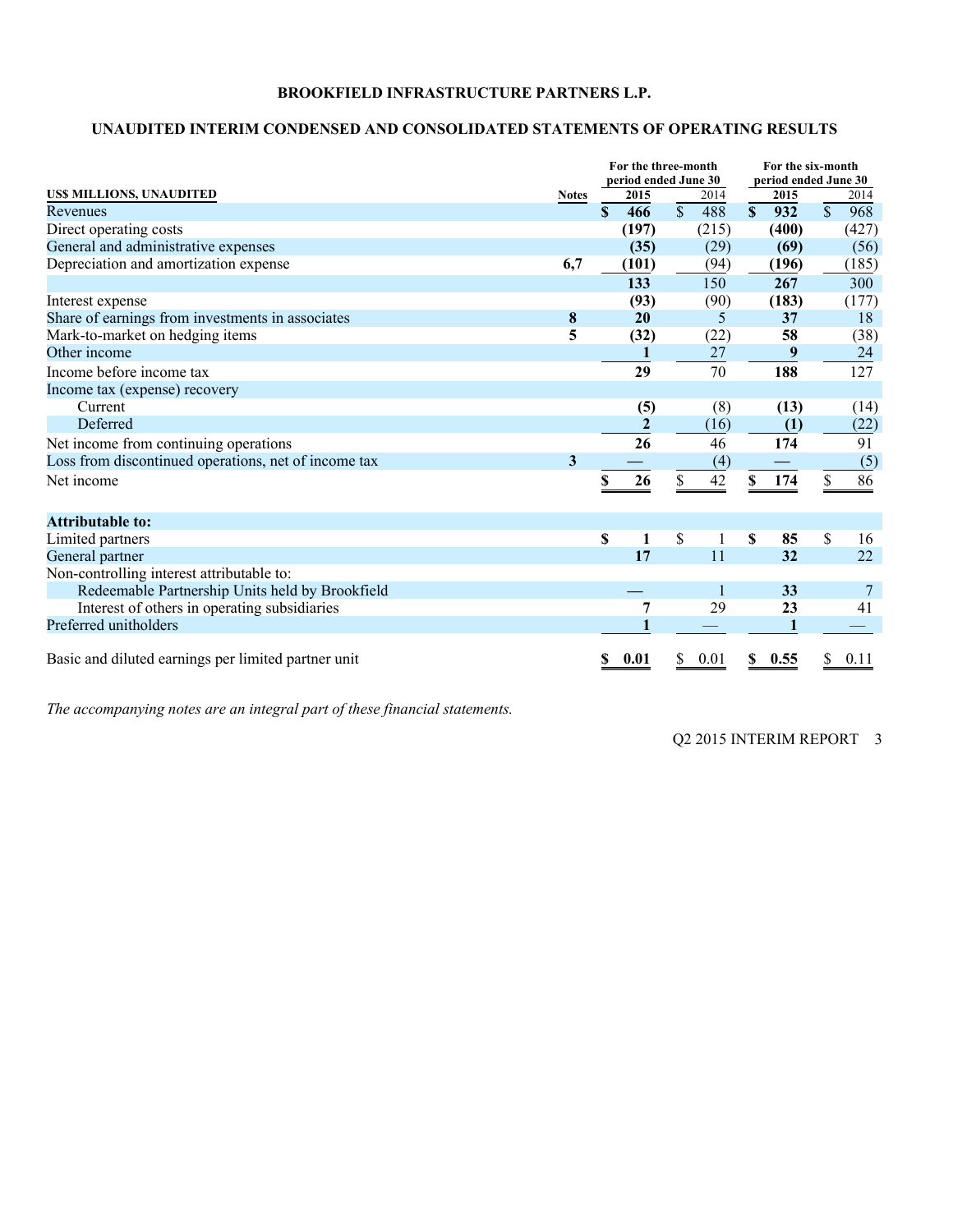**BROOKFIELD INFRASTRUCTURE PARTNERS L.P.**

**UNAUDITED INTERIM CONDENSED AND CONSOLIDATED STATEMENTS OF OPERATING RESULTS**

| US$ MILLIONS, UNAUDITED | Notes | For the three-month period ended June 30 2015 | 2014 | For the six-month period ended June 30 2015 | 2014 |
|---|---|---|---|---|---|
| Revenues | | **$ 466** | $ 488 | **$ 932** | $ 968 |
| Direct operating costs | | **(197)** | (215) | **(400)** | (427) |
| General and administrative expenses | | **(35)** | (29) | **(69)** | (56) |
| Depreciation and amortization expense | 6,7 | **(101)** | (94) | **(196)** | (185) |
| | | **133** | 150 | **267** | 300 |
| Interest expense | | **(93)** | (90) | **(183)** | (177) |
| Share of earnings from investments in associates | 8 | **20** | 5 | **37** | 18 |
| Mark-to-market on hedging items | 5 | **(32)** | (22) | **58** | (38) |
| Other income | | **1** | 27 | **9** | 24 |
| Income before income tax | | **29** | 70 | **188** | 127 |
| Income tax (expense) recovery | | | | | |
| Current | | **(5)** | (8) | **(13)** | (14) |
| Deferred | | **2** | (16) | **(1)** | (22) |
| Net income from continuing operations | | **26** | 46 | **174** | 91 |
| Loss from discontinued operations, net of income tax | 3 | **—** | (4) | **—** | (5) |
| Net income | | **$ 26** | $ 42 | **$ 174** | $ 86 |
| **Attributable to:** | | | | | |
| Limited partners | | **$ 1** | $ 1 | **$ 85** | $ 16 |
| General partner | | **17** | 11 | **32** | 22 |
| Non-controlling interest attributable to: | | | | | |
| Redeemable Partnership Units held by Brookfield | | **—** | 1 | **33** | 7 |
| Interest of others in operating subsidiaries | | **7** | 29 | **23** | 41 |
| Preferred unitholders | | **1** | — | **1** | — |
| Basic and diluted earnings per limited partner unit | | **$ 0.01** | $ 0.01 | **$ 0.55** | $ 0.11 |

*The accompanying notes are an integral part of these financial statements.*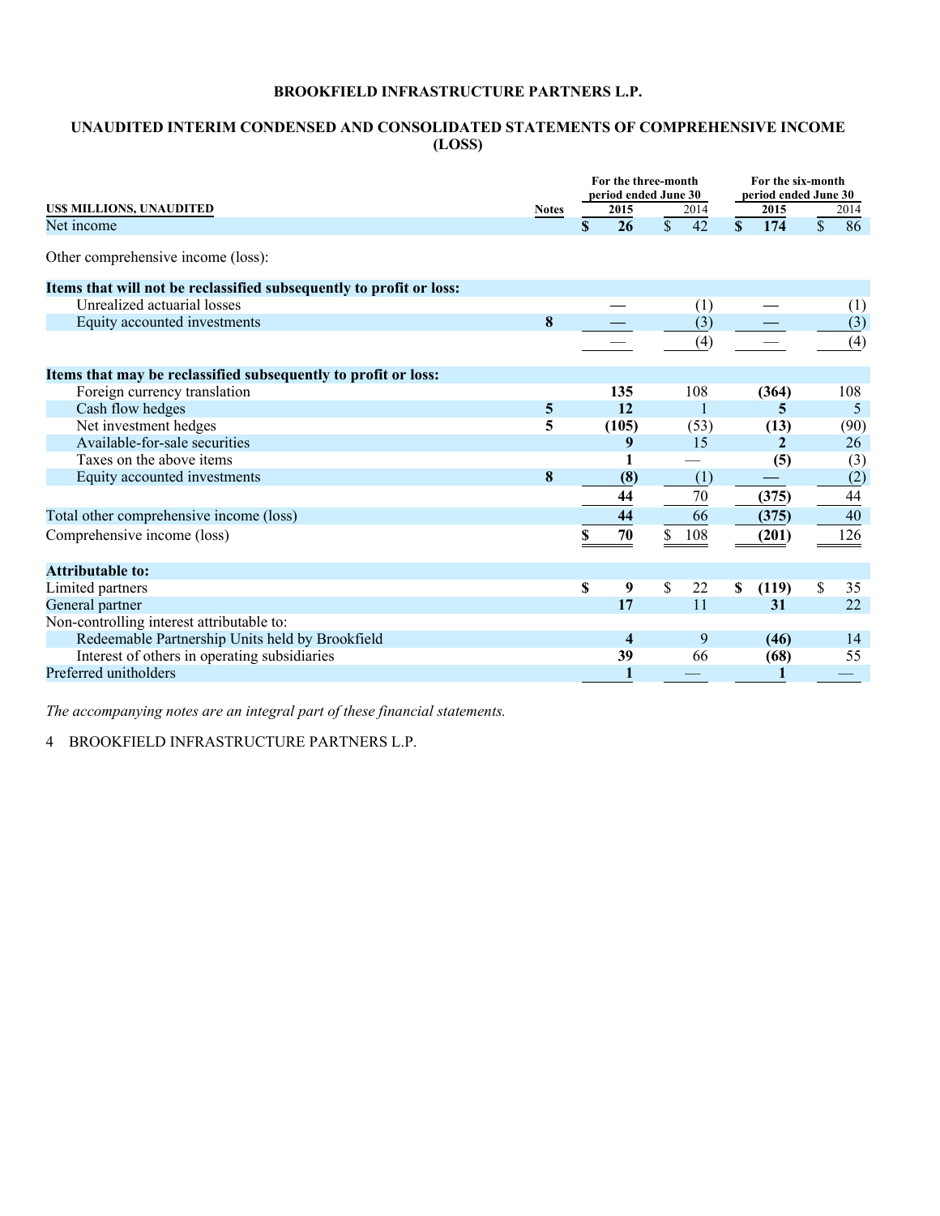# BROOKFIELD INFRASTRUCTURE PARTNERS L.P.

## UNAUDITED INTERIM CONDENSED AND CONSOLIDATED STATEMENTS OF COMPREHENSIVE INCOME (LOSS)

| US$ MILLIONS, UNAUDITED | Notes | For the three-month period ended June 30 2015 | 2014 | For the six-month period ended June 30 2015 | 2014 |
|---|---|---|---|---|---|
| Net income | | **$ 26** | $ 42 | **$ 174** | $ 86 |
| Other comprehensive income (loss): | | | | | |
| **Items that will not be reclassified subsequently to profit or loss:** | | | | | |
| Unrealized actuarial losses | | **—** | (1) | **—** | (1) |
| Equity accounted investments | 8 | **—** | (3) | **—** | (3) |
| | | **—** | (4) | **—** | (4) |
| **Items that may be reclassified subsequently to profit or loss:** | | | | | |
| Foreign currency translation | | **135** | 108 | **(364)** | 108 |
| Cash flow hedges | 5 | **12** | 1 | **5** | 5 |
| Net investment hedges | 5 | **(105)** | (53) | **(13)** | (90) |
| Available-for-sale securities | | **9** | 15 | **2** | 26 |
| Taxes on the above items | | **1** | — | **(5)** | (3) |
| Equity accounted investments | 8 | **(8)** | (1) | **—** | (2) |
| | | **44** | 70 | **(375)** | 44 |
| Total other comprehensive income (loss) | | **44** | 66 | **(375)** | 40 |
| Comprehensive income (loss) | | **$ 70** | $ 108 | **(201)** | 126 |
| **Attributable to:** | | | | | |
| Limited partners | | **$ 9** | $ 22 | **$ (119)** | $ 35 |
| General partner | | **17** | 11 | **31** | 22 |
| Non-controlling interest attributable to: | | | | | |
| Redeemable Partnership Units held by Brookfield | | **4** | 9 | **(46)** | 14 |
| Interest of others in operating subsidiaries | | **39** | 66 | **(68)** | 55 |
| Preferred unitholders | | **1** | — | **1** | — |

*The accompanying notes are an integral part of these financial statements.*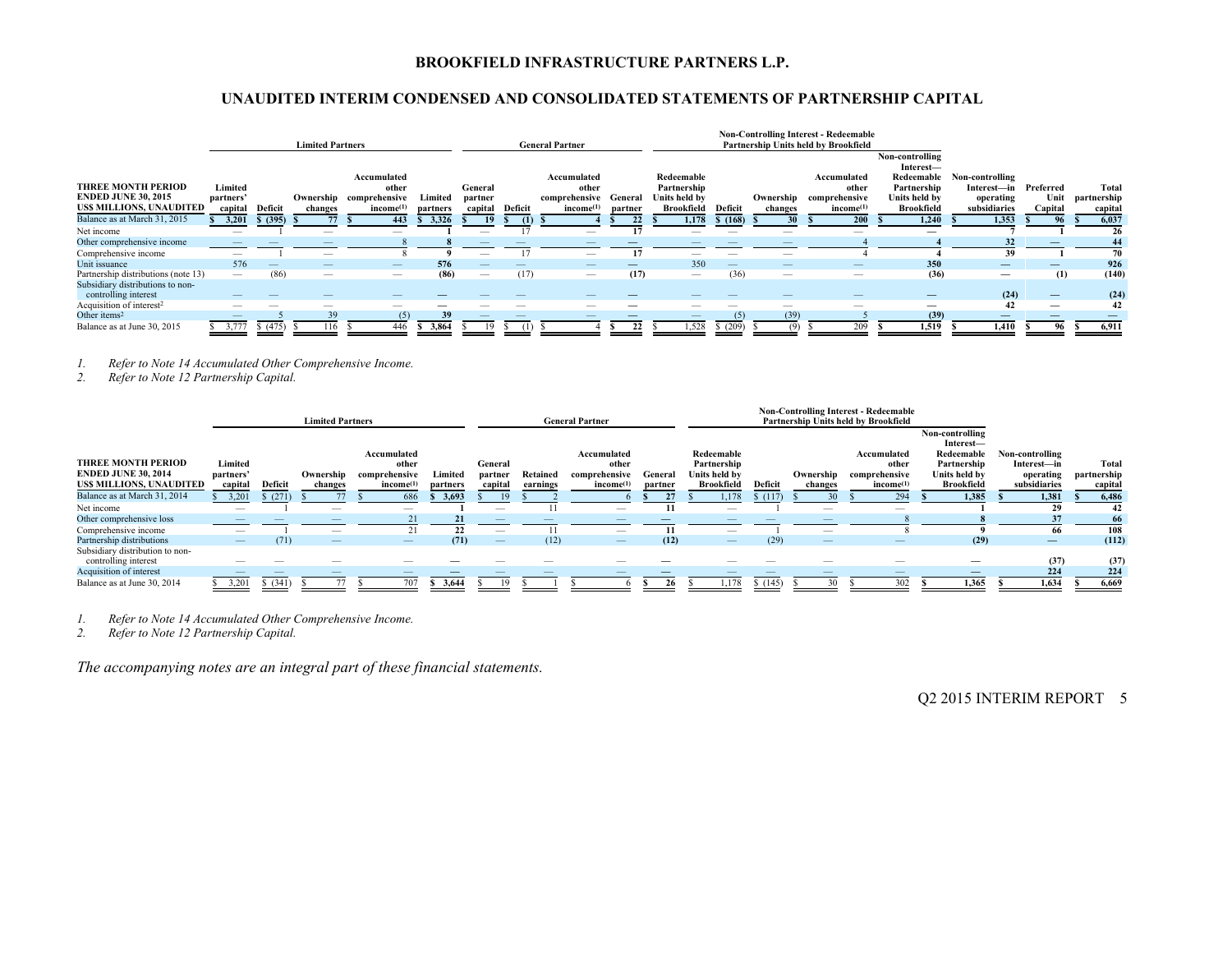# BROOKFIELD INFRASTRUCTURE PARTNERS L.P.

## UNAUDITED INTERIM CONDENSED AND CONSOLIDATED STATEMENTS OF PARTNERSHIP CAPITAL

| | Limited Partners | | | | | General Partner | | | | Non-Controlling Interest - Redeemable Partnership Units held by Brookfield | | | | | | | |
|---|---|---|---|---|---|---|---|---|---|---|---|---|---|---|---|---|---|
| **THREE MONTH PERIOD ENDED JUNE 30, 2015 US$ MILLIONS, UNAUDITED** | **Limited partners' capital** | **Deficit** | **Ownership changes** | **Accumulated other comprehensive income(1)** | **Limited partners** | **General partner capital** | **Deficit** | **Accumulated other comprehensive income(1)** | **General partner** | **Redeemable Partnership Units held by Brookfield** | **Deficit** | **Ownership changes** | **Accumulated other comprehensive income(1)** | **Non-controlling Interest— Redeemable Partnership Units held by Brookfield** | **Non-controlling Interest—in operating subsidiaries** | **Preferred Unit Capital** | **Total partnership capital** |
| Balance as at March 31, 2015 | $ 3,201 | $ (395) | $ 77 | $ 443 | $ 3,326 | $ 19 | $ (1) | $ 4 | $ 22 | $ 1,178 | $ (168) | $ 30 | $ 200 | $ 1,240 | $ 1,353 | $ 96 | $ 6,037 |
| Net income | — | 1 | — | — | 1 | — | 17 | — | 17 | — | — | — | — | — | 7 | 1 | 26 |
| Other comprehensive income | — | — | — | 8 | 8 | — | — | — | — | — | — | — | 4 | 4 | 32 | — | 44 |
| Comprehensive income | — | 1 | — | 8 | 9 | — | 17 | — | 17 | — | — | — | 4 | 4 | 39 | 1 | 70 |
| Unit issuance | 576 | — | — | — | 576 | — | — | — | — | 350 | — | — | — | 350 | — | — | 926 |
| Partnership distributions (note 13) | — | (86) | — | — | (86) | — | (17) | — | (17) | — | (36) | — | — | (36) | — | (1) | (140) |
| Subsidiary distributions to non-controlling interest | — | — | — | — | — | — | — | — | — | — | — | — | — | — | (24) | — | (24) |
| Acquisition of interest[2] | — | — | — | — | — | — | — | — | — | — | — | — | — | — | 42 | — | 42 |
| Other items[2] | — | 5 | 39 | (5) | 39 | — | — | — | — | — | (5) | (39) | 5 | (39) | — | — | — |
| Balance as at June 30, 2015 | $ 3,777 | $ (475) | $ 116 | $ 446 | $ 3,864 | $ 19 | $ (1) | $ 4 | $ 22 | $ 1,528 | $ (209) | $ (9) | $ 209 | $ 1,519 | $ 1,410 | $ 96 | $ 6,911 |

*1. Refer to Note 14 Accumulated Other Comprehensive Income.*
*2. Refer to Note 12 Partnership Capital.*

| | Limited Partners | | | | | General Partner | | | | Non-Controlling Interest - Redeemable Partnership Units held by Brookfield | | | | | | |
|---|---|---|---|---|---|---|---|---|---|---|---|---|---|---|---|---|
| **THREE MONTH PERIOD ENDED JUNE 30, 2014 US$ MILLIONS, UNAUDITED** | **Limited partners' capital** | **Deficit** | **Ownership changes** | **Accumulated other comprehensive income(1)** | **Limited partners** | **General partner capital** | **Retained earnings** | **Accumulated other comprehensive income(1)** | **General partner** | **Redeemable Partnership Units held by Brookfield** | **Deficit** | **Ownership changes** | **Accumulated other comprehensive income(1)** | **Non-controlling Interest— Redeemable Partnership Units held by Brookfield** | **Non-controlling Interest—in operating subsidiaries** | **Total partnership capital** |
| Balance as at March 31, 2014 | $ 3,201 | $ (271) | $ 77 | $ 686 | $ 3,693 | $ 19 | $ 2 | $ 6 | $ 27 | $ 1,178 | $ (117) | $ 30 | $ 294 | $ 1,385 | $ 1,381 | $ 6,486 |
| Net income | — | 1 | — | — | 1 | — | 11 | — | 11 | — | 1 | — | — | 1 | 29 | 42 |
| Other comprehensive loss | — | — | — | 21 | 21 | — | — | — | — | — | — | — | 8 | 8 | 37 | 66 |
| Comprehensive income | — | 1 | — | 21 | 22 | — | 11 | — | 11 | — | 1 | — | 8 | 9 | 66 | 108 |
| Partnership distributions | — | (71) | — | — | (71) | — | (12) | — | (12) | — | (29) | — | — | (29) | — | (112) |
| Subsidiary distribution to non-controlling interest | — | — | — | — | — | — | — | — | — | — | — | — | — | — | (37) | (37) |
| Acquisition of interest | — | — | — | — | — | — | — | — | — | — | — | — | — | — | 224 | 224 |
| Balance as at June 30, 2014 | $ 3,201 | $ (341) | $ 77 | $ 707 | $ 3,644 | $ 19 | $ 1 | $ 6 | $ 26 | $ 1,178 | $ (145) | $ 30 | $ 302 | $ 1,365 | $ 1,634 | $ 6,669 |

*1. Refer to Note 14 Accumulated Other Comprehensive Income.*
*2. Refer to Note 12 Partnership Capital.*

*The accompanying notes are an integral part of these financial statements.*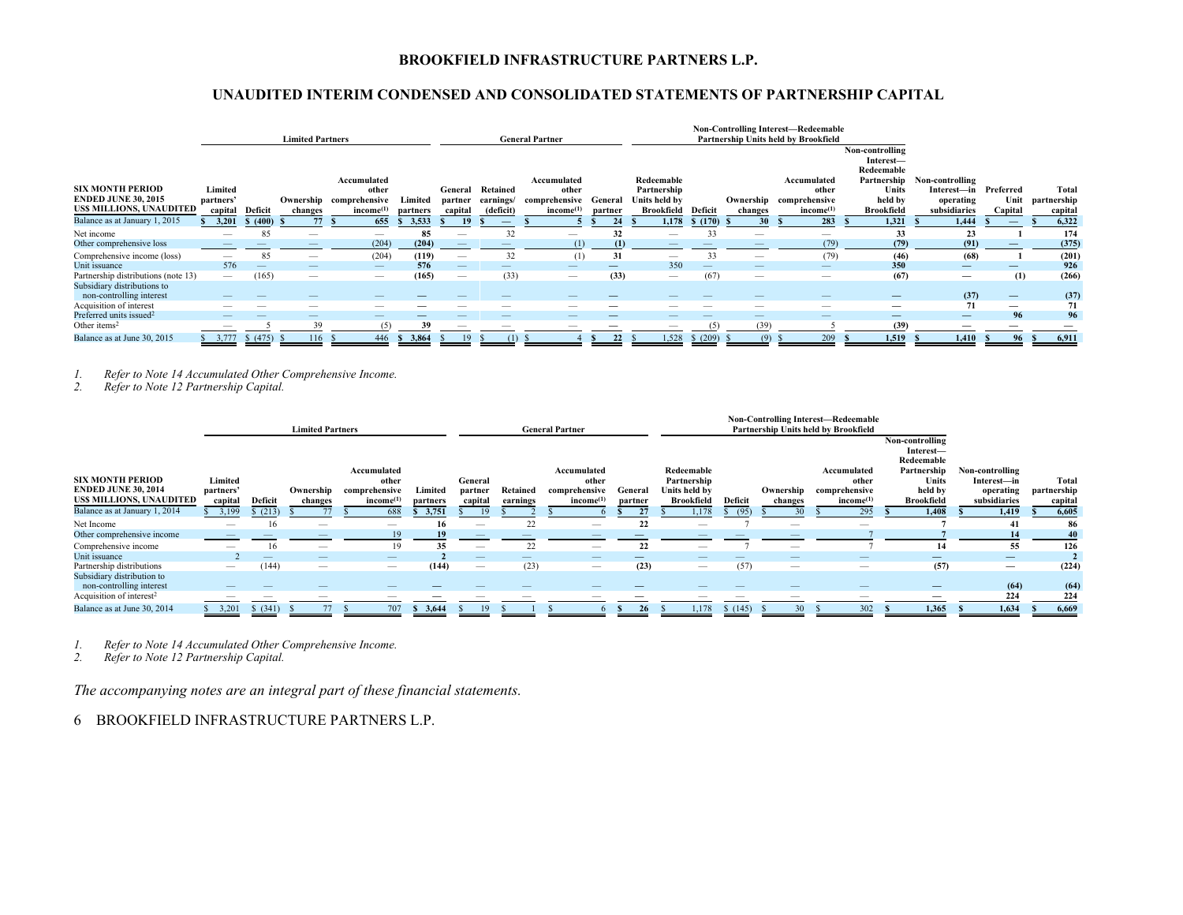# BROOKFIELD INFRASTRUCTURE PARTNERS L.P.

## UNAUDITED INTERIM CONDENSED AND CONSOLIDATED STATEMENTS OF PARTNERSHIP CAPITAL

| SIX MONTH PERIOD ENDED JUNE 30, 2015 US$ MILLIONS, UNAUDITED | Limited Partners | | | | | General Partner | | | | Non-Controlling Interest—Redeemable Partnership Units held by Brookfield | | | | | | | | |
|---|---|---|---|---|---|---|---|---|---|---|---|---|---|---|---|---|---|
| | Limited partners' capital | Deficit | Ownership changes | Accumulated other comprehensive income[(1)] | Limited partners | General partner capital | Retained earnings/ (deficit) | Accumulated other comprehensive income[(1)] | General partner | Redeemable Partnership Units held by Brookfield | Deficit | Ownership changes | Accumulated other comprehensive income[(1)] | Non-controlling Interest—Redeemable Partnership Units held by Brookfield | Non-controlling Interest—in operating subsidiaries | Preferred Unit Capital | Total partnership capital |
| Balance as at January 1, 2015 | $ 3,201 | $ (400) | $ 77 | $ 655 | $ 3,533 | $ 19 | $ — | $ 5 | $ 24 | $ 1,178 | $ (170) | $ 30 | $ 283 | $ 1,321 | $ 1,444 | $ — | $ 6,322 |
| Net income | — | 85 | — | — | 85 | — | 32 | — | 32 | — | 33 | — | — | 33 | 23 | 1 | 174 |
| Other comprehensive loss | — | — | — | (204) | (204) | — | — | (1) | (1) | — | — | — | (79) | (79) | (91) | — | (375) |
| Comprehensive income (loss) | — | 85 | — | (204) | (119) | — | 32 | (1) | 31 | — | 33 | — | (79) | (46) | (68) | 1 | (201) |
| Unit issuance | 576 | — | — | — | 576 | — | — | — | — | 350 | — | — | — | 350 | — | — | 926 |
| Partnership distributions (note 13) | — | (165) | — | — | (165) | — | (33) | — | (33) | — | (67) | — | — | (67) | — | (1) | (266) |
| Subsidiary distributions to non-controlling interest | — | — | — | — | — | — | — | — | — | — | — | — | — | — | (37) | — | (37) |
| Acquisition of interest | — | — | — | — | — | — | — | — | — | — | — | — | — | — | 71 | — | 71 |
| Preferred units issued[2] | — | — | — | — | — | — | — | — | — | — | — | — | — | — | — | 96 | 96 |
| Other items[2] | — | 5 | 39 | (5) | 39 | — | — | — | — | — | (5) | (39) | 5 | (39) | — | — | — |
| Balance as at June 30, 2015 | $ 3,777 | $ (475) | $ 116 | $ 446 | $ 3,864 | $ 19 | $ (1) | $ 4 | $ 22 | $ 1,528 | $ (209) | $ (9) | $ 209 | $ 1,519 | $ 1,410 | $ 96 | $ 6,911 |

*1. Refer to Note 14 Accumulated Other Comprehensive Income.*
*2. Refer to Note 12 Partnership Capital.*

| SIX MONTH PERIOD ENDED JUNE 30, 2014 US$ MILLIONS, UNAUDITED | Limited Partners | | | | | General Partner | | | | Non-Controlling Interest—Redeemable Partnership Units held by Brookfield | | | | | | |
|---|---|---|---|---|---|---|---|---|---|---|---|---|---|---|---|---|
| | Limited partners' capital | Deficit | Ownership changes | Accumulated other comprehensive income[(1)] | Limited partners | General partner capital | Retained earnings | Accumulated other comprehensive income[(1)] | General partner | Redeemable Partnership Units held by Brookfield | Deficit | Ownership changes | Accumulated other comprehensive income[(1)] | Non-controlling Interest—Redeemable Partnership Units held by Brookfield | Non-controlling Interest—in operating subsidiaries | Total partnership capital |
| Balance as at January 1, 2014 | $ 3,199 | $ (213) | $ 77 | $ 688 | $ 3,751 | $ 19 | $ 2 | $ 6 | $ 27 | $ 1,178 | $ (95) | $ 30 | $ 295 | $ 1,408 | $ 1,419 | $ 6,605 |
| Net Income | — | 16 | — | — | 16 | — | 22 | — | 22 | — | 7 | — | — | 7 | 41 | 86 |
| Other comprehensive income | — | — | — | 19 | 19 | — | — | — | — | — | — | — | 7 | 7 | 14 | 40 |
| Comprehensive income | — | 16 | — | 19 | 35 | — | 22 | — | 22 | — | 7 | — | 7 | 14 | 55 | 126 |
| Unit issuance | 2 | — | — | — | 2 | — | — | — | — | — | — | — | — | — | — | 2 |
| Partnership distributions | — | (144) | — | — | (144) | — | (23) | — | (23) | — | (57) | — | — | (57) | — | (224) |
| Subsidiary distribution to non-controlling interest | — | — | — | — | — | — | — | — | — | — | — | — | — | — | (64) | (64) |
| Acquisition of interest[2] | — | — | — | — | — | — | — | — | — | — | — | — | — | — | 224 | 224 |
| Balance as at June 30, 2014 | $ 3,201 | $ (341) | $ 77 | $ 707 | $ 3,644 | $ 19 | $ 1 | $ 6 | $ 26 | $ 1,178 | $ (145) | $ 30 | $ 302 | $ 1,365 | $ 1,634 | $ 6,669 |

*1. Refer to Note 14 Accumulated Other Comprehensive Income.*
*2. Refer to Note 12 Partnership Capital.*

*The accompanying notes are an integral part of these financial statements.*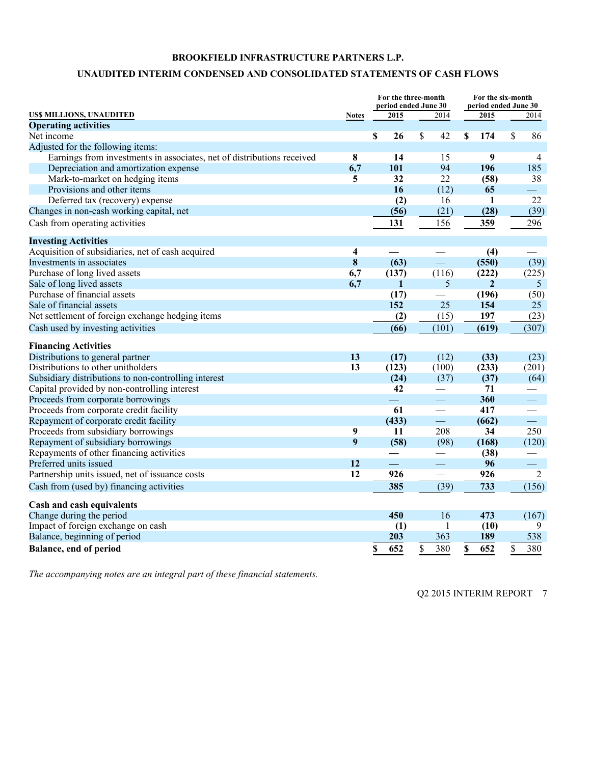**BROOKFIELD INFRASTRUCTURE PARTNERS L.P.**

**UNAUDITED INTERIM CONDENSED AND CONSOLIDATED STATEMENTS OF CASH FLOWS**

| US$ MILLIONS, UNAUDITED | Notes | For the three-month period ended June 30 2015 | For the three-month period ended June 30 2014 | For the six-month period ended June 30 2015 | For the six-month period ended June 30 2014 |
|---|---|---|---|---|---|
| **Operating activities** | | | | | |
| Net income | | **$ 26** | $ 42 | **$ 174** | $ 86 |
| Adjusted for the following items: | | | | | |
| Earnings from investments in associates, net of distributions received | 8 | **14** | 15 | **9** | 4 |
| Depreciation and amortization expense | 6,7 | **101** | 94 | **196** | 185 |
| Mark-to-market on hedging items | 5 | **32** | 22 | **(58)** | 38 |
| Provisions and other items | | **16** | (12) | **65** | — |
| Deferred tax (recovery) expense | | **(2)** | 16 | **1** | 22 |
| Changes in non-cash working capital, net | | **(56)** | (21) | **(28)** | (39) |
| Cash from operating activities | | **131** | 156 | **359** | 296 |
| **Investing Activities** | | | | | |
| Acquisition of subsidiaries, net of cash acquired | 4 | **—** | — | **(4)** | — |
| Investments in associates | 8 | **(63)** | — | **(550)** | (39) |
| Purchase of long lived assets | 6,7 | **(137)** | (116) | **(222)** | (225) |
| Sale of long lived assets | 6,7 | **1** | 5 | **2** | 5 |
| Purchase of financial assets | | **(17)** | — | **(196)** | (50) |
| Sale of financial assets | | **152** | 25 | **154** | 25 |
| Net settlement of foreign exchange hedging items | | **(2)** | (15) | **197** | (23) |
| Cash used by investing activities | | **(66)** | (101) | **(619)** | (307) |
| **Financing Activities** | | | | | |
| Distributions to general partner | 13 | **(17)** | (12) | **(33)** | (23) |
| Distributions to other unitholders | 13 | **(123)** | (100) | **(233)** | (201) |
| Subsidiary distributions to non-controlling interest | | **(24)** | (37) | **(37)** | (64) |
| Capital provided by non-controlling interest | | **42** | — | **71** | — |
| Proceeds from corporate borrowings | | **—** | — | **360** | — |
| Proceeds from corporate credit facility | | **61** | — | **417** | — |
| Repayment of corporate credit facility | | **(433)** | — | **(662)** | — |
| Proceeds from subsidiary borrowings | 9 | **11** | 208 | **34** | 250 |
| Repayment of subsidiary borrowings | 9 | **(58)** | (98) | **(168)** | (120) |
| Repayments of other financing activities | | **—** | — | **(38)** | — |
| Preferred units issued | 12 | **—** | — | **96** | — |
| Partnership units issued, net of issuance costs | 12 | **926** | — | **926** | 2 |
| Cash from (used by) financing activities | | **385** | (39) | **733** | (156) |
| **Cash and cash equivalents** | | | | | |
| Change during the period | | **450** | 16 | **473** | (167) |
| Impact of foreign exchange on cash | | **(1)** | 1 | **(10)** | 9 |
| Balance, beginning of period | | **203** | 363 | **189** | 538 |
| **Balance, end of period** | | **$ 652** | $ 380 | **$ 652** | $ 380 |

*The accompanying notes are an integral part of these financial statements.*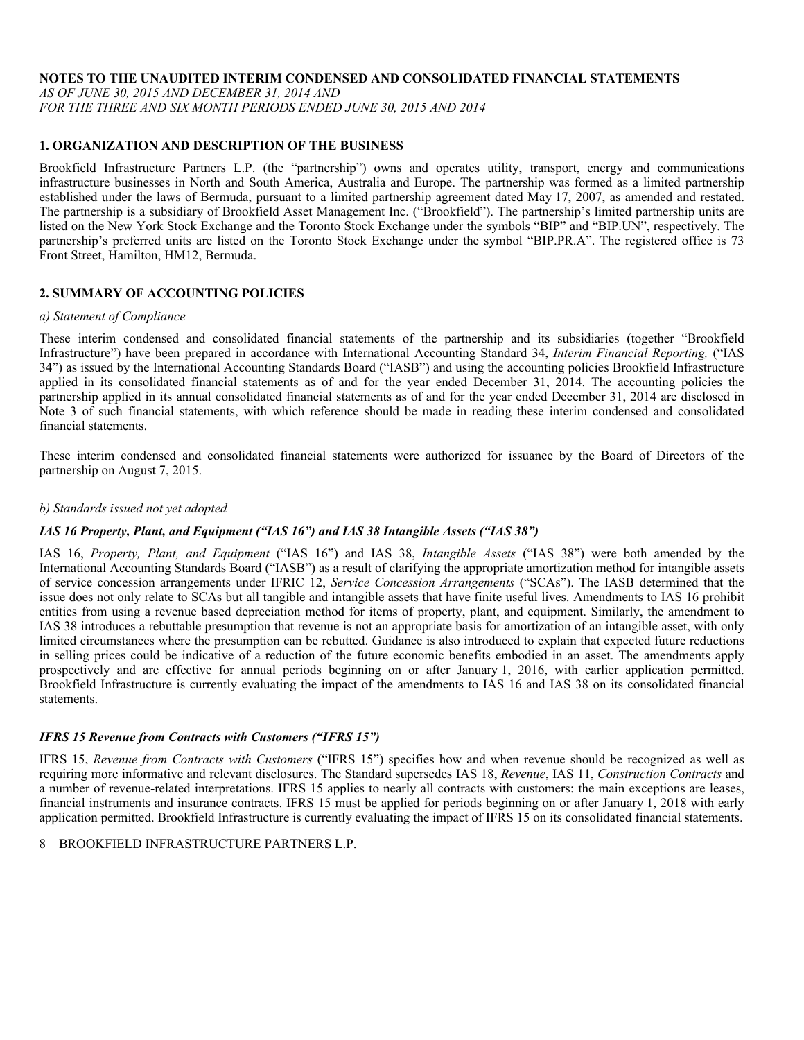# NOTES TO THE UNAUDITED INTERIM CONDENSED AND CONSOLIDATED FINANCIAL STATEMENTS

*AS OF JUNE 30, 2015 AND DECEMBER 31, 2014 AND*
*FOR THE THREE AND SIX MONTH PERIODS ENDED JUNE 30, 2015 AND 2014*

## 1. ORGANIZATION AND DESCRIPTION OF THE BUSINESS

Brookfield Infrastructure Partners L.P. (the "partnership") owns and operates utility, transport, energy and communications infrastructure businesses in North and South America, Australia and Europe. The partnership was formed as a limited partnership established under the laws of Bermuda, pursuant to a limited partnership agreement dated May 17, 2007, as amended and restated. The partnership is a subsidiary of Brookfield Asset Management Inc. ("Brookfield"). The partnership's limited partnership units are listed on the New York Stock Exchange and the Toronto Stock Exchange under the symbols "BIP" and "BIP.UN", respectively. The partnership's preferred units are listed on the Toronto Stock Exchange under the symbol "BIP.PR.A". The registered office is 73 Front Street, Hamilton, HM12, Bermuda.

## 2. SUMMARY OF ACCOUNTING POLICIES

*a) Statement of Compliance*

These interim condensed and consolidated financial statements of the partnership and its subsidiaries (together "Brookfield Infrastructure") have been prepared in accordance with International Accounting Standard 34, *Interim Financial Reporting,* ("IAS 34") as issued by the International Accounting Standards Board ("IASB") and using the accounting policies Brookfield Infrastructure applied in its consolidated financial statements as of and for the year ended December 31, 2014. The accounting policies the partnership applied in its annual consolidated financial statements as of and for the year ended December 31, 2014 are disclosed in Note 3 of such financial statements, with which reference should be made in reading these interim condensed and consolidated financial statements.

These interim condensed and consolidated financial statements were authorized for issuance by the Board of Directors of the partnership on August 7, 2015.

*b) Standards issued not yet adopted*

***IAS 16 Property, Plant, and Equipment ("IAS 16") and IAS 38 Intangible Assets ("IAS 38")***

IAS 16, *Property, Plant, and Equipment* ("IAS 16") and IAS 38, *Intangible Assets* ("IAS 38") were both amended by the International Accounting Standards Board ("IASB") as a result of clarifying the appropriate amortization method for intangible assets of service concession arrangements under IFRIC 12, *Service Concession Arrangements* ("SCAs"). The IASB determined that the issue does not only relate to SCAs but all tangible and intangible assets that have finite useful lives. Amendments to IAS 16 prohibit entities from using a revenue based depreciation method for items of property, plant, and equipment. Similarly, the amendment to IAS 38 introduces a rebuttable presumption that revenue is not an appropriate basis for amortization of an intangible asset, with only limited circumstances where the presumption can be rebutted. Guidance is also introduced to explain that expected future reductions in selling prices could be indicative of a reduction of the future economic benefits embodied in an asset. The amendments apply prospectively and are effective for annual periods beginning on or after January 1, 2016, with earlier application permitted. Brookfield Infrastructure is currently evaluating the impact of the amendments to IAS 16 and IAS 38 on its consolidated financial statements.

***IFRS 15 Revenue from Contracts with Customers ("IFRS 15")***

IFRS 15, *Revenue from Contracts with Customers* ("IFRS 15") specifies how and when revenue should be recognized as well as requiring more informative and relevant disclosures. The Standard supersedes IAS 18, *Revenue*, IAS 11, *Construction Contracts* and a number of revenue-related interpretations. IFRS 15 applies to nearly all contracts with customers: the main exceptions are leases, financial instruments and insurance contracts. IFRS 15 must be applied for periods beginning on or after January 1, 2018 with early application permitted. Brookfield Infrastructure is currently evaluating the impact of IFRS 15 on its consolidated financial statements.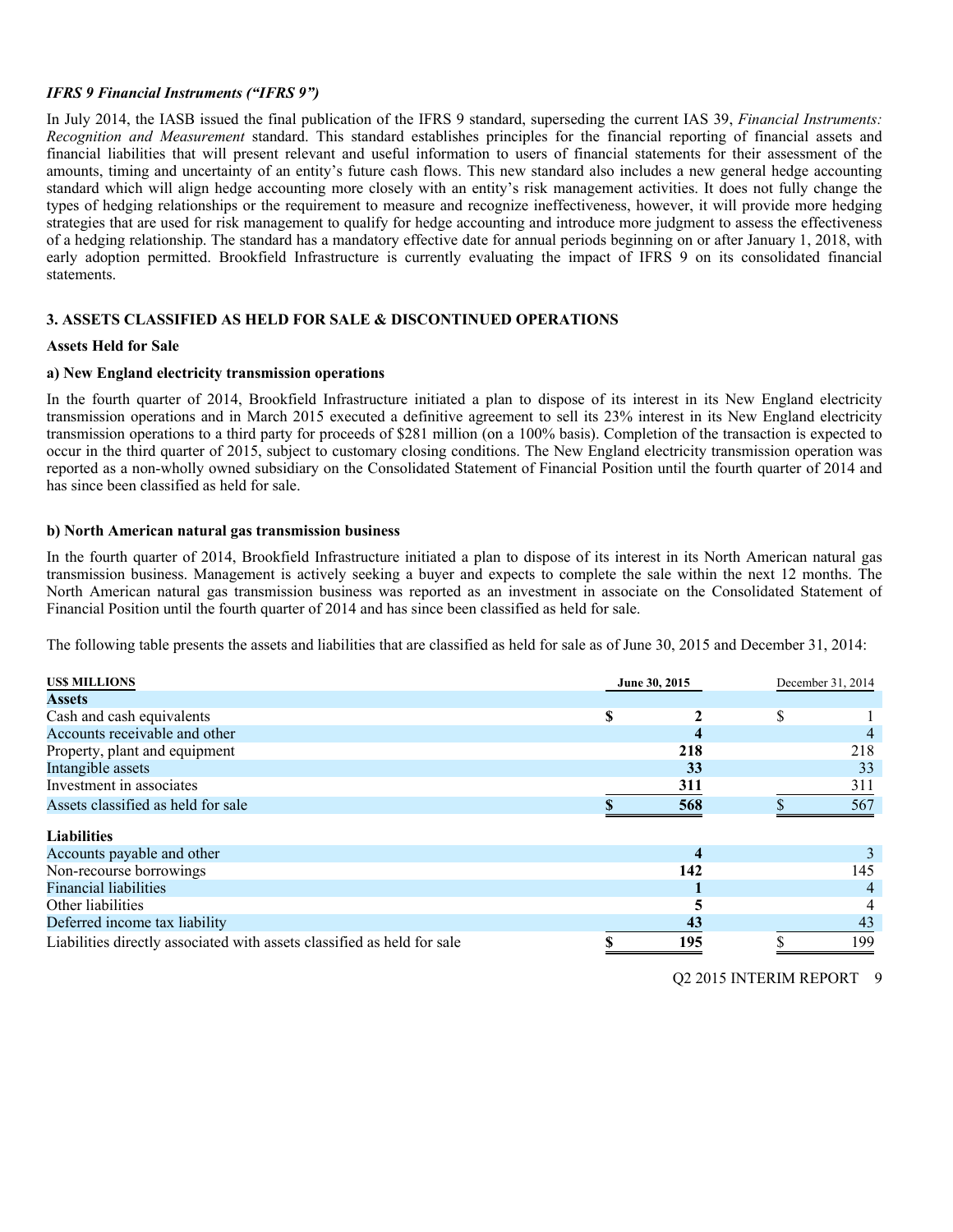### *IFRS 9 Financial Instruments ("IFRS 9")*

In July 2014, the IASB issued the final publication of the IFRS 9 standard, superseding the current IAS 39, *Financial Instruments: Recognition and Measurement* standard. This standard establishes principles for the financial reporting of financial assets and financial liabilities that will present relevant and useful information to users of financial statements for their assessment of the amounts, timing and uncertainty of an entity's future cash flows. This new standard also includes a new general hedge accounting standard which will align hedge accounting more closely with an entity's risk management activities. It does not fully change the types of hedging relationships or the requirement to measure and recognize ineffectiveness, however, it will provide more hedging strategies that are used for risk management to qualify for hedge accounting and introduce more judgment to assess the effectiveness of a hedging relationship. The standard has a mandatory effective date for annual periods beginning on or after January 1, 2018, with early adoption permitted. Brookfield Infrastructure is currently evaluating the impact of IFRS 9 on its consolidated financial statements.

## 3. ASSETS CLASSIFIED AS HELD FOR SALE & DISCONTINUED OPERATIONS

### Assets Held for Sale

#### a) New England electricity transmission operations

In the fourth quarter of 2014, Brookfield Infrastructure initiated a plan to dispose of its interest in its New England electricity transmission operations and in March 2015 executed a definitive agreement to sell its 23% interest in its New England electricity transmission operations to a third party for proceeds of $281 million (on a 100% basis). Completion of the transaction is expected to occur in the third quarter of 2015, subject to customary closing conditions. The New England electricity transmission operation was reported as a non-wholly owned subsidiary on the Consolidated Statement of Financial Position until the fourth quarter of 2014 and has since been classified as held for sale.

#### b) North American natural gas transmission business

In the fourth quarter of 2014, Brookfield Infrastructure initiated a plan to dispose of its interest in its North American natural gas transmission business. Management is actively seeking a buyer and expects to complete the sale within the next 12 months. The North American natural gas transmission business was reported as an investment in associate on the Consolidated Statement of Financial Position until the fourth quarter of 2014 and has since been classified as held for sale.

The following table presents the assets and liabilities that are classified as held for sale as of June 30, 2015 and December 31, 2014:

| US$ MILLIONS | June 30, 2015 | December 31, 2014 |
|---|---|---|
| **Assets** | | |
| Cash and cash equivalents | **$ 2** | $ 1 |
| Accounts receivable and other | **4** | 4 |
| Property, plant and equipment | **218** | 218 |
| Intangible assets | **33** | 33 |
| Investment in associates | **311** | 311 |
| Assets classified as held for sale | **$ 568** | $ 567 |
| **Liabilities** | | |
| Accounts payable and other | **4** | 3 |
| Non-recourse borrowings | **142** | 145 |
| Financial liabilities | **1** | 4 |
| Other liabilities | **5** | 4 |
| Deferred income tax liability | **43** | 43 |
| Liabilities directly associated with assets classified as held for sale | **$ 195** | $ 199 |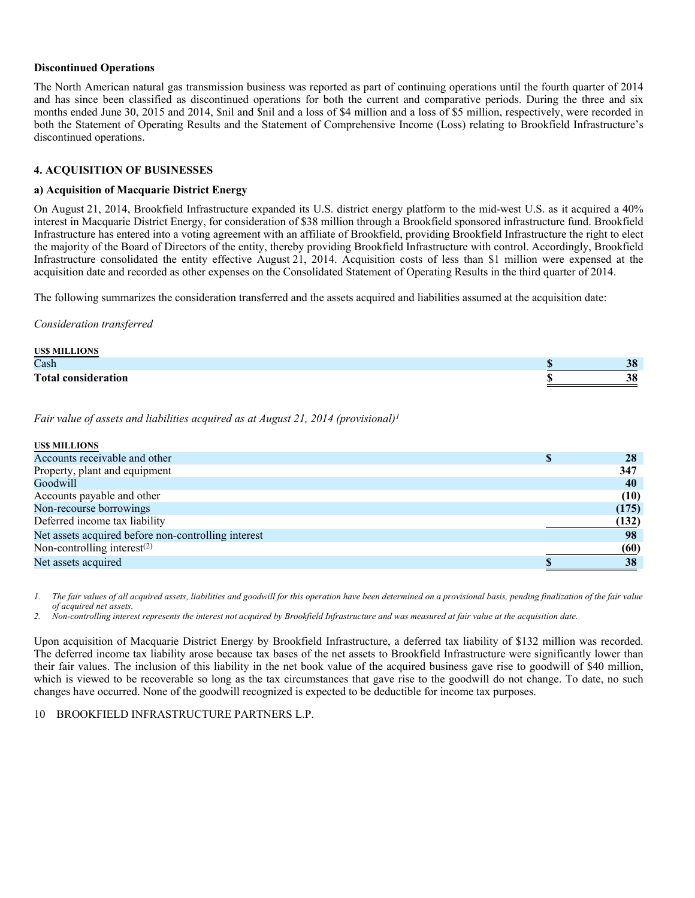**Discontinued Operations**

The North American natural gas transmission business was reported as part of continuing operations until the fourth quarter of 2014 and has since been classified as discontinued operations for both the current and comparative periods. During the three and six months ended June 30, 2015 and 2014, $nil and $nil and a loss of $4 million and a loss of $5 million, respectively, were recorded in both the Statement of Operating Results and the Statement of Comprehensive Income (Loss) relating to Brookfield Infrastructure's discontinued operations.

## 4. ACQUISITION OF BUSINESSES

### a) Acquisition of Macquarie District Energy

On August 21, 2014, Brookfield Infrastructure expanded its U.S. district energy platform to the mid-west U.S. as it acquired a 40% interest in Macquarie District Energy, for consideration of $38 million through a Brookfield sponsored infrastructure fund. Brookfield Infrastructure has entered into a voting agreement with an affiliate of Brookfield, providing Brookfield Infrastructure the right to elect the majority of the Board of Directors of the entity, thereby providing Brookfield Infrastructure with control. Accordingly, Brookfield Infrastructure consolidated the entity effective August 21, 2014. Acquisition costs of less than $1 million were expensed at the acquisition date and recorded as other expenses on the Consolidated Statement of Operating Results in the third quarter of 2014.

The following summarizes the consideration transferred and the assets acquired and liabilities assumed at the acquisition date:

*Consideration transferred*

| US$ MILLIONS | |
|---|---|
| Cash | $ 38 |
| **Total consideration** | **$ 38** |

*Fault value of assets and liabilities acquired as at August 21, 2014 (provisional)[1]*

| US$ MILLIONS | |
|---|---|
| Accounts receivable and other | $ 28 |
| Property, plant and equipment | 347 |
| Goodwill | 40 |
| Accounts payable and other | (10) |
| Non-recourse borrowings | (175) |
| Deferred income tax liability | (132) |
| Net assets acquired before non-controlling interest | 98 |
| Non-controlling interest[(2)] | (60) |
| Net assets acquired | $ 38 |

1. *The fair values of all acquired assets, liabilities and goodwill for this operation have been determined on a provisional basis, pending finalization of the fair value of acquired net assets.*
2. *Non-controlling interest represents the interest not acquired by Brookfield Infrastructure and was measured at fair value at the acquisition date.*

Upon acquisition of Macquarie District Energy by Brookfield Infrastructure, a deferred tax liability of $132 million was recorded. The deferred income tax liability arose because tax bases of the net assets to Brookfield Infrastructure were significantly lower than their fair values. The inclusion of this liability in the net book value of the acquired business gave rise to goodwill of $40 million, which is viewed to be recoverable so long as the tax circumstances that gave rise to the goodwill do not change. To date, no such changes have occurred. None of the goodwill recognized is expected to be deductible for income tax purposes.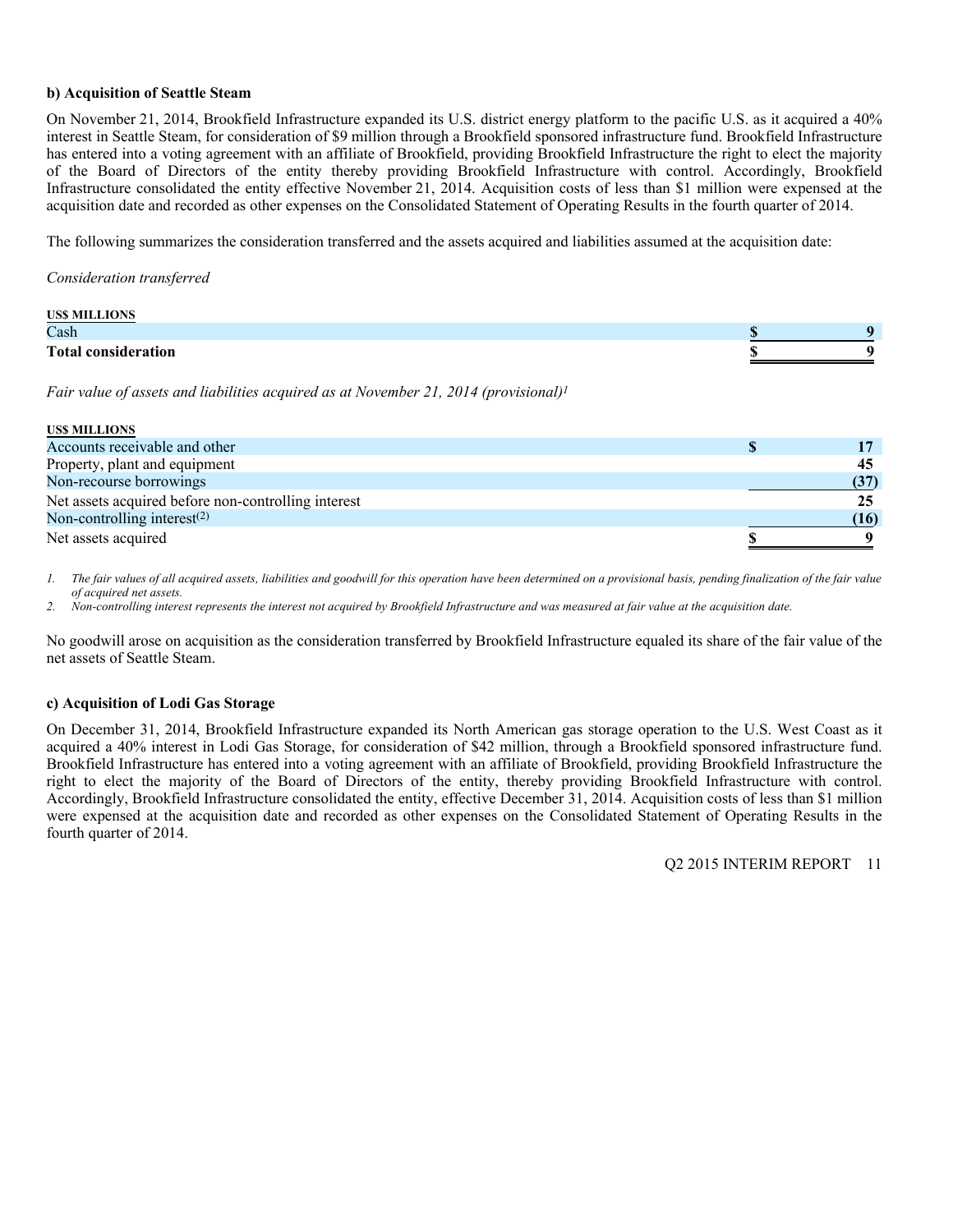**b) Acquisition of Seattle Steam**

On November 21, 2014, Brookfield Infrastructure expanded its U.S. district energy platform to the pacific U.S. as it acquired a 40% interest in Seattle Steam, for consideration of $9 million through a Brookfield sponsored infrastructure fund. Brookfield Infrastructure has entered into a voting agreement with an affiliate of Brookfield, providing Brookfield Infrastructure the right to elect the majority of the Board of Directors of the entity thereby providing Brookfield Infrastructure with control. Accordingly, Brookfield Infrastructure consolidated the entity effective November 21, 2014. Acquisition costs of less than $1 million were expensed at the acquisition date and recorded as other expenses on the Consolidated Statement of Operating Results in the fourth quarter of 2014.

The following summarizes the consideration transferred and the assets acquired and liabilities assumed at the acquisition date:

*Consideration transferred*

| US$ MILLIONS | | |
|---|---|---|
| Cash | $ | 9 |
| **Total consideration** | **$** | **9** |

*Fair value of assets and liabilities acquired as at November 21, 2014 (provisional)[1]*

| US$ MILLIONS | | |
|---|---|---|
| Accounts receivable and other | $ | 17 |
| Property, plant and equipment | | 45 |
| Non-recourse borrowings | | (37) |
| Net assets acquired before non-controlling interest | | 25 |
| Non-controlling interest[(2)] | | (16) |
| Net assets acquired | $ | 9 |

1. *The fair values of all acquired assets, liabilities and goodwill for this operation have been determined on a provisional basis, pending finalization of the fair value of acquired net assets.*
2. *Non-controlling interest represents the interest not acquired by Brookfield Infrastructure and was measured at fair value at the acquisition date.*

No goodwill arose on acquisition as the consideration transferred by Brookfield Infrastructure equaled its share of the fair value of the net assets of Seattle Steam.

**c) Acquisition of Lodi Gas Storage**

On December 31, 2014, Brookfield Infrastructure expanded its North American gas storage operation to the U.S. West Coast as it acquired a 40% interest in Lodi Gas Storage, for consideration of $42 million, through a Brookfield sponsored infrastructure fund. Brookfield Infrastructure has entered into a voting agreement with an affiliate of Brookfield, providing Brookfield Infrastructure the right to elect the majority of the Board of Directors of the entity, thereby providing Brookfield Infrastructure with control. Accordingly, Brookfield Infrastructure consolidated the entity, effective December 31, 2014. Acquisition costs of less than $1 million were expensed at the acquisition date and recorded as other expenses on the Consolidated Statement of Operating Results in the fourth quarter of 2014.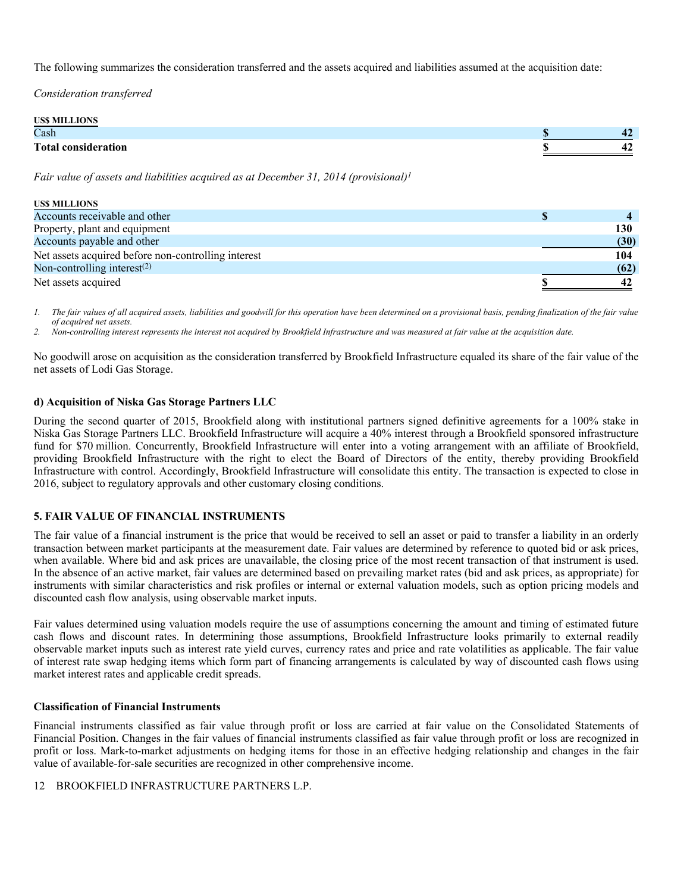The following summarizes the consideration transferred and the assets acquired and liabilities assumed at the acquisition date:

*Consideration transferred*

| US$ MILLIONS | |
|---|---|
| Cash | $ 42 |
| **Total consideration** | **$ 42** |

*Fair value of assets and liabilities acquired as at December 31, 2014 (provisional)[1]*

| US$ MILLIONS | |
|---|---|
| Accounts receivable and other | $ 4 |
| Property, plant and equipment | 130 |
| Accounts payable and other | (30) |
| Net assets acquired before non-controlling interest | 104 |
| Non-controlling interest[(2)] | (62) |
| Net assets acquired | $ 42 |

*1. The fair values of all acquired assets, liabilities and goodwill for this operation have been determined on a provisional basis, pending finalization of the fair value of acquired net assets.*

*2. Non-controlling interest represents the interest not acquired by Brookfield Infrastructure and was measured at fair value at the acquisition date.*

No goodwill arose on acquisition as the consideration transferred by Brookfield Infrastructure equaled its share of the fair value of the net assets of Lodi Gas Storage.

#### d) Acquisition of Niska Gas Storage Partners LLC

During the second quarter of 2015, Brookfield along with institutional partners signed definitive agreements for a 100% stake in Niska Gas Storage Partners LLC. Brookfield Infrastructure will acquire a 40% interest through a Brookfield sponsored infrastructure fund for $70 million. Concurrently, Brookfield Infrastructure will enter into a voting arrangement with an affiliate of Brookfield, providing Brookfield Infrastructure with the right to elect the Board of Directors of the entity, thereby providing Brookfield Infrastructure with control. Accordingly, Brookfield Infrastructure will consolidate this entity. The transaction is expected to close in 2016, subject to regulatory approvals and other customary closing conditions.

## 5. FAIR VALUE OF FINANCIAL INSTRUMENTS

The fair value of a financial instrument is the price that would be received to sell an asset or paid to transfer a liability in an orderly transaction between market participants at the measurement date. Fair values are determined by reference to quoted bid or ask prices, when available. Where bid and ask prices are unavailable, the closing price of the most recent transaction of that instrument is used. In the absence of an active market, fair values are determined based on prevailing market rates (bid and ask prices, as appropriate) for instruments with similar characteristics and risk profiles or internal or external valuation models, such as option pricing models and discounted cash flow analysis, using observable market inputs.

Fair values determined using valuation models require the use of assumptions concerning the amount and timing of estimated future cash flows and discount rates. In determining those assumptions, Brookfield Infrastructure looks primarily to external readily observable market inputs such as interest rate yield curves, currency rates and price and rate volatilities as applicable. The fair value of interest rate swap hedging items which form part of financing arrangements is calculated by way of discounted cash flows using market interest rates and applicable credit spreads.

#### Classification of Financial Instruments

Financial instruments classified as fair value through profit or loss are carried at fair value on the Consolidated Statements of Financial Position. Changes in the fair values of financial instruments classified as fair value through profit or loss are recognized in profit or loss. Mark-to-market adjustments on hedging items for those in an effective hedging relationship and changes in the fair value of available-for-sale securities are recognized in other comprehensive income.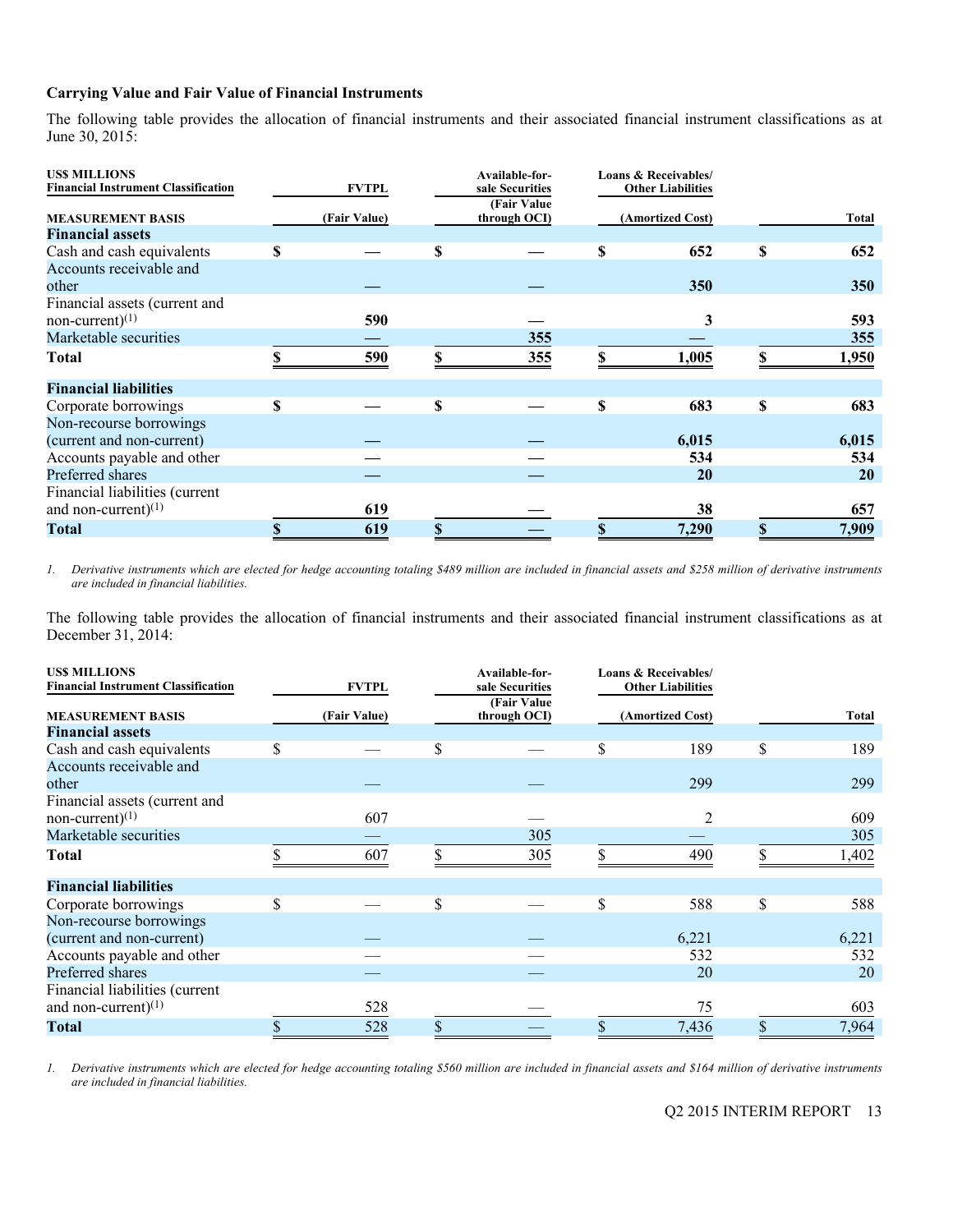### Carrying Value and Fair Value of Financial Instruments

The following table provides the allocation of financial instruments and their associated financial instrument classifications as at June 30, 2015:

| US$ MILLIONS<br>Financial Instrument Classification | FVTPL | Available-for-sale Securities | Loans & Receivables/ Other Liabilities | |
|---|---|---|---|---|
| **MEASUREMENT BASIS** | **(Fair Value)** | **(Fair Value through OCI)** | **(Amortized Cost)** | **Total** |
| **Financial assets** | | | | |
| Cash and cash equivalents | **$ —** | **$ —** | **$ 652** | **$ 652** |
| Accounts receivable and other | **—** | **—** | **350** | **350** |
| Financial assets (current and non-current)[1] | **590** | **—** | **3** | **593** |
| Marketable securities | **—** | **355** | **—** | **355** |
| **Total** | **$ 590** | **$ 355** | **$ 1,005** | **$ 1,950** |
| **Financial liabilities** | | | | |
| Corporate borrowings | **$ —** | **$ —** | **$ 683** | **$ 683** |
| Non-recourse borrowings (current and non-current) | **—** | **—** | **6,015** | **6,015** |
| Accounts payable and other | **—** | **—** | **534** | **534** |
| Preferred shares | **—** | **—** | **20** | **20** |
| Financial liabilities (current and non-current)[1] | **619** | **—** | **38** | **657** |
| **Total** | **$ 619** | **$ —** | **$ 7,290** | **$ 7,909** |

1. *Derivative instruments which are elected for hedge accounting totaling $489 million are included in financial assets and $258 million of derivative instruments are included in financial liabilities.*

The following table provides the allocation of financial instruments and their associated financial instrument classifications as at December 31, 2014:

| US$ MILLIONS<br>Financial Instrument Classification | FVTPL | Available-for-sale Securities | Loans & Receivables/ Other Liabilities | |
|---|---|---|---|---|
| **MEASUREMENT BASIS** | **(Fair Value)** | **(Fair Value through OCI)** | **(Amortized Cost)** | **Total** |
| **Financial assets** | | | | |
| Cash and cash equivalents | $ — | $ — | $ 189 | $ 189 |
| Accounts receivable and other | — | — | 299 | 299 |
| Financial assets (current and non-current)[1] | 607 | — | 2 | 609 |
| Marketable securities | — | 305 | — | 305 |
| **Total** | $ 607 | $ 305 | $ 490 | $ 1,402 |
| **Financial liabilities** | | | | |
| Corporate borrowings | $ — | $ — | $ 588 | $ 588 |
| Non-recourse borrowings (current and non-current) | — | — | 6,221 | 6,221 |
| Accounts payable and other | — | — | 532 | 532 |
| Preferred shares | — | — | 20 | 20 |
| Financial liabilities (current and non-current)[1] | 528 | — | 75 | 603 |
| **Total** | $ 528 | $ — | $ 7,436 | $ 7,964 |

1. *Derivative instruments which are elected for hedge accounting totaling $560 million are included in financial assets and $164 million of derivative instruments are included in financial liabilities.*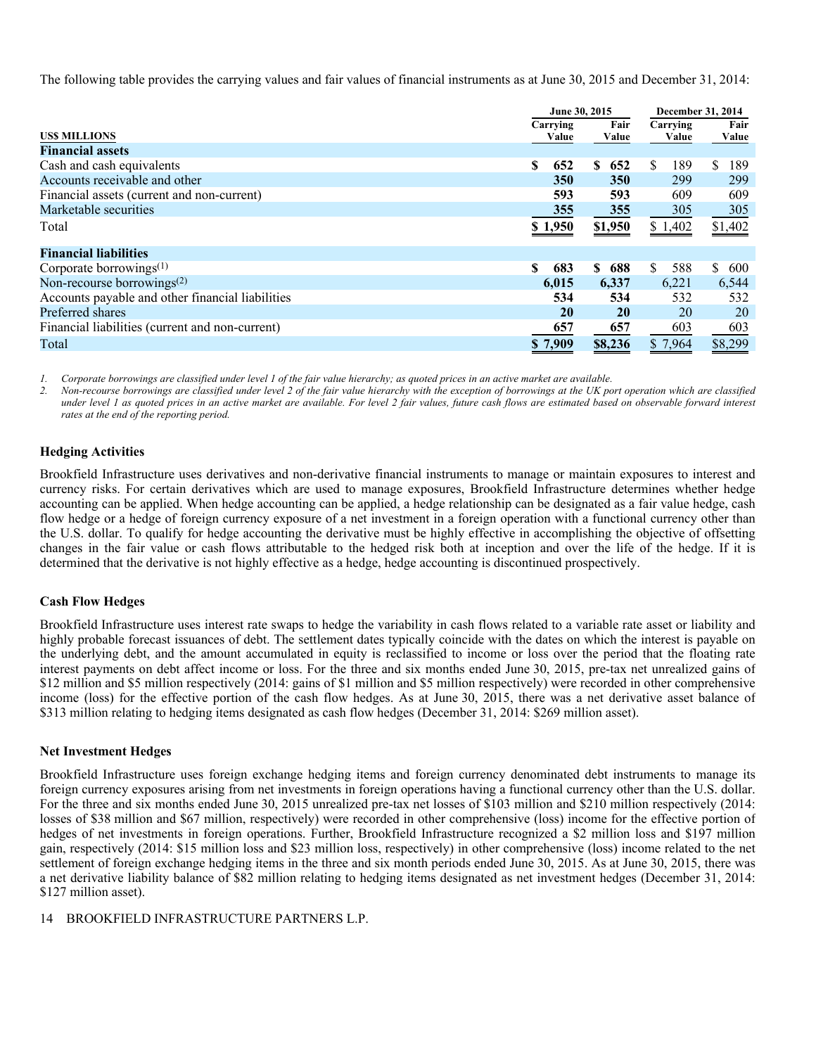The following table provides the carrying values and fair values of financial instruments as at June 30, 2015 and December 31, 2014:

| US$ MILLIONS | June 30, 2015 Carrying Value | June 30, 2015 Fair Value | December 31, 2014 Carrying Value | December 31, 2014 Fair Value |
|---|---|---|---|---|
| **Financial assets** | | | | |
| Cash and cash equivalents | **$ 652** | **$ 652** | $ 189 | $ 189 |
| Accounts receivable and other | **350** | **350** | 299 | 299 |
| Financial assets (current and non-current) | **593** | **593** | 609 | 609 |
| Marketable securities | **355** | **355** | 305 | 305 |
| Total | **$ 1,950** | **$1,950** | $ 1,402 | $1,402 |
| **Financial liabilities** | | | | |
| Corporate borrowings[(1)] | **$ 683** | **$ 688** | $ 588 | $ 600 |
| Non-recourse borrowings[(2)] | **6,015** | **6,337** | 6,221 | 6,544 |
| Accounts payable and other financial liabilities | **534** | **534** | 532 | 532 |
| Preferred shares | **20** | **20** | 20 | 20 |
| Financial liabilities (current and non-current) | **657** | **657** | 603 | 603 |
| Total | **$ 7,909** | **$8,236** | $ 7,964 | $8,299 |

*1. Corporate borrowings are classified under level 1 of the fair value hierarchy; as quoted prices in an active market are available.*

*2. Non-recourse borrowings are classified under level 2 of the fair value hierarchy with the exception of borrowings at the UK port operation which are classified under level 1 as quoted prices in an active market are available. For level 2 fair values, future cash flows are estimated based on observable forward interest rates at the end of the reporting period.*

### Hedging Activities

Brookfield Infrastructure uses derivatives and non-derivative financial instruments to manage or maintain exposures to interest and currency risks. For certain derivatives which are used to manage exposures, Brookfield Infrastructure determines whether hedge accounting can be applied. When hedge accounting can be applied, a hedge relationship can be designated as a fair value hedge, cash flow hedge or a hedge of foreign currency exposure of a net investment in a foreign operation with a functional currency other than the U.S. dollar. To qualify for hedge accounting the derivative must be highly effective in accomplishing the objective of offsetting changes in the fair value or cash flows attributable to the hedged risk both at inception and over the life of the hedge. If it is determined that the derivative is not highly effective as a hedge, hedge accounting is discontinued prospectively.

### Cash Flow Hedges

Brookfield Infrastructure uses interest rate swaps to hedge the variability in cash flows related to a variable rate asset or liability and highly probable forecast issuances of debt. The settlement dates typically coincide with the dates on which the interest is payable on the underlying debt, and the amount accumulated in equity is reclassified to income or loss over the period that the floating rate interest payments on debt affect income or loss. For the three and six months ended June 30, 2015, pre-tax net unrealized gains of $12 million and $5 million respectively (2014: gains of $1 million and $5 million respectively) were recorded in other comprehensive income (loss) for the effective portion of the cash flow hedges. As at June 30, 2015, there was a net derivative asset balance of $313 million relating to hedging items designated as cash flow hedges (December 31, 2014: $269 million asset).

### Net Investment Hedges

Brookfield Infrastructure uses foreign exchange hedging items and foreign currency denominated debt instruments to manage its foreign currency exposures arising from net investments in foreign operations having a functional currency other than the U.S. dollar. For the three and six months ended June 30, 2015 unrealized pre-tax net losses of $103 million and $210 million respectively (2014: losses of $38 million and $67 million, respectively) were recorded in other comprehensive (loss) income for the effective portion of hedges of net investments in foreign operations. Further, Brookfield Infrastructure recognized a $2 million loss and $197 million gain, respectively (2014: $15 million loss and $23 million loss, respectively) in other comprehensive (loss) income related to the net settlement of foreign exchange hedging items in the three and six month periods ended June 30, 2015. As at June 30, 2015, there was a net derivative liability balance of $82 million relating to hedging items designated as net investment hedges (December 31, 2014: $127 million asset).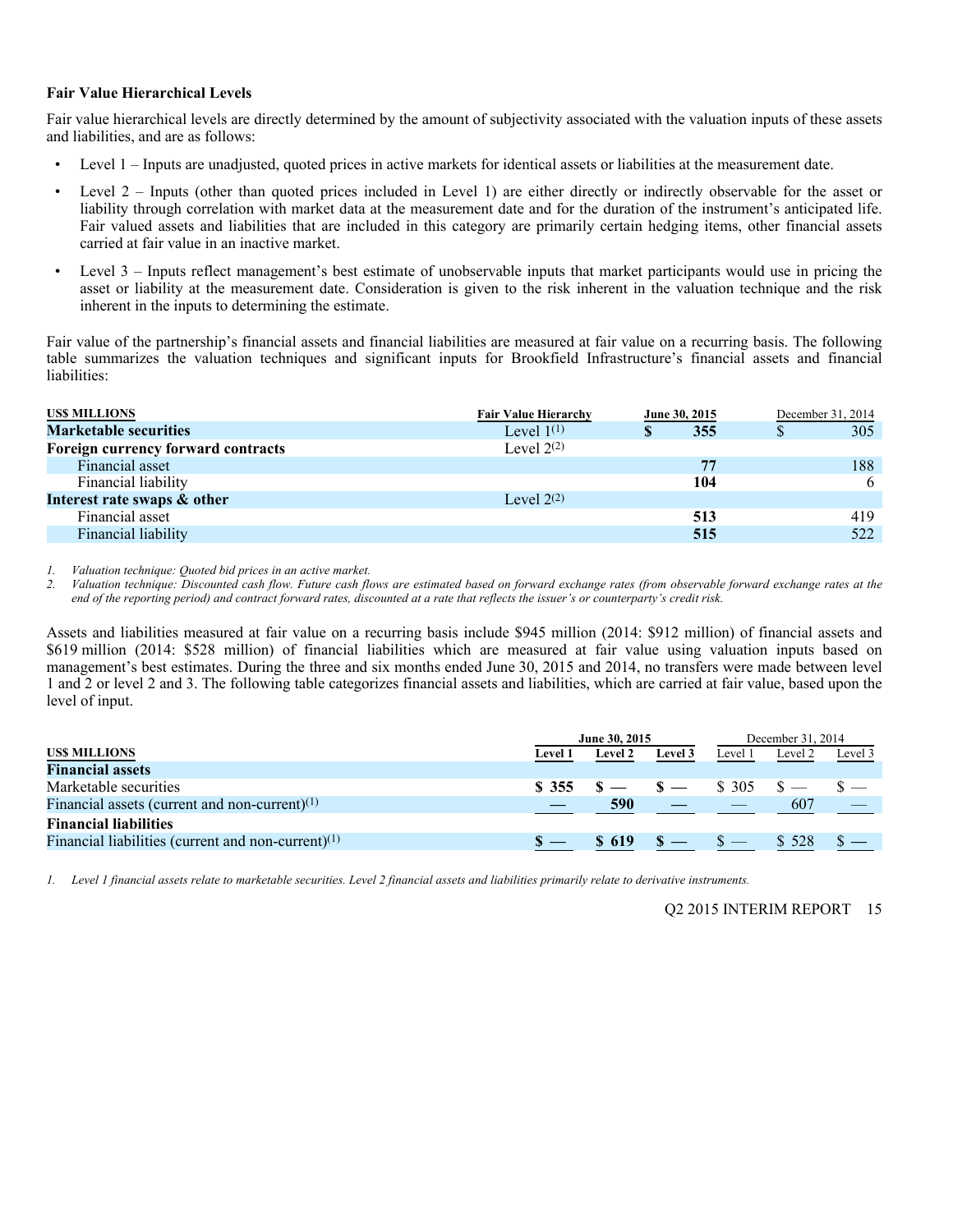### Fair Value Hierarchical Levels

Fair value hierarchical levels are directly determined by the amount of subjectivity associated with the valuation inputs of these assets and liabilities, and are as follows:

- Level 1 – Inputs are unadjusted, quoted prices in active markets for identical assets or liabilities at the measurement date.
- Level 2 – Inputs (other than quoted prices included in Level 1) are either directly or indirectly observable for the asset or liability through correlation with market data at the measurement date and for the duration of the instrument's anticipated life. Fair valued assets and liabilities that are included in this category are primarily certain hedging items, other financial assets carried at fair value in an inactive market.
- Level 3 – Inputs reflect management's best estimate of unobservable inputs that market participants would use in pricing the asset or liability at the measurement date. Consideration is given to the risk inherent in the valuation technique and the risk inherent in the inputs to determining the estimate.

Fair value of the partnership's financial assets and financial liabilities are measured at fair value on a recurring basis. The following table summarizes the valuation techniques and significant inputs for Brookfield Infrastructure's financial assets and financial liabilities:

| US$ MILLIONS | Fair Value Hierarchy | June 30, 2015 | December 31, 2014 |
|---|---|---|---|
| **Marketable securities** | Level 1[(1)] | **$ 355** | $ 305 |
| **Foreign currency forward contracts** | Level 2[(2)] | | |
| Financial asset | | **77** | 188 |
| Financial liability | | **104** | 6 |
| **Interest rate swaps & other** | Level 2[(2)] | | |
| Financial asset | | **513** | 419 |
| Financial liability | | **515** | 522 |

1. *Valuation technique: Quoted bid prices in an active market.*
2. *Valuation technique: Discounted cash flow. Future cash flows are estimated based on forward exchange rates (from observable forward exchange rates at the end of the reporting period) and contract forward rates, discounted at a rate that reflects the issuer's or counterparty's credit risk.*

Assets and liabilities measured at fair value on a recurring basis include $945 million (2014: $912 million) of financial assets and $619 million (2014: $528 million) of financial liabilities which are measured at fair value using valuation inputs based on management's best estimates. During the three and six months ended June 30, 2015 and 2014, no transfers were made between level 1 and 2 or level 2 and 3. The following table categorizes financial assets and liabilities, which are carried at fair value, based upon the level of input.

| | June 30, 2015 | | | December 31, 2014 | | |
|---|---|---|---|---|---|---|
| US$ MILLIONS | Level 1 | Level 2 | Level 3 | Level 1 | Level 2 | Level 3 |
| **Financial assets** | | | | | | |
| Marketable securities | **$ 355** | **$ —** | **$ —** | $ 305 | $ — | $ — |
| Financial assets (current and non-current)[(1)] | **—** | **590** | **—** | — | 607 | — |
| **Financial liabilities** | | | | | | |
| Financial liabilities (current and non-current)[(1)] | **$ —** | **$ 619** | **$ —** | $ — | $ 528 | $ — |

1. *Level 1 financial assets relate to marketable securities. Level 2 financial assets and liabilities primarily relate to derivative instruments.*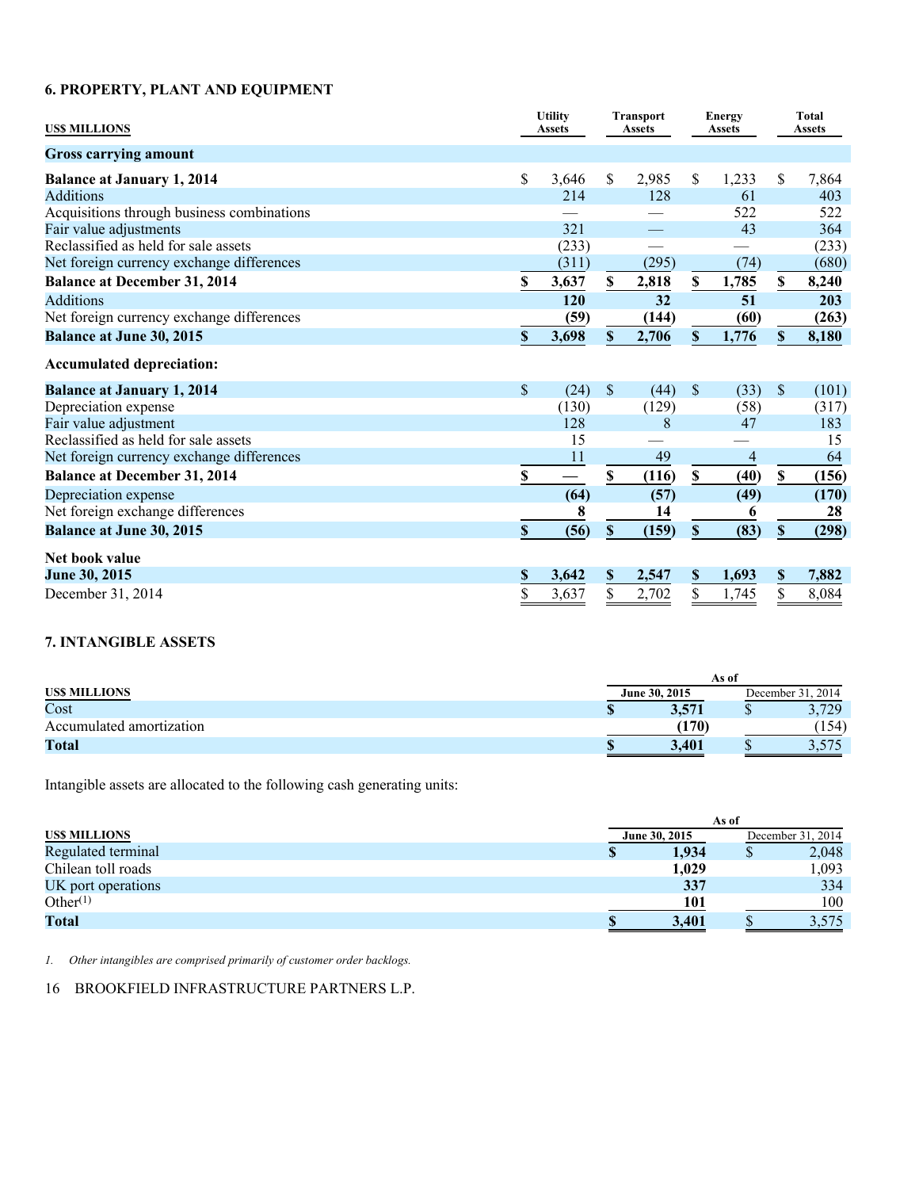## 6. PROPERTY, PLANT AND EQUIPMENT

| US$ MILLIONS | Utility Assets | Transport Assets | Energy Assets | Total Assets |
|---|---|---|---|---|
| **Gross carrying amount** | | | | |
| **Balance at January 1, 2014** | $ 3,646 | $ 2,985 | $ 1,233 | $ 7,864 |
| Additions | 214 | 128 | 61 | 403 |
| Acquisitions through business combinations | — | — | 522 | 522 |
| Fair value adjustments | 321 | — | 43 | 364 |
| Reclassified as held for sale assets | (233) | — | — | (233) |
| Net foreign currency exchange differences | (311) | (295) | (74) | (680) |
| **Balance at December 31, 2014** | **$ 3,637** | **$ 2,818** | **$ 1,785** | **$ 8,240** |
| Additions | **120** | **32** | **51** | **203** |
| Net foreign currency exchange differences | **(59)** | **(144)** | **(60)** | **(263)** |
| **Balance at June 30, 2015** | **$ 3,698** | **$ 2,706** | **$ 1,776** | **$ 8,180** |
| **Accumulated depreciation:** | | | | |
| **Balance at January 1, 2014** | $ (24) | $ (44) | $ (33) | $ (101) |
| Depreciation expense | (130) | (129) | (58) | (317) |
| Fair value adjustment | 128 | 8 | 47 | 183 |
| Reclassified as held for sale assets | 15 | — | — | 15 |
| Net foreign currency exchange differences | 11 | 49 | 4 | 64 |
| **Balance at December 31, 2014** | **$ —** | **$ (116)** | **$ (40)** | **$ (156)** |
| Depreciation expense | **(64)** | **(57)** | **(49)** | **(170)** |
| Net foreign exchange differences | **8** | **14** | **6** | **28** |
| **Balance at June 30, 2015** | **$ (56)** | **$ (159)** | **$ (83)** | **$ (298)** |
| **Net book value** | | | | |
| **June 30, 2015** | **$ 3,642** | **$ 2,547** | **$ 1,693** | **$ 7,882** |
| December 31, 2014 | $ 3,637 | $ 2,702 | $ 1,745 | $ 8,084 |

## 7. INTANGIBLE ASSETS

| US$ MILLIONS | As of June 30, 2015 | As of December 31, 2014 |
|---|---|---|
| Cost | **$ 3,571** | $ 3,729 |
| Accumulated amortization | **(170)** | (154) |
| **Total** | **$ 3,401** | $ 3,575 |

Intangible assets are allocated to the following cash generating units:

| US$ MILLIONS | As of June 30, 2015 | As of December 31, 2014 |
|---|---|---|
| Regulated terminal | **$ 1,934** | $ 2,048 |
| Chilean toll roads | **1,029** | 1,093 |
| UK port operations | **337** | 334 |
| Other[1] | **101** | 100 |
| **Total** | **$ 3,401** | $ 3,575 |

*1. Other intangibles are comprised primarily of customer order backlogs.*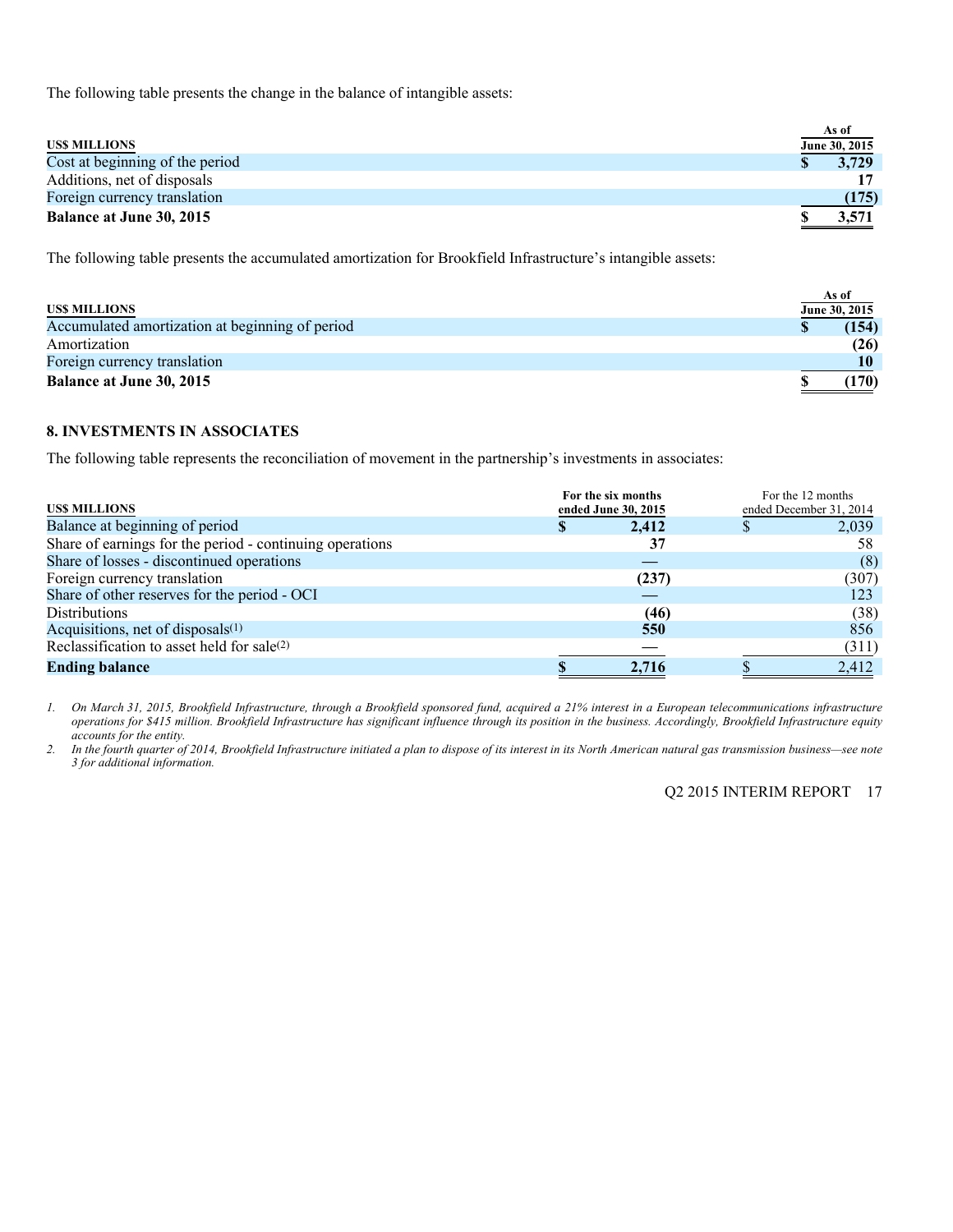The following table presents the change in the balance of intangible assets:

| US$ MILLIONS | As of June 30, 2015 |
|---|---|
| Cost at beginning of the period | $ 3,729 |
| Additions, net of disposals | 17 |
| Foreign currency translation | (175) |
| **Balance at June 30, 2015** | **$ 3,571** |

The following table presents the accumulated amortization for Brookfield Infrastructure's intangible assets:

| US$ MILLIONS | As of June 30, 2015 |
|---|---|
| Accumulated amortization at beginning of period | $ (154) |
| Amortization | (26) |
| Foreign currency translation | 10 |
| **Balance at June 30, 2015** | **$ (170)** |

## 8. INVESTMENTS IN ASSOCIATES

The following table represents the reconciliation of movement in the partnership's investments in associates:

| US$ MILLIONS | For the six months ended June 30, 2015 | For the 12 months ended December 31, 2014 |
|---|---|---|
| Balance at beginning of period | $ 2,412 | $ 2,039 |
| Share of earnings for the period - continuing operations | 37 | 58 |
| Share of losses - discontinued operations | — | (8) |
| Foreign currency translation | (237) | (307) |
| Share of other reserves for the period - OCI | — | 123 |
| Distributions | (46) | (38) |
| Acquisitions, net of disposals[1] | 550 | 856 |
| Reclassification to asset held for sale[2] | — | (311) |
| **Ending balance** | **$ 2,716** | $ 2,412 |

*1. On March 31, 2015, Brookfield Infrastructure, through a Brookfield sponsored fund, acquired a 21% interest in a European telecommunications infrastructure operations for $415 million. Brookfield Infrastructure has significant influence through its position in the business. Accordingly, Brookfield Infrastructure equity accounts for the entity.*

*2. In the fourth quarter of 2014, Brookfield Infrastructure initiated a plan to dispose of its interest in its North American natural gas transmission business—see note 3 for additional information.*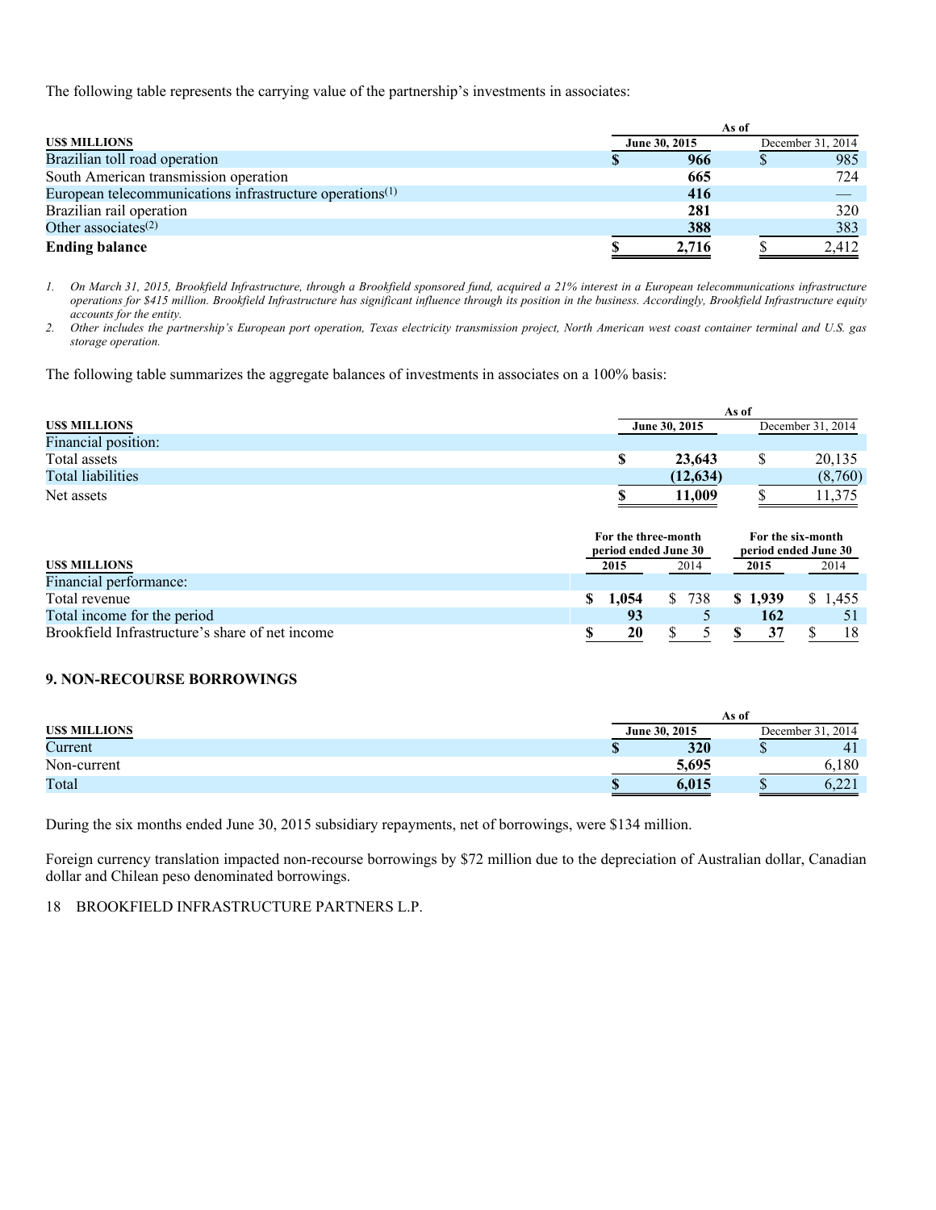The following table represents the carrying value of the partnership's investments in associates:

| US$ MILLIONS | As of June 30, 2015 | As of December 31, 2014 |
|---|---|---|
| Brazilian toll road operation | $ 966 | $ 985 |
| South American transmission operation | 665 | 724 |
| European telecommunications infrastructure operations[1] | 416 | — |
| Brazilian rail operation | 281 | 320 |
| Other associates[2] | 388 | 383 |
| **Ending balance** | $ 2,716 | $ 2,412 |

1. *On March 31, 2015, Brookfield Infrastructure, through a Brookfield sponsored fund, acquired a 21% interest in a European telecommunications infrastructure operations for $415 million. Brookfield Infrastructure has significant influence through its position in the business. Accordingly, Brookfield Infrastructure equity accounts for the entity.*
2. *Other includes the partnership's European port operation, Texas electricity transmission project, North American west coast container terminal and U.S. gas storage operation.*

The following table summarizes the aggregate balances of investments in associates on a 100% basis:

| US$ MILLIONS | As of June 30, 2015 | As of December 31, 2014 |
|---|---|---|
| Financial position: | | |
| Total assets | $ 23,643 | $ 20,135 |
| Total liabilities | (12,634) | (8,760) |
| Net assets | $ 11,009 | $ 11,375 |

| US$ MILLIONS | For the three-month period ended June 30 | | For the six-month period ended June 30 | |
|---|---|---|---|---|
| | 2015 | 2014 | 2015 | 2014 |
| Financial performance: | | | | |
| Total revenue | $ 1,054 | $ 738 | $ 1,939 | $ 1,455 |
| Total income for the period | 93 | 5 | 162 | 51 |
| Brookfield Infrastructure's share of net income | $ 20 | $ 5 | $ 37 | $ 18 |

## 9. NON-RECOURSE BORROWINGS

| US$ MILLIONS | As of June 30, 2015 | As of December 31, 2014 |
|---|---|---|
| Current | $ 320 | $ 41 |
| Non-current | 5,695 | 6,180 |
| Total | $ 6,015 | $ 6,221 |

During the six months ended June 30, 2015 subsidiary repayments, net of borrowings, were $134 million.

Foreign currency translation impacted non-recourse borrowings by $72 million due to the depreciation of Australian dollar, Canadian dollar and Chilean peso denominated borrowings.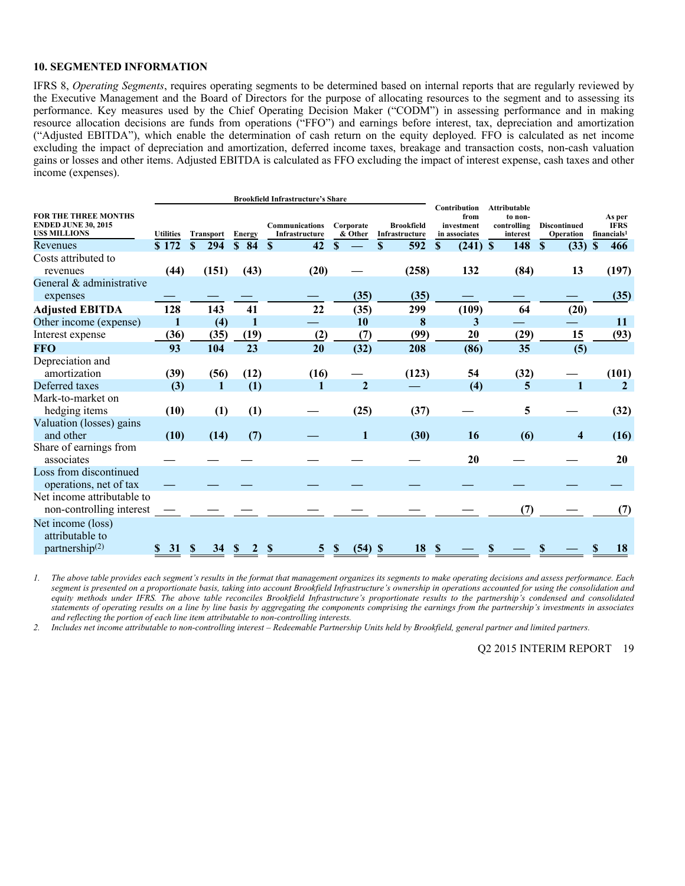## 10. SEGMENTED INFORMATION

IFRS 8, *Operating Segments*, requires operating segments to be determined based on internal reports that are regularly reviewed by the Executive Management and the Board of Directors for the purpose of allocating resources to the segment and to assessing its performance. Key measures used by the Chief Operating Decision Maker ("CODM") in assessing performance and in making resource allocation decisions are funds from operations ("FFO") and earnings before interest, tax, depreciation and amortization ("Adjusted EBITDA"), which enable the determination of cash return on the equity deployed. FFO is calculated as net income excluding the impact of depreciation and amortization, deferred income taxes, breakage and transaction costs, non-cash valuation gains or losses and other items. Adjusted EBITDA is calculated as FFO excluding the impact of interest expense, cash taxes and other income (expenses).

| FOR THE THREE MONTHS ENDED JUNE 30, 2015 US$ MILLIONS | Brookfield Infrastructure's Share | | | | | | Contribution from investment in associates | Attributable to non-controlling interest | Discontinued Operation | As per IFRS financials[1] |
|---|---|---|---|---|---|---|---|---|---|---|
| | Utilities | Transport | Energy | Communications Infrastructure | Corporate & Other | Brookfield Infrastructure | | | | |
| Revenues | $ 172 | $ 294 | $ 84 | $ 42 | $ — | $ 592 | $ (241) | $ 148 | $ (33) | $ 466 |
| Costs attributed to revenues | (44) | (151) | (43) | (20) | — | (258) | 132 | (84) | 13 | (197) |
| General & administrative expenses | — | — | — | — | (35) | (35) | — | — | — | (35) |
| **Adjusted EBITDA** | 128 | 143 | 41 | 22 | (35) | 299 | (109) | 64 | (20) | |
| Other income (expense) | 1 | (4) | 1 | — | 10 | 8 | 3 | — | — | 11 |
| Interest expense | (36) | (35) | (19) | (2) | (7) | (99) | 20 | (29) | 15 | (93) |
| **FFO** | 93 | 104 | 23 | 20 | (32) | 208 | (86) | 35 | (5) | |
| Depreciation and amortization | (39) | (56) | (12) | (16) | — | (123) | 54 | (32) | — | (101) |
| Deferred taxes | (3) | 1 | (1) | 1 | 2 | — | (4) | 5 | 1 | 2 |
| Mark-to-market on hedging items | (10) | (1) | (1) | — | (25) | (37) | — | 5 | — | (32) |
| Valuation (losses) gains and other | (10) | (14) | (7) | — | 1 | (30) | 16 | (6) | 4 | (16) |
| Share of earnings from associates | — | — | — | — | — | — | 20 | — | — | 20 |
| Loss from discontinued operations, net of tax | — | — | — | — | — | — | — | — | — | — |
| Net income attributable to non-controlling interest | — | — | — | — | — | — | — | (7) | — | (7) |
| Net income (loss) attributable to partnership[2] | $ 31 | $ 34 | $ 2 | $ 5 | $ (54) | $ 18 | $ — | $ — | $ — | $ 18 |

1. *The above table provides each segment's results in the format that management organizes its segments to make operating decisions and assess performance. Each segment is presented on a proportionate basis, taking into account Brookfield Infrastructure's ownership in operations accounted for using the consolidation and equity methods under IFRS. The above table reconciles Brookfield Infrastructure's proportionate results to the partnership's condensed and consolidated statements of operating results on a line by line basis by aggregating the components comprising the earnings from the partnership's investments in associates and reflecting the portion of each line item attributable to non-controlling interests.*
2. *Includes net income attributable to non-controlling interest – Redeemable Partnership Units held by Brookfield, general partner and limited partners.*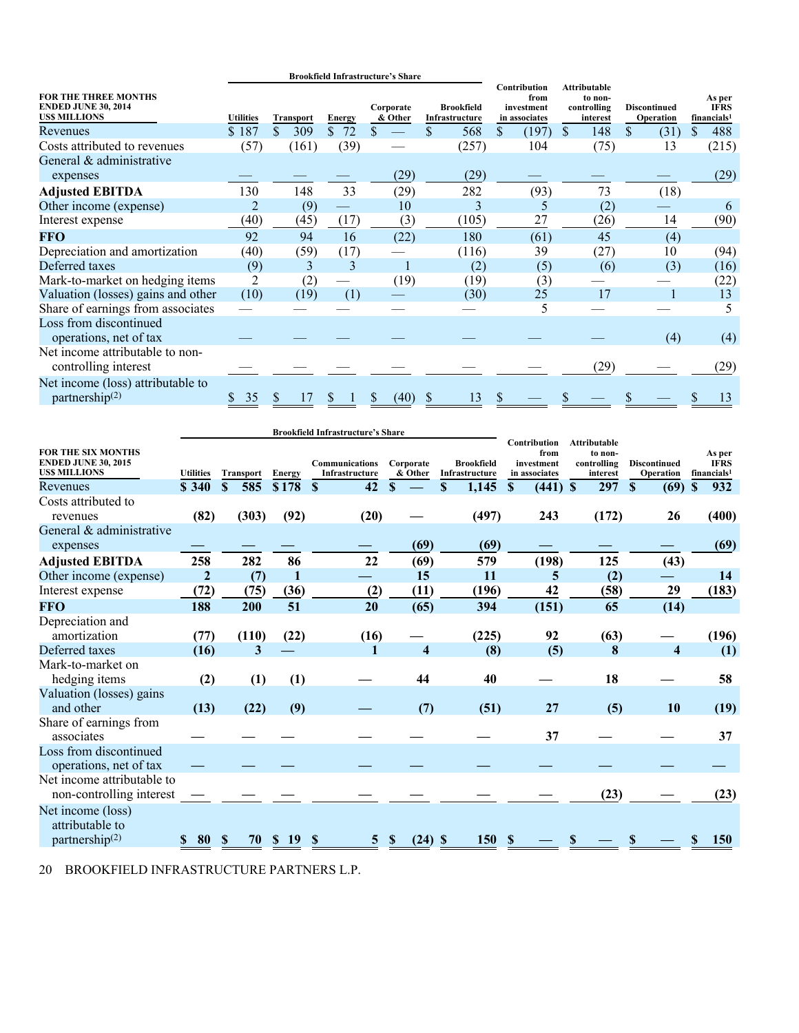| FOR THE THREE MONTHS ENDED JUNE 30, 2014 US$ MILLIONS | Brookfield Infrastructure's Share | | | | | Contribution from investment in associates | Attributable to non-controlling interest | Discontinued Operation | As per IFRS financials[1] |
|---|---|---|---|---|---|---|---|---|---|
| | Utilities | Transport | Energy | Corporate & Other | Brookfield Infrastructure | | | | |
| Revenues | $ 187 | $ 309 | $ 72 | $ — | $ 568 | $ (197) | $ 148 | $ (31) | $ 488 |
| Costs attributed to revenues | (57) | (161) | (39) | — | (257) | 104 | (75) | 13 | (215) |
| General & administrative expenses | — | — | — | (29) | (29) | — | — | — | (29) |
| **Adjusted EBITDA** | 130 | 148 | 33 | (29) | 282 | (93) | 73 | (18) | |
| Other income (expense) | 2 | (9) | — | 10 | 3 | 5 | (2) | — | 6 |
| Interest expense | (40) | (45) | (17) | (3) | (105) | 27 | (26) | 14 | (90) |
| **FFO** | 92 | 94 | 16 | (22) | 180 | (61) | 45 | (4) | |
| Depreciation and amortization | (40) | (59) | (17) | — | (116) | 39 | (27) | 10 | (94) |
| Deferred taxes | (9) | 3 | 3 | 1 | (2) | (5) | (6) | (3) | (16) |
| Mark-to-market on hedging items | 2 | (2) | — | (19) | (19) | (3) | — | — | (22) |
| Valuation (losses) gains and other | (10) | (19) | (1) | — | (30) | 25 | 17 | 1 | 13 |
| Share of earnings from associates | — | — | — | — | — | 5 | — | — | 5 |
| Loss from discontinued operations, net of tax | — | — | — | — | — | — | — | (4) | (4) |
| Net income attributable to non-controlling interest | — | — | — | — | — | — | (29) | — | (29) |
| Net income (loss) attributable to partnership[(2)] | $ 35 | $ 17 | $ 1 | $ (40) | $ 13 | $ — | $ — | $ — | $ 13 |

| FOR THE SIX MONTHS ENDED JUNE 30, 2015 US$ MILLIONS | Brookfield Infrastructure's Share | | | | | | Contribution from investment in associates | Attributable to non-controlling interest | Discontinued Operation | As per IFRS financials[1] |
|---|---|---|---|---|---|---|---|---|---|---|
| | Utilities | Transport | Energy | Communications Infrastructure | Corporate & Other | Brookfield Infrastructure | | | | |
| Revenues | **$ 340** | **$ 585** | **$ 178** | **$ 42** | **$ —** | **$ 1,145** | **$ (441)** | **$ 297** | **$ (69)** | **$ 932** |
| Costs attributed to revenues | **(82)** | **(303)** | **(92)** | **(20)** | **—** | **(497)** | **243** | **(172)** | **26** | **(400)** |
| General & administrative expenses | **—** | **—** | **—** | **—** | **(69)** | **(69)** | **—** | **—** | **—** | **(69)** |
| **Adjusted EBITDA** | **258** | **282** | **86** | **22** | **(69)** | **579** | **(198)** | **125** | **(43)** | |
| Other income (expense) | **2** | **(7)** | **1** | **—** | **15** | **11** | **5** | **(2)** | **—** | **14** |
| Interest expense | **(72)** | **(75)** | **(36)** | **(2)** | **(11)** | **(196)** | **42** | **(58)** | **29** | **(183)** |
| **FFO** | **188** | **200** | **51** | **20** | **(65)** | **394** | **(151)** | **65** | **(14)** | |
| Depreciation and amortization | **(77)** | **(110)** | **(22)** | **(16)** | **—** | **(225)** | **92** | **(63)** | **—** | **(196)** |
| Deferred taxes | **(16)** | **3** | **—** | **1** | **4** | **(8)** | **(5)** | **8** | **4** | **(1)** |
| Mark-to-market on hedging items | **(2)** | **(1)** | **(1)** | **—** | **44** | **40** | **—** | **18** | **—** | **58** |
| Valuation (losses) gains and other | **(13)** | **(22)** | **(9)** | **—** | **(7)** | **(51)** | **27** | **(5)** | **10** | **(19)** |
| Share of earnings from associates | **—** | **—** | **—** | **—** | **—** | **—** | **37** | **—** | **—** | **37** |
| Loss from discontinued operations, net of tax | **—** | **—** | **—** | **—** | **—** | **—** | **—** | **—** | **—** | **—** |
| Net income attributable to non-controlling interest | **—** | **—** | **—** | **—** | **—** | **—** | **—** | **(23)** | **—** | **(23)** |
| Net income (loss) attributable to partnership[(2)] | **$ 80** | **$ 70** | **$ 19** | **$ 5** | **$ (24)** | **$ 150** | **$ —** | **$ —** | **$ —** | **$ 150** |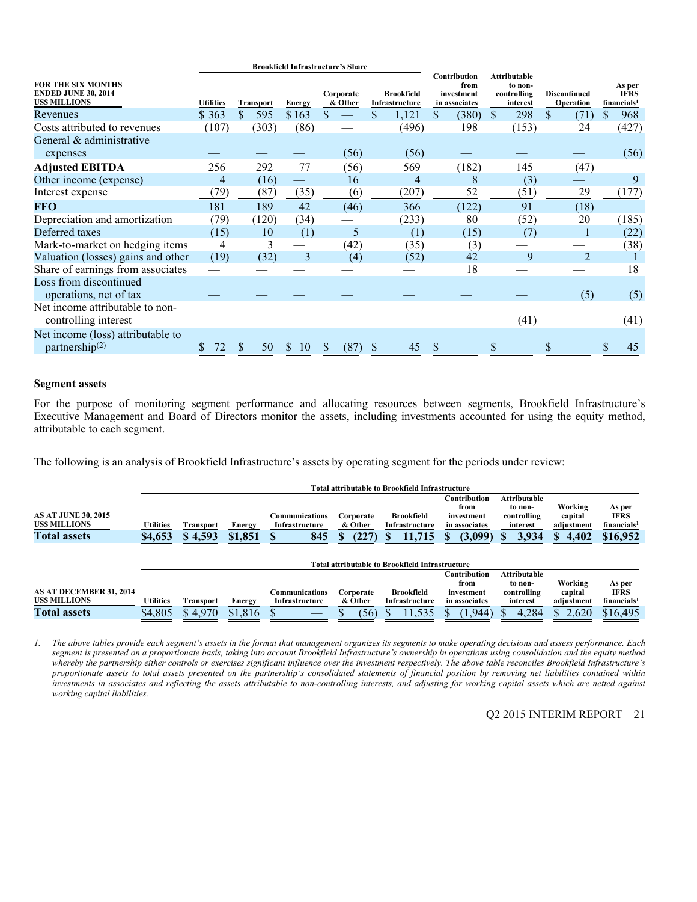| FOR THE SIX MONTHS ENDED JUNE 30, 2014 US$ MILLIONS | Brookfield Infrastructure's Share | | | | | Contribution from investment in associates | Attributable to non-controlling interest | Discontinued Operation | As per IFRS financials[1] |
|---|---|---|---|---|---|---|---|---|---|
| | Utilities | Transport | Energy | Corporate & Other | Brookfield Infrastructure | | | | |
| Revenues | $ 363 | $ 595 | $ 163 | $ — | $ 1,121 | $ (380) | $ 298 | $ (71) | $ 968 |
| Costs attributed to revenues | (107) | (303) | (86) | — | (496) | 198 | (153) | 24 | (427) |
| General & administrative expenses | — | — | — | (56) | (56) | — | — | — | (56) |
| **Adjusted EBITDA** | 256 | 292 | 77 | (56) | 569 | (182) | 145 | (47) | |
| Other income (expense) | 4 | (16) | — | 16 | 4 | 8 | (3) | — | 9 |
| Interest expense | (79) | (87) | (35) | (6) | (207) | 52 | (51) | 29 | (177) |
| **FFO** | 181 | 189 | 42 | (46) | 366 | (122) | 91 | (18) | |
| Depreciation and amortization | (79) | (120) | (34) | — | (233) | 80 | (52) | 20 | (185) |
| Deferred taxes | (15) | 10 | (1) | 5 | (1) | (15) | (7) | 1 | (22) |
| Mark-to-market on hedging items | 4 | 3 | — | (42) | (35) | (3) | — | — | (38) |
| Valuation (losses) gains and other | (19) | (32) | 3 | (4) | (52) | 42 | 9 | 2 | 1 |
| Share of earnings from associates | — | — | — | — | — | 18 | — | — | 18 |
| Loss from discontinued operations, net of tax | — | — | — | — | — | — | — | (5) | (5) |
| Net income attributable to non-controlling interest | — | — | — | — | — | — | (41) | — | (41) |
| Net income (loss) attributable to partnership[(2)] | $ 72 | $ 50 | $ 10 | $ (87) | $ 45 | $ — | $ — | $ — | $ 45 |

**Segment assets**

For the purpose of monitoring segment performance and allocating resources between segments, Brookfield Infrastructure's Executive Management and Board of Directors monitor the assets, including investments accounted for using the equity method, attributable to each segment.

The following is an analysis of Brookfield Infrastructure's assets by operating segment for the periods under review:

| AS AT JUNE 30, 2015 US$ MILLIONS | Total attributable to Brookfield Infrastructure | | | | | | Contribution from investment in associates | Attributable to non-controlling interest | Working capital adjustment | As per IFRS financials[1] |
|---|---|---|---|---|---|---|---|---|---|---|
| | Utilities | Transport | Energy | Communications Infrastructure | Corporate & Other | Brookfield Infrastructure | | | | |
| **Total assets** | **$4,653** | **$ 4,593** | **$1,851** | **$ 845** | **$ (227)** | **$ 11,715** | **$ (3,099)** | **$ 3,934** | **$ 4,402** | **$16,952** |

| AS AT DECEMBER 31, 2014 US$ MILLIONS | Total attributable to Brookfield Infrastructure | | | | | | Contribution from investment in associates | Attributable to non-controlling interest | Working capital adjustment | As per IFRS financials[1] |
|---|---|---|---|---|---|---|---|---|---|---|
| | Utilities | Transport | Energy | Communications Infrastructure | Corporate & Other | Brookfield Infrastructure | | | | |
| **Total assets** | $4,805 | $ 4,970 | $1,816 | $ — | $ (56) | $ 11,535 | $ (1,944) | $ 4,284 | $ 2,620 | $16,495 |

1. *The above tables provide each segment's assets in the format that management organizes its segments to make operating decisions and assess performance. Each segment is presented on a proportionate basis, taking into account Brookfield Infrastructure's ownership in operations using consolidation and the equity method whereby the partnership either controls or exercises significant influence over the investment respectively. The above table reconciles Brookfield Infrastructure's proportionate assets to total assets presented on the partnership's consolidated statements of financial position by removing net liabilities contained within investments in associates and reflecting the assets attributable to non-controlling interests, and adjusting for working capital assets which are netted against working capital liabilities.*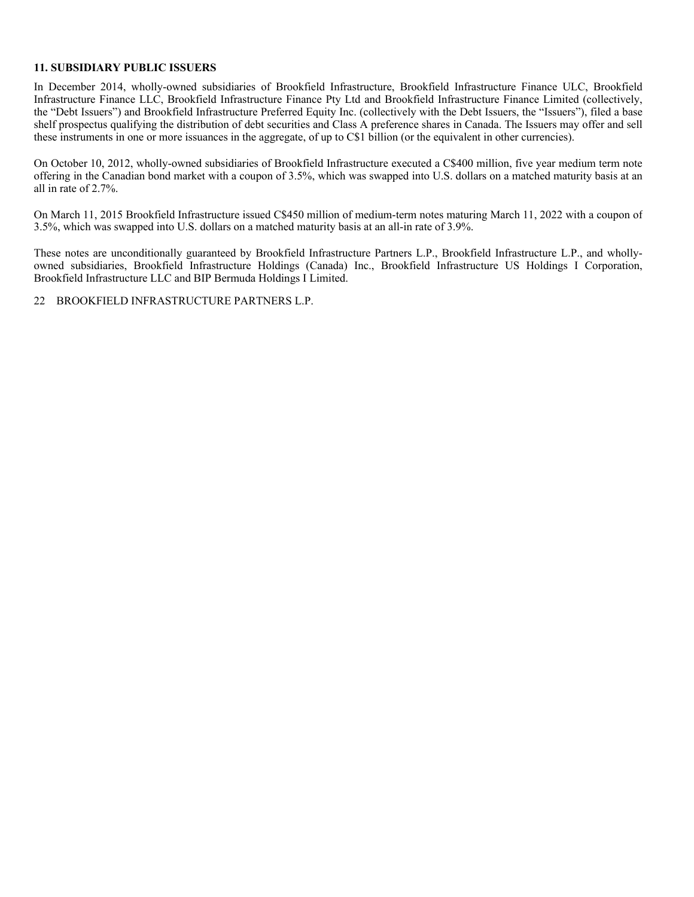**11. SUBSIDIARY PUBLIC ISSUERS**

In December 2014, wholly-owned subsidiaries of Brookfield Infrastructure, Brookfield Infrastructure Finance ULC, Brookfield Infrastructure Finance LLC, Brookfield Infrastructure Finance Pty Ltd and Brookfield Infrastructure Finance Limited (collectively, the "Debt Issuers") and Brookfield Infrastructure Preferred Equity Inc. (collectively with the Debt Issuers, the "Issuers"), filed a base shelf prospectus qualifying the distribution of debt securities and Class A preference shares in Canada. The Issuers may offer and sell these instruments in one or more issuances in the aggregate, of up to C$1 billion (or the equivalent in other currencies).

On October 10, 2012, wholly-owned subsidiaries of Brookfield Infrastructure executed a C$400 million, five year medium term note offering in the Canadian bond market with a coupon of 3.5%, which was swapped into U.S. dollars on a matched maturity basis at an all in rate of 2.7%.

On March 11, 2015 Brookfield Infrastructure issued C$450 million of medium-term notes maturing March 11, 2022 with a coupon of 3.5%, which was swapped into U.S. dollars on a matched maturity basis at an all-in rate of 3.9%.

These notes are unconditionally guaranteed by Brookfield Infrastructure Partners L.P., Brookfield Infrastructure L.P., and wholly-owned subsidiaries, Brookfield Infrastructure Holdings (Canada) Inc., Brookfield Infrastructure US Holdings I Corporation, Brookfield Infrastructure LLC and BIP Bermuda Holdings I Limited.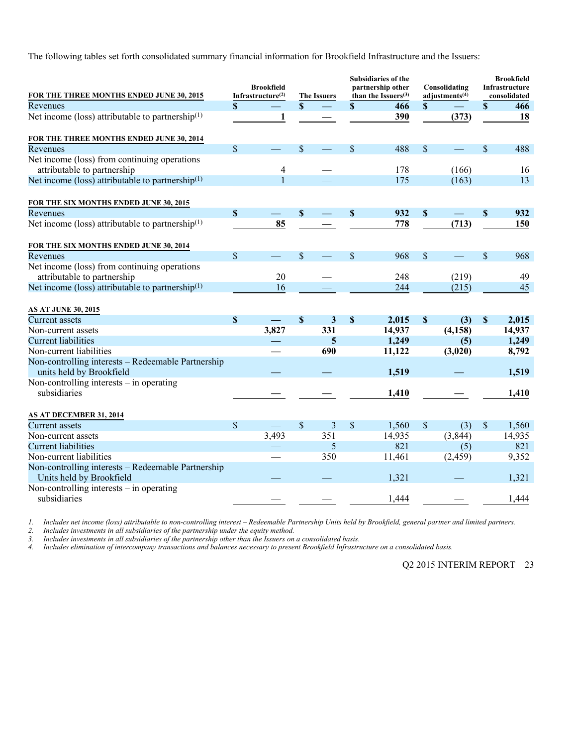The following tables set forth consolidated summary financial information for Brookfield Infrastructure and the Issuers:

| FOR THE THREE MONTHS ENDED JUNE 30, 2015 | Brookfield Infrastructure[2] | The Issuers | Subsidiaries of the partnership other than the Issuers[3] | Consolidating adjustments[4] | Brookfield Infrastructure consolidated |
|---|---|---|---|---|---|
| Revenues | **$ —** | **$ —** | **$ 466** | **$ —** | **$ 466** |
| Net income (loss) attributable to partnership[1] | **1** | **—** | **390** | **(373)** | **18** |
| **FOR THE THREE MONTHS ENDED JUNE 30, 2014** | | | | | |
| Revenues | $ — | $ — | $ 488 | $ — | $ 488 |
| Net income (loss) from continuing operations attributable to partnership | 4 | — | 178 | (166) | 16 |
| Net income (loss) attributable to partnership[1] | 1 | — | 175 | (163) | 13 |
| **FOR THE SIX MONTHS ENDED JUNE 30, 2015** | | | | | |
| Revenues | **$ —** | **$ —** | **$ 932** | **$ —** | **$ 932** |
| Net income (loss) attributable to partnership[1] | **85** | **—** | **778** | **(713)** | **150** |
| **FOR THE SIX MONTHS ENDED JUNE 30, 2014** | | | | | |
| Revenues | $ — | $ — | $ 968 | $ — | $ 968 |
| Net income (loss) from continuing operations attributable to partnership | 20 | — | 248 | (219) | 49 |
| Net income (loss) attributable to partnership[1] | 16 | — | 244 | (215) | 45 |
| **AS AT JUNE 30, 2015** | | | | | |
| Current assets | **$ —** | **$ 3** | **$ 2,015** | **$ (3)** | **$ 2,015** |
| Non-current assets | **3,827** | **331** | **14,937** | **(4,158)** | **14,937** |
| Current liabilities | **—** | **5** | **1,249** | **(5)** | **1,249** |
| Non-current liabilities | **—** | **690** | **11,122** | **(3,020)** | **8,792** |
| Non-controlling interests – Redeemable Partnership units held by Brookfield | **—** | **—** | **1,519** | **—** | **1,519** |
| Non-controlling interests – in operating subsidiaries | **—** | **—** | **1,410** | **—** | **1,410** |
| **AS AT DECEMBER 31, 2014** | | | | | |
| Current assets | $ — | $ 3 | $ 1,560 | $ (3) | $ 1,560 |
| Non-current assets | 3,493 | 351 | 14,935 | (3,844) | 14,935 |
| Current liabilities | — | 5 | 821 | (5) | 821 |
| Non-current liabilities | — | 350 | 11,461 | (2,459) | 9,352 |
| Non-controlling interests – Redeemable Partnership Units held by Brookfield | — | — | 1,321 | — | 1,321 |
| Non-controlling interests – in operating subsidiaries | — | — | 1,444 | — | 1,444 |

1. *Includes net income (loss) attributable to non-controlling interest – Redeemable Partnership Units held by Brookfield, general partner and limited partners.*
2. *Includes investments in all subsidiaries of the partnership under the equity method.*
3. *Includes investments in all subsidiaries of the partnership other than the Issuers on a consolidated basis.*
4. *Includes elimination of intercompany transactions and balances necessary to present Brookfield Infrastructure on a consolidated basis.*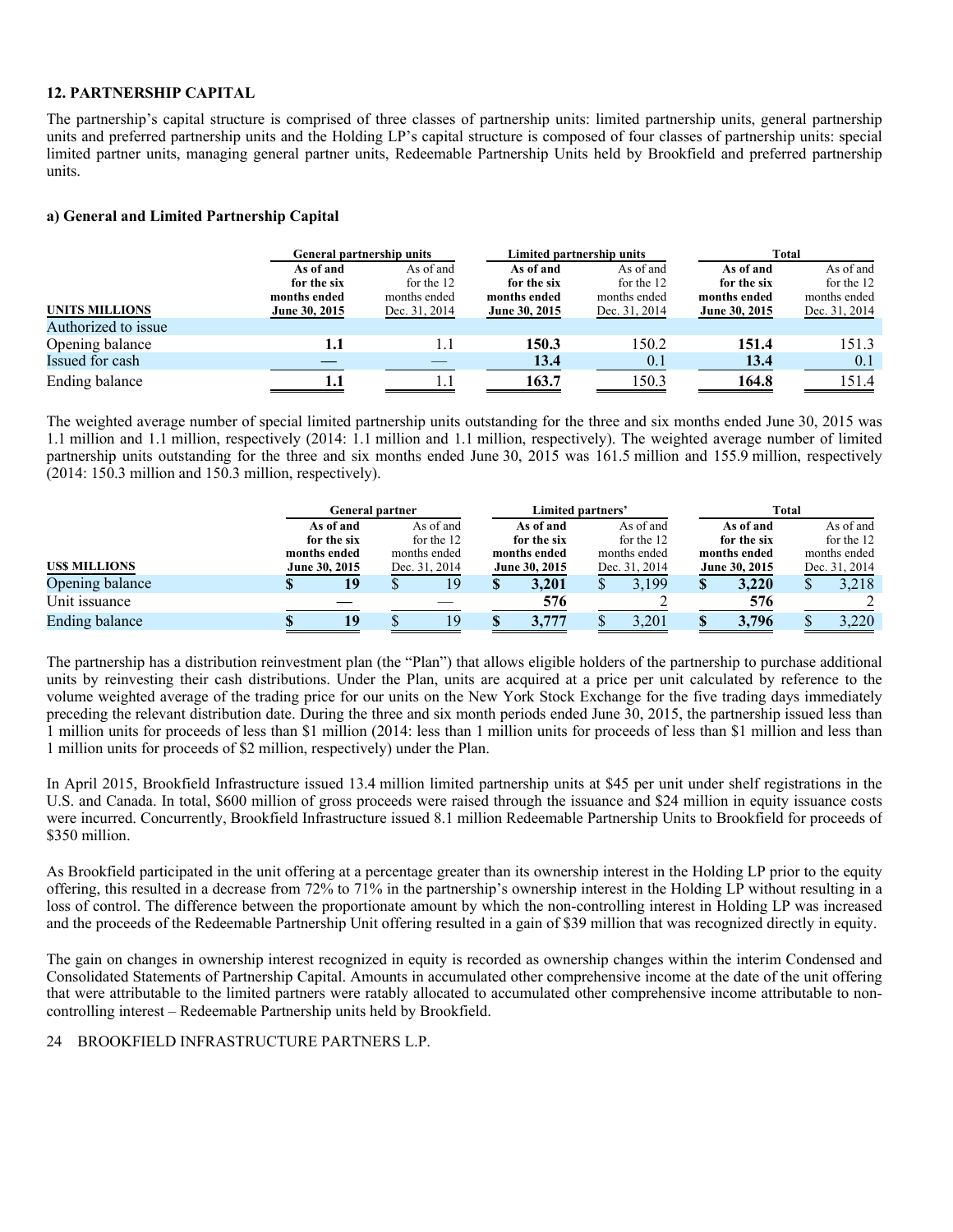## 12. PARTNERSHIP CAPITAL

The partnership's capital structure is comprised of three classes of partnership units: limited partnership units, general partnership units and preferred partnership units and the Holding LP's capital structure is composed of four classes of partnership units: special limited partner units, managing general partner units, Redeemable Partnership Units held by Brookfield and preferred partnership units.

### a) General and Limited Partnership Capital

| UNITS MILLIONS | General partnership units | | Limited partnership units | | Total | |
|---|---|---|---|---|---|---|
| | **As of and for the six months ended June 30, 2015** | As of and for the 12 months ended Dec. 31, 2014 | **As of and for the six months ended June 30, 2015** | As of and for the 12 months ended Dec. 31, 2014 | **As of and for the six months ended June 30, 2015** | As of and for the 12 months ended Dec. 31, 2014 |
| Authorized to issue | | | | | | |
| Opening balance | **1.1** | 1.1 | **150.3** | 150.2 | **151.4** | 151.3 |
| Issued for cash | **—** | — | **13.4** | 0.1 | **13.4** | 0.1 |
| Ending balance | **1.1** | 1.1 | **163.7** | 150.3 | **164.8** | 151.4 |

The weighted average number of special limited partnership units outstanding for the three and six months ended June 30, 2015 was 1.1 million and 1.1 million, respectively (2014: 1.1 million and 1.1 million, respectively). The weighted average number of limited partnership units outstanding for the three and six months ended June 30, 2015 was 161.5 million and 155.9 million, respectively (2014: 150.3 million and 150.3 million, respectively).

| US$ MILLIONS | General partner | | Limited partners' | | Total | |
|---|---|---|---|---|---|---|
| | **As of and for the six months ended June 30, 2015** | As of and for the 12 months ended Dec. 31, 2014 | **As of and for the six months ended June 30, 2015** | As of and for the 12 months ended Dec. 31, 2014 | **As of and for the six months ended June 30, 2015** | As of and for the 12 months ended Dec. 31, 2014 |
| Opening balance | **$ 19** | $ 19 | **$ 3,201** | $ 3,199 | **$ 3,220** | $ 3,218 |
| Unit issuance | **—** | — | **576** | 2 | **576** | 2 |
| Ending balance | **$ 19** | $ 19 | **$ 3,777** | $ 3,201 | **$ 3,796** | $ 3,220 |

The partnership has a distribution reinvestment plan (the "Plan") that allows eligible holders of the partnership to purchase additional units by reinvesting their cash distributions. Under the Plan, units are acquired at a price per unit calculated by reference to the volume weighted average of the trading price for our units on the New York Stock Exchange for the five trading days immediately preceding the relevant distribution date. During the three and six month periods ended June 30, 2015, the partnership issued less than 1 million units for proceeds of less than $1 million (2014: less than 1 million units for proceeds of less than $1 million and less than 1 million units for proceeds of $2 million, respectively) under the Plan.

In April 2015, Brookfield Infrastructure issued 13.4 million limited partnership units at $45 per unit under shelf registrations in the U.S. and Canada. In total, $600 million of gross proceeds were raised through the issuance and $24 million in equity issuance costs were incurred. Concurrently, Brookfield Infrastructure issued 8.1 million Redeemable Partnership Units to Brookfield for proceeds of $350 million.

As Brookfield participated in the unit offering at a percentage greater than its ownership interest in the Holding LP prior to the equity offering, this resulted in a decrease from 72% to 71% in the partnership's ownership interest in the Holding LP without resulting in a loss of control. The difference between the proportionate amount by which the non-controlling interest in Holding LP was increased and the proceeds of the Redeemable Partnership Unit offering resulted in a gain of $39 million that was recognized directly in equity.

The gain on changes in ownership interest recognized in equity is recorded as ownership changes within the interim Condensed and Consolidated Statements of Partnership Capital. Amounts in accumulated other comprehensive income at the date of the unit offering that were attributable to the limited partners were ratably allocated to accumulated other comprehensive income attributable to non-controlling interest – Redeemable Partnership units held by Brookfield.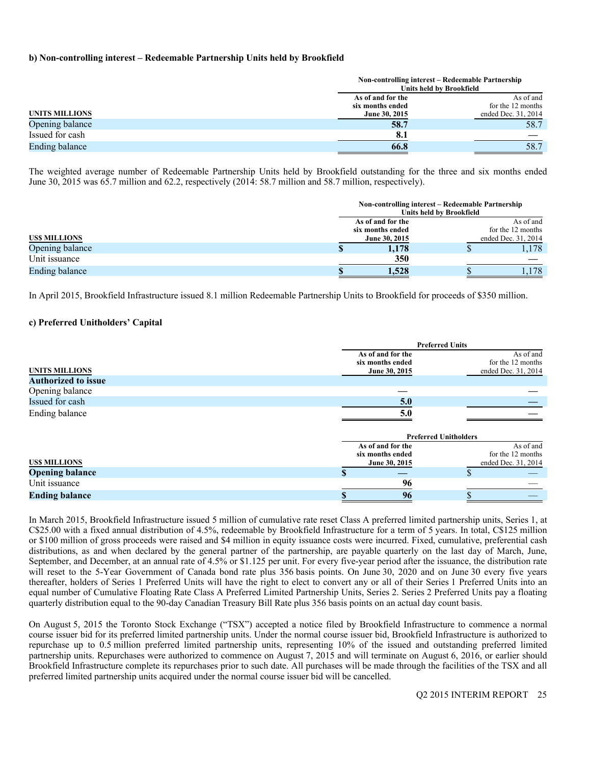**b) Non-controlling interest – Redeemable Partnership Units held by Brookfield**

| UNITS MILLIONS | Non-controlling interest – Redeemable Partnership Units held by Brookfield | |
|---|---|---|
| | As of and for the six months ended June 30, 2015 | As of and for the 12 months ended Dec. 31, 2014 |
| Opening balance | **58.7** | 58.7 |
| Issued for cash | **8.1** | — |
| Ending balance | **66.8** | 58.7 |

The weighted average number of Redeemable Partnership Units held by Brookfield outstanding for the three and six months ended June 30, 2015 was 65.7 million and 62.2, respectively (2014: 58.7 million and 58.7 million, respectively).

| US$ MILLIONS | Non-controlling interest – Redeemable Partnership Units held by Brookfield | |
|---|---|---|
| | As of and for the six months ended June 30, 2015 | As of and for the 12 months ended Dec. 31, 2014 |
| Opening balance | **$ 1,178** | $ 1,178 |
| Unit issuance | **350** | — |
| Ending balance | **$ 1,528** | $ 1,178 |

In April 2015, Brookfield Infrastructure issued 8.1 million Redeemable Partnership Units to Brookfield for proceeds of $350 million.

**c) Preferred Unitholders' Capital**

| UNITS MILLIONS | Preferred Units | |
|---|---|---|
| | As of and for the six months ended June 30, 2015 | As of and for the 12 months ended Dec. 31, 2014 |
| **Authorized to issue** | | |
| Opening balance | — | — |
| Issued for cash | **5.0** | — |
| Ending balance | **5.0** | — |

| US$ MILLIONS | Preferred Unitholders | |
|---|---|---|
| | As of and for the six months ended June 30, 2015 | As of and for the 12 months ended Dec. 31, 2014 |
| **Opening balance** | **$ —** | $ — |
| Unit issuance | **96** | — |
| **Ending balance** | **$ 96** | $ — |

In March 2015, Brookfield Infrastructure issued 5 million of cumulative rate reset Class A preferred limited partnership units, Series 1, at C$25.00 with a fixed annual distribution of 4.5%, redeemable by Brookfield Infrastructure for a term of 5 years. In total, C$125 million or $100 million of gross proceeds were raised and $4 million in equity issuance costs were incurred. Fixed, cumulative, preferential cash distributions, as and when declared by the general partner of the partnership, are payable quarterly on the last day of March, June, September, and December, at an annual rate of 4.5% or $1.125 per unit. For every five-year period after the issuance, the distribution rate will reset to the 5-Year Government of Canada bond rate plus 356 basis points. On June 30, 2020 and on June 30 every five years thereafter, holders of Series 1 Preferred Units will have the right to elect to convert any or all of their Series 1 Preferred Units into an equal number of Cumulative Floating Rate Class A Preferred Limited Partnership Units, Series 2. Series 2 Preferred Units pay a floating quarterly distribution equal to the 90-day Canadian Treasury Bill Rate plus 356 basis points on an actual day count basis.

On August 5, 2015 the Toronto Stock Exchange ("TSX") accepted a notice filed by Brookfield Infrastructure to commence a normal course issuer bid for its preferred limited partnership units. Under the normal course issuer bid, Brookfield Infrastructure is authorized to repurchase up to 0.5 million preferred limited partnership units, representing 10% of the issued and outstanding preferred limited partnership units. Repurchases were authorized to commence on August 7, 2015 and will terminate on August 6, 2016, or earlier should Brookfield Infrastructure complete its repurchases prior to such date. All purchases will be made through the facilities of the TSX and all preferred limited partnership units acquired under the normal course issuer bid will be cancelled.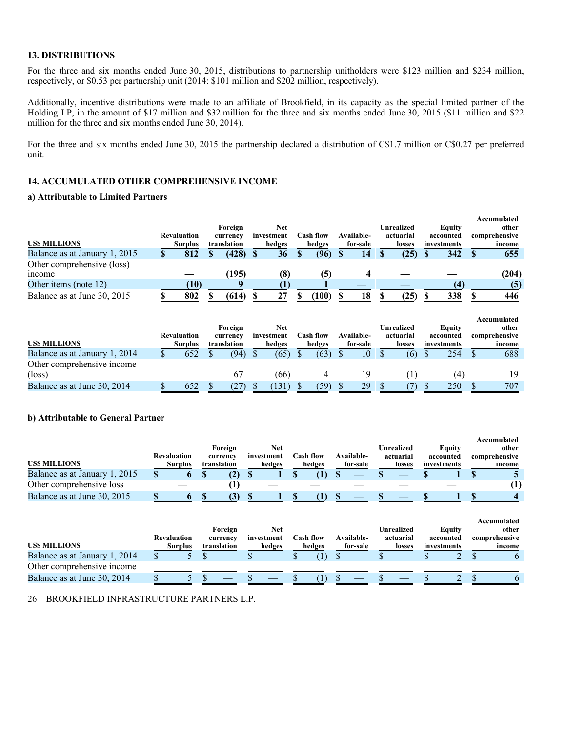## 13. DISTRIBUTIONS

For the three and six months ended June 30, 2015, distributions to partnership unitholders were $123 million and $234 million, respectively, or $0.53 per partnership unit (2014: $101 million and $202 million, respectively).

Additionally, incentive distributions were made to an affiliate of Brookfield, in its capacity as the special limited partner of the Holding LP, in the amount of $17 million and $32 million for the three and six months ended June 30, 2015 ($11 million and $22 million for the three and six months ended June 30, 2014).

For the three and six months ended June 30, 2015 the partnership declared a distribution of C$1.7 million or C$0.27 per preferred unit.

## 14. ACCUMULATED OTHER COMPREHENSIVE INCOME

### a) Attributable to Limited Partners

| US$ MILLIONS | Revaluation Surplus | Foreign currency translation | Net investment hedges | Cash flow hedges | Available-for-sale | Unrealized actuarial losses | Equity accounted investments | Accumulated other comprehensive income |
|---|---|---|---|---|---|---|---|---|
| **Balance as at January 1, 2015** | **$ 812** | **$ (428)** | **$ 36** | **$ (96)** | **$ 14** | **$ (25)** | **$ 342** | **$ 655** |
| Other comprehensive (loss) income | **—** | **(195)** | **(8)** | **(5)** | **4** | **—** | **—** | **(204)** |
| Other items (note 12) | **(10)** | **9** | **(1)** | **1** | **—** | **—** | **(4)** | **(5)** |
| Balance as at June 30, 2015 | **$ 802** | **$ (614)** | **$ 27** | **$ (100)** | **$ 18** | **$ (25)** | **$ 338** | **$ 446** |

| US$ MILLIONS | Revaluation Surplus | Foreign currency translation | Net investment hedges | Cash flow hedges | Available-for-sale | Unrealized actuarial losses | Equity accounted investments | Accumulated other comprehensive income |
|---|---|---|---|---|---|---|---|---|
| Balance as at January 1, 2014 | $ 652 | $ (94) | $ (65) | $ (63) | $ 10 | $ (6) | $ 254 | $ 688 |
| Other comprehensive income (loss) | — | 67 | (66) | 4 | 19 | (1) | (4) | 19 |
| Balance as at June 30, 2014 | $ 652 | $ (27) | $ (131) | $ (59) | $ 29 | $ (7) | $ 250 | $ 707 |

### b) Attributable to General Partner

| US$ MILLIONS | Revaluation Surplus | Foreign currency translation | Net investment hedges | Cash flow hedges | Available-for-sale | Unrealized actuarial losses | Equity accounted investments | Accumulated other comprehensive income |
|---|---|---|---|---|---|---|---|---|
| Balance as at January 1, 2015 | **$ 6** | **$ (2)** | **$ 1** | **$ (1)** | **$ —** | **$ —** | **$ 1** | **$ 5** |
| Other comprehensive loss | **—** | **(1)** | **—** | **—** | **—** | **—** | **—** | **(1)** |
| Balance as at June 30, 2015 | **$ 6** | **$ (3)** | **$ 1** | **$ (1)** | **$ —** | **$ —** | **$ 1** | **$ 4** |

| US$ MILLIONS | Revaluation Surplus | Foreign currency translation | Net investment hedges | Cash flow hedges | Available-for-sale | Unrealized actuarial losses | Equity accounted investments | Accumulated other comprehensive income |
|---|---|---|---|---|---|---|---|---|
| Balance as at January 1, 2014 | $ 5 | $ — | $ — | $ (1) | $ — | $ — | $ 2 | $ 6 |
| Other comprehensive income | — | — | — | — | — | — | — | — |
| Balance as at June 30, 2014 | $ 5 | $ — | $ — | $ (1) | $ — | $ — | $ 2 | $ 6 |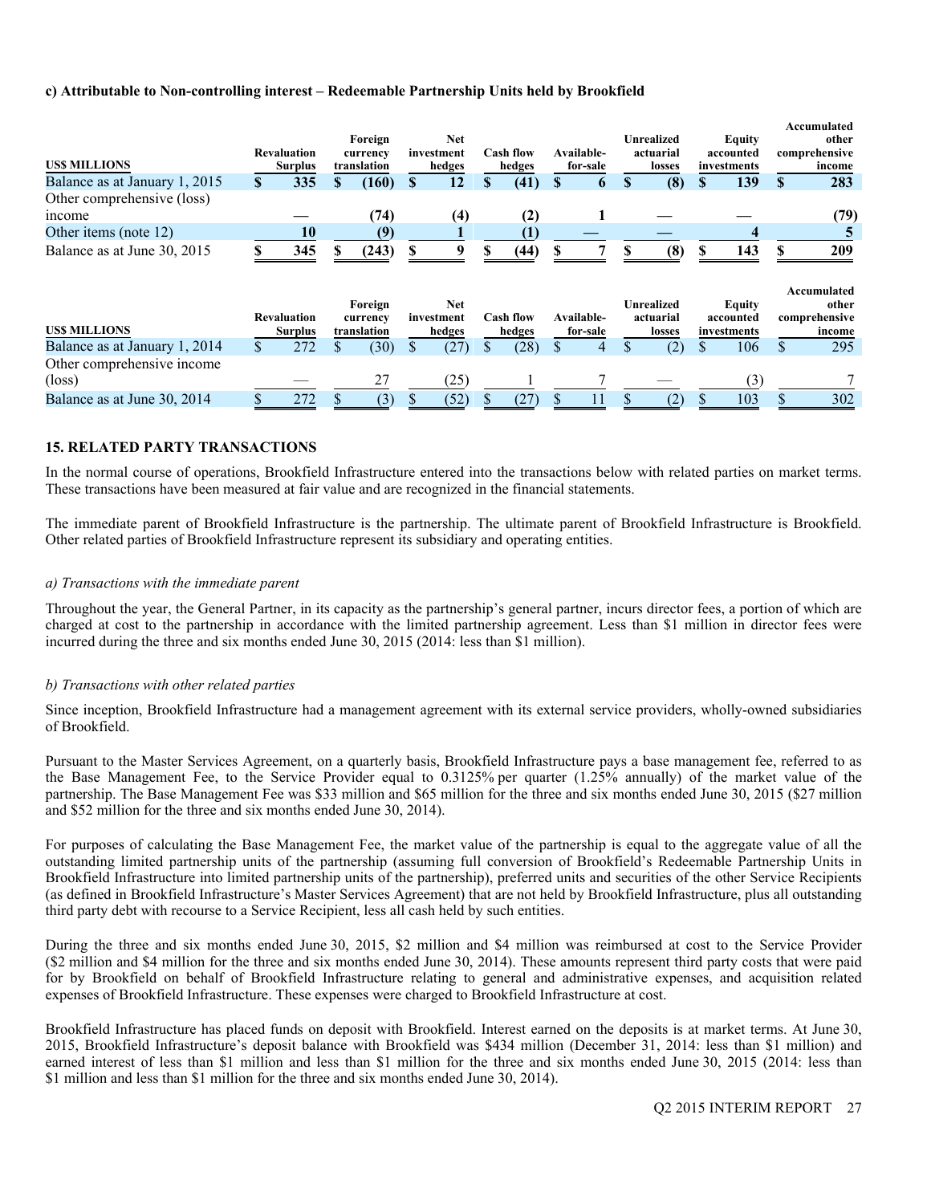**c) Attributable to Non-controlling interest – Redeemable Partnership Units held by Brookfield**

| US$ MILLIONS | Revaluation Surplus | Foreign currency translation | Net investment hedges | Cash flow hedges | Available-for-sale | Unrealized actuarial losses | Equity accounted investments | Accumulated other comprehensive income |
|---|---|---|---|---|---|---|---|---|
| Balance as at January 1, 2015 | **$ 335** | **$ (160)** | **$ 12** | **$ (41)** | **$ 6** | **$ (8)** | **$ 139** | **$ 283** |
| Other comprehensive (loss) income | **—** | **(74)** | **(4)** | **(2)** | **1** | **—** | **—** | **(79)** |
| Other items (note 12) | **10** | **(9)** | **1** | **(1)** | **—** | **—** | **4** | **5** |
| Balance as at June 30, 2015 | **$ 345** | **$ (243)** | **$ 9** | **$ (44)** | **$ 7** | **$ (8)** | **$ 143** | **$ 209** |

| US$ MILLIONS | Revaluation Surplus | Foreign currency translation | Net investment hedges | Cash flow hedges | Available-for-sale | Unrealized actuarial losses | Equity accounted investments | Accumulated other comprehensive income |
|---|---|---|---|---|---|---|---|---|
| Balance as at January 1, 2014 | $ 272 | $ (30) | $ (27) | $ (28) | $ 4 | $ (2) | $ 106 | $ 295 |
| Other comprehensive income (loss) | — | 27 | (25) | 1 | 7 | — | (3) | 7 |
| Balance as at June 30, 2014 | $ 272 | $ (3) | $ (52) | $ (27) | $ 11 | $ (2) | $ 103 | $ 302 |

## 15. RELATED PARTY TRANSACTIONS

In the normal course of operations, Brookfield Infrastructure entered into the transactions below with related parties on market terms. These transactions have been measured at fair value and are recognized in the financial statements.

The immediate parent of Brookfield Infrastructure is the partnership. The ultimate parent of Brookfield Infrastructure is Brookfield. Other related parties of Brookfield Infrastructure represent its subsidiary and operating entities.

*a) Transactions with the immediate parent*

Throughout the year, the General Partner, in its capacity as the partnership's general partner, incurs director fees, a portion of which are charged at cost to the partnership in accordance with the limited partnership agreement. Less than $1 million in director fees were incurred during the three and six months ended June 30, 2015 (2014: less than $1 million).

*b) Transactions with other related parties*

Since inception, Brookfield Infrastructure had a management agreement with its external service providers, wholly-owned subsidiaries of Brookfield.

Pursuant to the Master Services Agreement, on a quarterly basis, Brookfield Infrastructure pays a base management fee, referred to as the Base Management Fee, to the Service Provider equal to 0.3125% per quarter (1.25% annually) of the market value of the partnership. The Base Management Fee was $33 million and $65 million for the three and six months ended June 30, 2015 ($27 million and $52 million for the three and six months ended June 30, 2014).

For purposes of calculating the Base Management Fee, the market value of the partnership is equal to the aggregate value of all the outstanding limited partnership units of the partnership (assuming full conversion of Brookfield's Redeemable Partnership Units in Brookfield Infrastructure into limited partnership units of the partnership), preferred units and securities of the other Service Recipients (as defined in Brookfield Infrastructure's Master Services Agreement) that are not held by Brookfield Infrastructure, plus all outstanding third party debt with recourse to a Service Recipient, less all cash held by such entities.

During the three and six months ended June 30, 2015, $2 million and $4 million was reimbursed at cost to the Service Provider ($2 million and $4 million for the three and six months ended June 30, 2014). These amounts represent third party costs that were paid for by Brookfield on behalf of Brookfield Infrastructure relating to general and administrative expenses, and acquisition related expenses of Brookfield Infrastructure. These expenses were charged to Brookfield Infrastructure at cost.

Brookfield Infrastructure has placed funds on deposit with Brookfield. Interest earned on the deposits is at market terms. At June 30, 2015, Brookfield Infrastructure's deposit balance with Brookfield was $434 million (December 31, 2014: less than $1 million) and earned interest of less than $1 million and less than $1 million for the three and six months ended June 30, 2015 (2014: less than $1 million and less than $1 million for the three and six months ended June 30, 2014).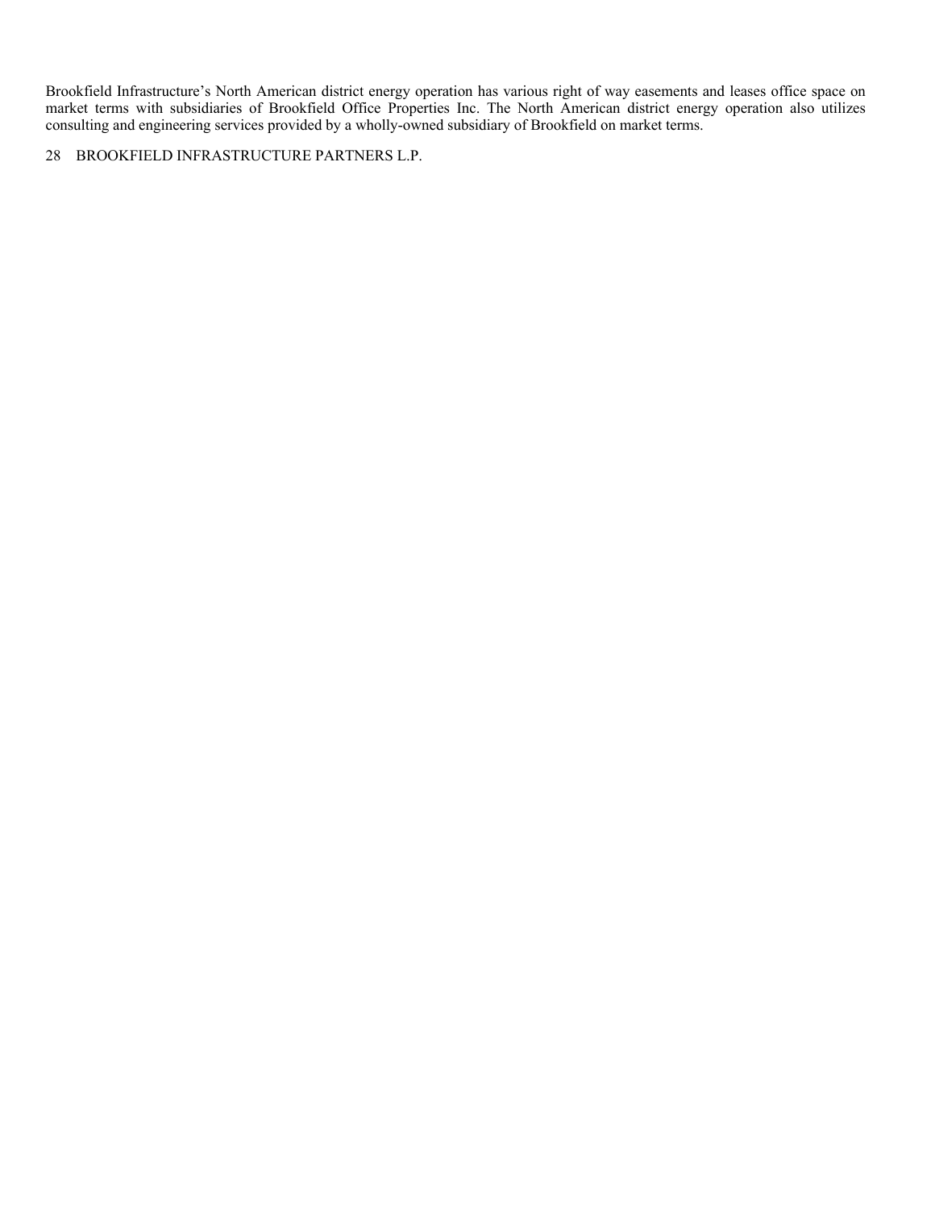Brookfield Infrastructure's North American district energy operation has various right of way easements and leases office space on market terms with subsidiaries of Brookfield Office Properties Inc. The North American district energy operation also utilizes consulting and engineering services provided by a wholly-owned subsidiary of Brookfield on market terms.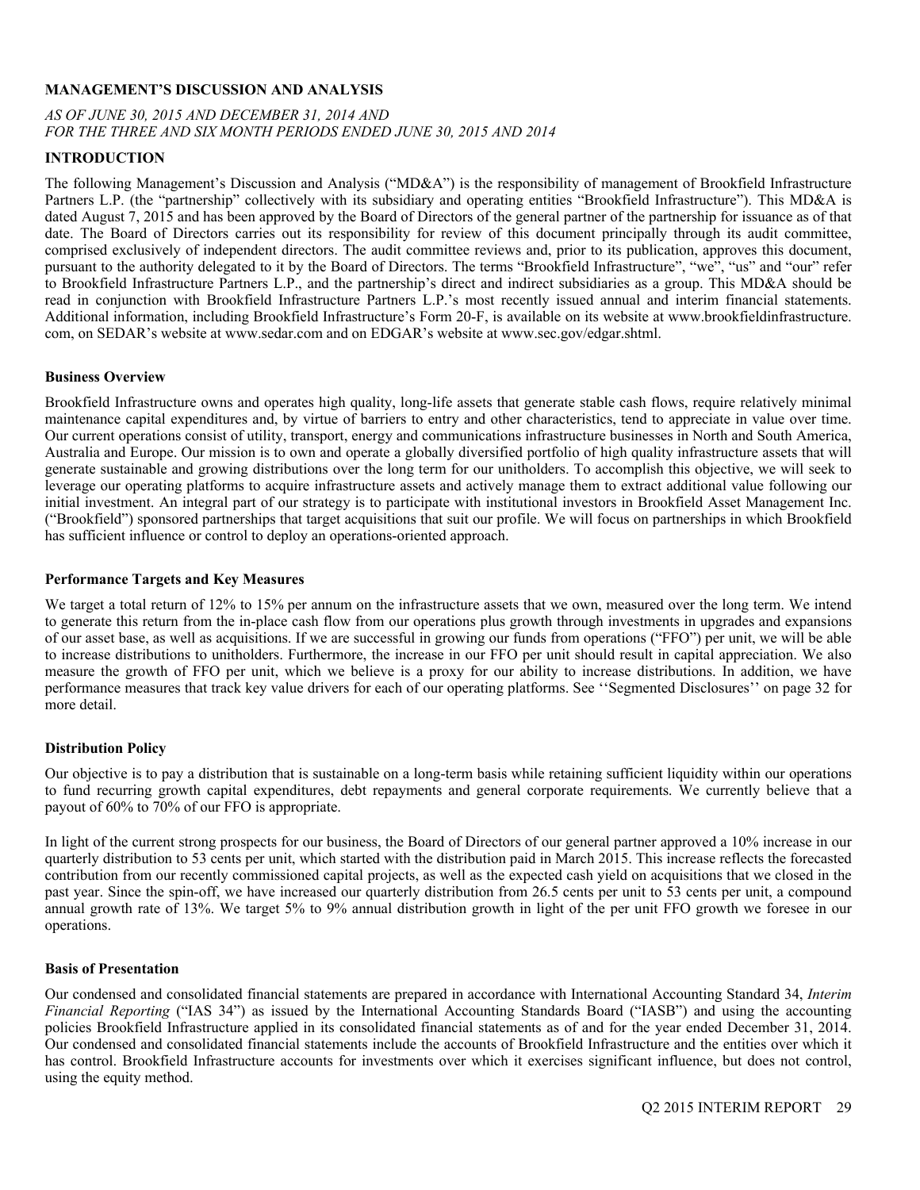## MANAGEMENT'S DISCUSSION AND ANALYSIS

*AS OF JUNE 30, 2015 AND DECEMBER 31, 2014 AND*
*FOR THE THREE AND SIX MONTH PERIODS ENDED JUNE 30, 2015 AND 2014*

### INTRODUCTION

The following Management's Discussion and Analysis ("MD&A") is the responsibility of management of Brookfield Infrastructure Partners L.P. (the "partnership" collectively with its subsidiary and operating entities "Brookfield Infrastructure"). This MD&A is dated August 7, 2015 and has been approved by the Board of Directors of the general partner of the partnership for issuance as of that date. The Board of Directors carries out its responsibility for review of this document principally through its audit committee, comprised exclusively of independent directors. The audit committee reviews and, prior to its publication, approves this document, pursuant to the authority delegated to it by the Board of Directors. The terms "Brookfield Infrastructure", "we", "us" and "our" refer to Brookfield Infrastructure Partners L.P., and the partnership's direct and indirect subsidiaries as a group. This MD&A should be read in conjunction with Brookfield Infrastructure Partners L.P.'s most recently issued annual and interim financial statements. Additional information, including Brookfield Infrastructure's Form 20-F, is available on its website at www.brookfieldinfrastructure.com, on SEDAR's website at www.sedar.com and on EDGAR's website at www.sec.gov/edgar.shtml.

#### Business Overview

Brookfield Infrastructure owns and operates high quality, long-life assets that generate stable cash flows, require relatively minimal maintenance capital expenditures and, by virtue of barriers to entry and other characteristics, tend to appreciate in value over time. Our current operations consist of utility, transport, energy and communications infrastructure businesses in North and South America, Australia and Europe. Our mission is to own and operate a globally diversified portfolio of high quality infrastructure assets that will generate sustainable and growing distributions over the long term for our unitholders. To accomplish this objective, we will seek to leverage our operating platforms to acquire infrastructure assets and actively manage them to extract additional value following our initial investment. An integral part of our strategy is to participate with institutional investors in Brookfield Asset Management Inc. ("Brookfield") sponsored partnerships that target acquisitions that suit our profile. We will focus on partnerships in which Brookfield has sufficient influence or control to deploy an operations-oriented approach.

#### Performance Targets and Key Measures

We target a total return of 12% to 15% per annum on the infrastructure assets that we own, measured over the long term. We intend to generate this return from the in-place cash flow from our operations plus growth through investments in upgrades and expansions of our asset base, as well as acquisitions. If we are successful in growing our funds from operations ("FFO") per unit, we will be able to increase distributions to unitholders. Furthermore, the increase in our FFO per unit should result in capital appreciation. We also measure the growth of FFO per unit, which we believe is a proxy for our ability to increase distributions. In addition, we have performance measures that track key value drivers for each of our operating platforms. See ''Segmented Disclosures'' on page 32 for more detail.

#### Distribution Policy

Our objective is to pay a distribution that is sustainable on a long-term basis while retaining sufficient liquidity within our operations to fund recurring growth capital expenditures, debt repayments and general corporate requirements. We currently believe that a payout of 60% to 70% of our FFO is appropriate.

In light of the current strong prospects for our business, the Board of Directors of our general partner approved a 10% increase in our quarterly distribution to 53 cents per unit, which started with the distribution paid in March 2015. This increase reflects the forecasted contribution from our recently commissioned capital projects, as well as the expected cash yield on acquisitions that we closed in the past year. Since the spin-off, we have increased our quarterly distribution from 26.5 cents per unit to 53 cents per unit, a compound annual growth rate of 13%. We target 5% to 9% annual distribution growth in light of the per unit FFO growth we foresee in our operations.

#### Basis of Presentation

Our condensed and consolidated financial statements are prepared in accordance with International Accounting Standard 34, *Interim Financial Reporting* ("IAS 34") as issued by the International Accounting Standards Board ("IASB") and using the accounting policies Brookfield Infrastructure applied in its consolidated financial statements as of and for the year ended December 31, 2014. Our condensed and consolidated financial statements include the accounts of Brookfield Infrastructure and the entities over which it has control. Brookfield Infrastructure accounts for investments over which it exercises significant influence, but does not control, using the equity method.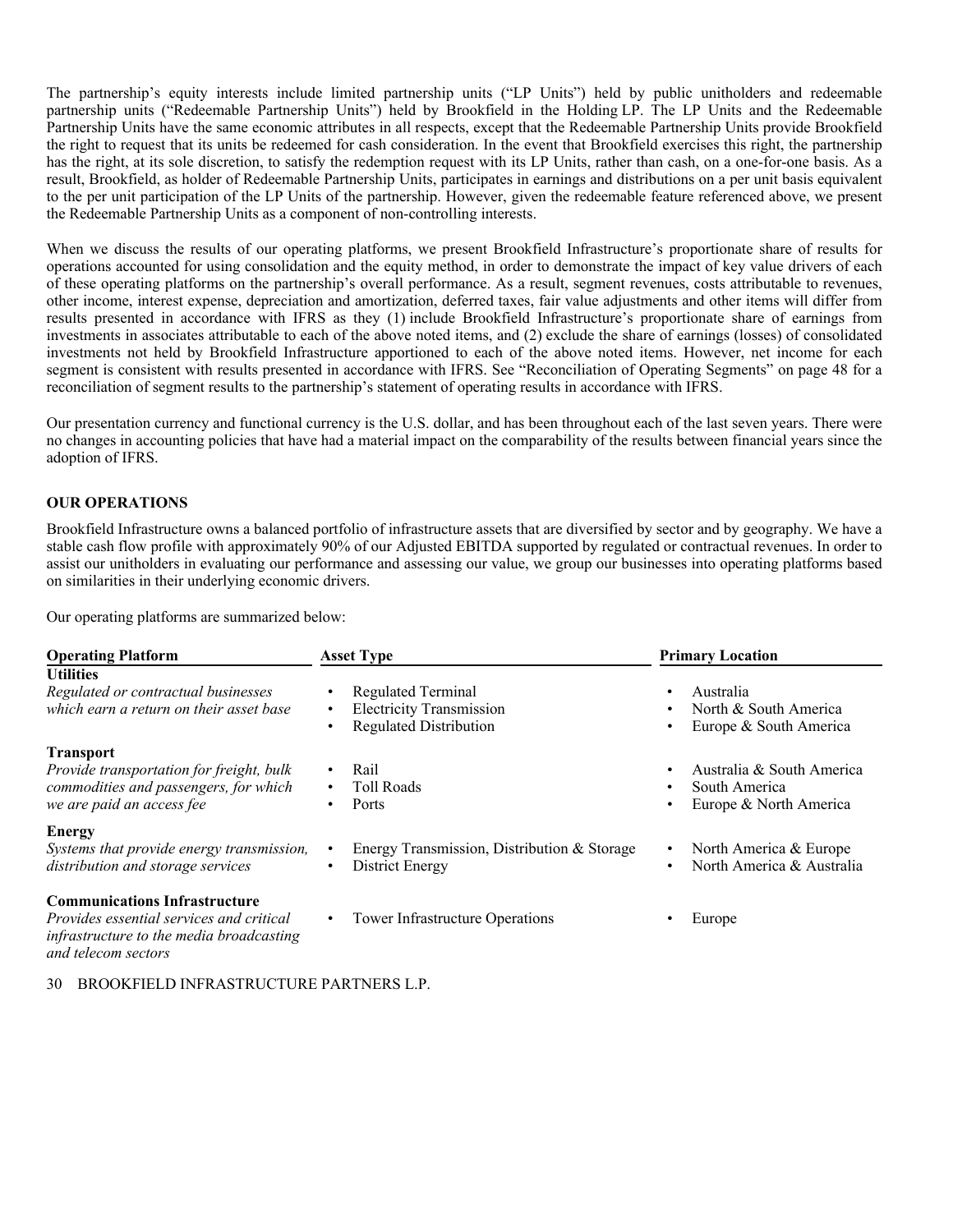The partnership's equity interests include limited partnership units ("LP Units") held by public unitholders and redeemable partnership units ("Redeemable Partnership Units") held by Brookfield in the Holding LP. The LP Units and the Redeemable Partnership Units have the same economic attributes in all respects, except that the Redeemable Partnership Units provide Brookfield the right to request that its units be redeemed for cash consideration. In the event that Brookfield exercises this right, the partnership has the right, at its sole discretion, to satisfy the redemption request with its LP Units, rather than cash, on a one-for-one basis. As a result, Brookfield, as holder of Redeemable Partnership Units, participates in earnings and distributions on a per unit basis equivalent to the per unit participation of the LP Units of the partnership. However, given the redeemable feature referenced above, we present the Redeemable Partnership Units as a component of non-controlling interests.

When we discuss the results of our operating platforms, we present Brookfield Infrastructure's proportionate share of results for operations accounted for using consolidation and the equity method, in order to demonstrate the impact of key value drivers of each of these operating platforms on the partnership's overall performance. As a result, segment revenues, costs attributable to revenues, other income, interest expense, depreciation and amortization, deferred taxes, fair value adjustments and other items will differ from results presented in accordance with IFRS as they (1) include Brookfield Infrastructure's proportionate share of earnings from investments in associates attributable to each of the above noted items, and (2) exclude the share of earnings (losses) of consolidated investments not held by Brookfield Infrastructure apportioned to each of the above noted items. However, net income for each segment is consistent with results presented in accordance with IFRS. See "Reconciliation of Operating Segments" on page 48 for a reconciliation of segment results to the partnership's statement of operating results in accordance with IFRS.

Our presentation currency and functional currency is the U.S. dollar, and has been throughout each of the last seven years. There were no changes in accounting policies that have had a material impact on the comparability of the results between financial years since the adoption of IFRS.

## OUR OPERATIONS

Brookfield Infrastructure owns a balanced portfolio of infrastructure assets that are diversified by sector and by geography. We have a stable cash flow profile with approximately 90% of our Adjusted EBITDA supported by regulated or contractual revenues. In order to assist our unitholders in evaluating our performance and assessing our value, we group our businesses into operating platforms based on similarities in their underlying economic drivers.

Our operating platforms are summarized below:

| Operating Platform | Asset Type | Primary Location |
|---|---|---|
| **Utilities** | | |
| *Regulated or contractual businesses which earn a return on their asset base* | • Regulated Terminal<br>• Electricity Transmission<br>• Regulated Distribution | • Australia<br>• North & South America<br>• Europe & South America |
| **Transport** | | |
| *Provide transportation for freight, bulk commodities and passengers, for which we are paid an access fee* | • Rail<br>• Toll Roads<br>• Ports | • Australia & South America<br>• South America<br>• Europe & North America |
| **Energy** | | |
| *Systems that provide energy transmission, distribution and storage services* | • Energy Transmission, Distribution & Storage<br>• District Energy | • North America & Europe<br>• North America & Australia |
| **Communications Infrastructure** | | |
| *Provides essential services and critical infrastructure to the media broadcasting and telecom sectors* | • Tower Infrastructure Operations | • Europe |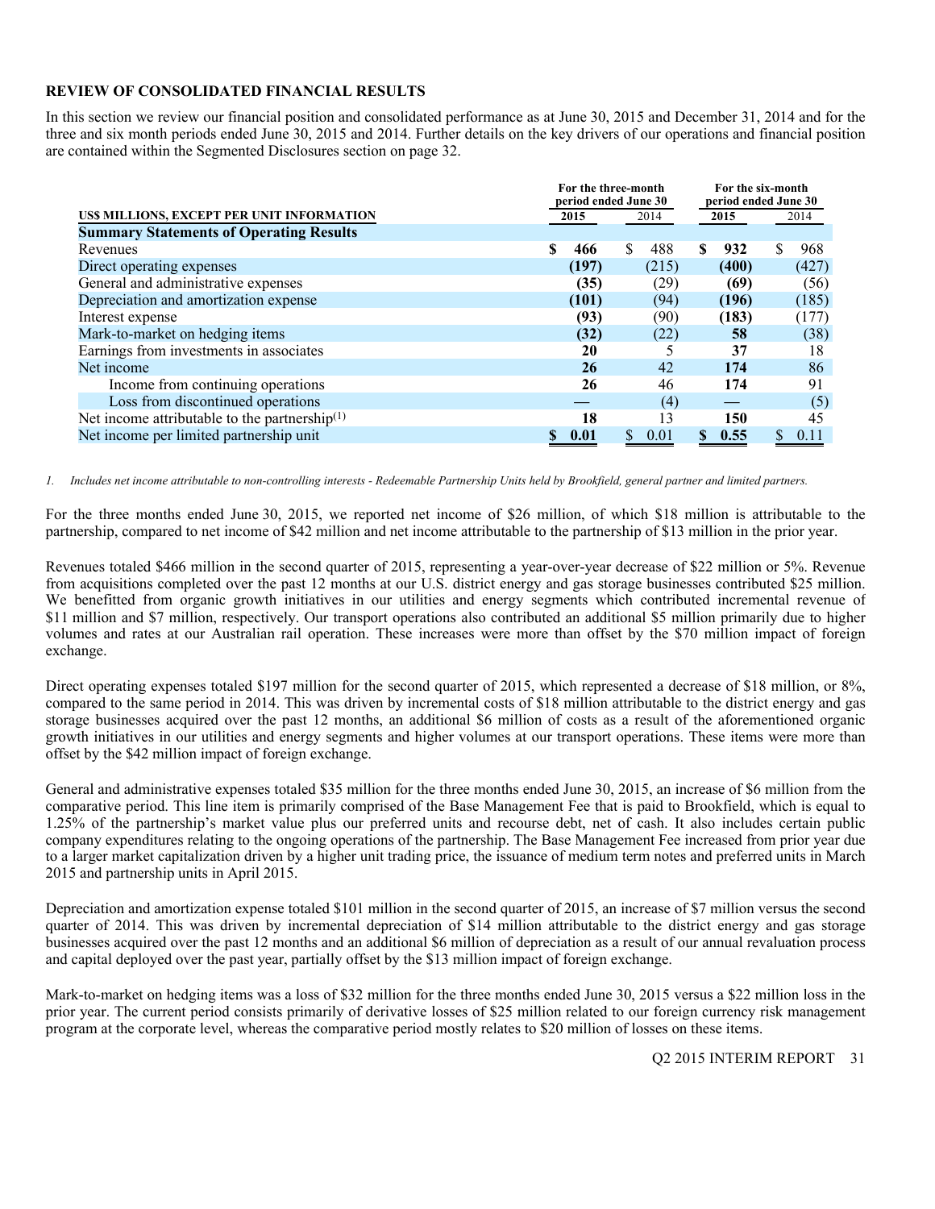## REVIEW OF CONSOLIDATED FINANCIAL RESULTS

In this section we review our financial position and consolidated performance as at June 30, 2015 and December 31, 2014 and for the three and six month periods ended June 30, 2015 and 2014. Further details on the key drivers of our operations and financial position are contained within the Segmented Disclosures section on page 32.

| US$ MILLIONS, EXCEPT PER UNIT INFORMATION | For the three-month period ended June 30 | | For the six-month period ended June 30 | |
|---|---|---|---|---|
| | **2015** | 2014 | **2015** | 2014 |
| **Summary Statements of Operating Results** | | | | |
| Revenues | **$ 466** | $ 488 | **$ 932** | $ 968 |
| Direct operating expenses | **(197)** | (215) | **(400)** | (427) |
| General and administrative expenses | **(35)** | (29) | **(69)** | (56) |
| Depreciation and amortization expense | **(101)** | (94) | **(196)** | (185) |
| Interest expense | **(93)** | (90) | **(183)** | (177) |
| Mark-to-market on hedging items | **(32)** | (22) | **58** | (38) |
| Earnings from investments in associates | **20** | 5 | **37** | 18 |
| Net income | **26** | 42 | **174** | 86 |
| Income from continuing operations | **26** | 46 | **174** | 91 |
| Loss from discontinued operations | **—** | (4) | **—** | (5) |
| Net income attributable to the partnership[(1)] | **18** | 13 | **150** | 45 |
| Net income per limited partnership unit | **$ 0.01** | $ 0.01 | **$ 0.55** | $ 0.11 |

*1. Includes net income attributable to non-controlling interests - Redeemable Partnership Units held by Brookfield, general partner and limited partners.*

For the three months ended June 30, 2015, we reported net income of $26 million, of which $18 million is attributable to the partnership, compared to net income of $42 million and net income attributable to the partnership of $13 million in the prior year.

Revenues totaled $466 million in the second quarter of 2015, representing a year-over-year decrease of $22 million or 5%. Revenue from acquisitions completed over the past 12 months at our U.S. district energy and gas storage businesses contributed $25 million. We benefitted from organic growth initiatives in our utilities and energy segments which contributed incremental revenue of $11 million and $7 million, respectively. Our transport operations also contributed an additional $5 million primarily due to higher volumes and rates at our Australian rail operation. These increases were more than offset by the $70 million impact of foreign exchange.

Direct operating expenses totaled $197 million for the second quarter of 2015, which represented a decrease of $18 million, or 8%, compared to the same period in 2014. This was driven by incremental costs of $18 million attributable to the district energy and gas storage businesses acquired over the past 12 months, an additional $6 million of costs as a result of the aforementioned organic growth initiatives in our utilities and energy segments and higher volumes at our transport operations. These items were more than offset by the $42 million impact of foreign exchange.

General and administrative expenses totaled $35 million for the three months ended June 30, 2015, an increase of $6 million from the comparative period. This line item is primarily comprised of the Base Management Fee that is paid to Brookfield, which is equal to 1.25% of the partnership's market value plus our preferred units and recourse debt, net of cash. It also includes certain public company expenditures relating to the ongoing operations of the partnership. The Base Management Fee increased from prior year due to a larger market capitalization driven by a higher unit trading price, the issuance of medium term notes and preferred units in March 2015 and partnership units in April 2015.

Depreciation and amortization expense totaled $101 million in the second quarter of 2015, an increase of $7 million versus the second quarter of 2014. This was driven by incremental depreciation of $14 million attributable to the district energy and gas storage businesses acquired over the past 12 months and an additional $6 million of depreciation as a result of our annual revaluation process and capital deployed over the past year, partially offset by the $13 million impact of foreign exchange.

Mark-to-market on hedging items was a loss of $32 million for the three months ended June 30, 2015 versus a $22 million loss in the prior year. The current period consists primarily of derivative losses of $25 million related to our foreign currency risk management program at the corporate level, whereas the comparative period mostly relates to $20 million of losses on these items.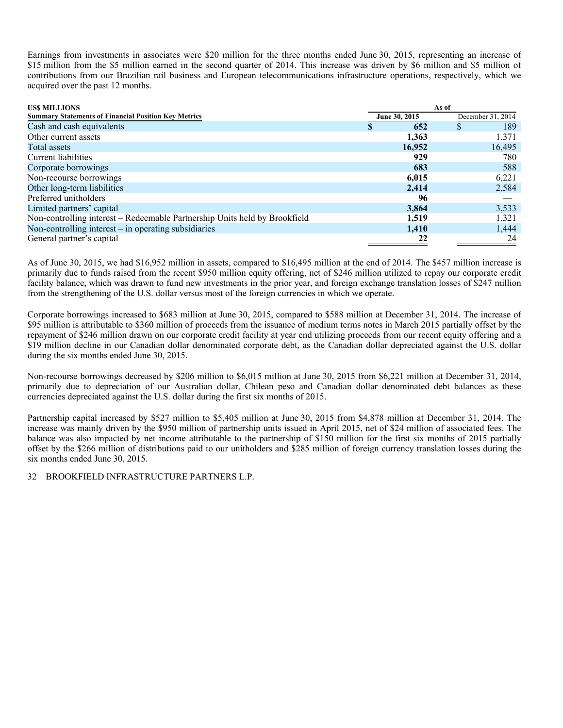Earnings from investments in associates were $20 million for the three months ended June 30, 2015, representing an increase of $15 million from the $5 million earned in the second quarter of 2014. This increase was driven by $6 million and $5 million of contributions from our Brazilian rail business and European telecommunications infrastructure operations, respectively, which we acquired over the past 12 months.

| **US$ MILLIONS** | **As of** | |
|---|---|---|
| **Summary Statements of Financial Position Key Metrics** | **June 30, 2015** | December 31, 2014 |
| Cash and cash equivalents | **$ 652** | $ 189 |
| Other current assets | **1,363** | 1,371 |
| Total assets | **16,952** | 16,495 |
| Current liabilities | **929** | 780 |
| Corporate borrowings | **683** | 588 |
| Non-recourse borrowings | **6,015** | 6,221 |
| Other long-term liabilities | **2,414** | 2,584 |
| Preferred unitholders | **96** | — |
| Limited partners' capital | **3,864** | 3,533 |
| Non-controlling interest – Redeemable Partnership Units held by Brookfield | **1,519** | 1,321 |
| Non-controlling interest – in operating subsidiaries | **1,410** | 1,444 |
| General partner's capital | **22** | 24 |

As of June 30, 2015, we had $16,952 million in assets, compared to $16,495 million at the end of 2014. The $457 million increase is primarily due to funds raised from the recent $950 million equity offering, net of $246 million utilized to repay our corporate credit facility balance, which was drawn to fund new investments in the prior year, and foreign exchange translation losses of $247 million from the strengthening of the U.S. dollar versus most of the foreign currencies in which we operate.

Corporate borrowings increased to $683 million at June 30, 2015, compared to $588 million at December 31, 2014. The increase of $95 million is attributable to $360 million of proceeds from the issuance of medium terms notes in March 2015 partially offset by the repayment of $246 million drawn on our corporate credit facility at year end utilizing proceeds from our recent equity offering and a $19 million decline in our Canadian dollar denominated corporate debt, as the Canadian dollar depreciated against the U.S. dollar during the six months ended June 30, 2015.

Non-recourse borrowings decreased by $206 million to $6,015 million at June 30, 2015 from $6,221 million at December 31, 2014, primarily due to depreciation of our Australian dollar, Chilean peso and Canadian dollar denominated debt balances as these currencies depreciated against the U.S. dollar during the first six months of 2015.

Partnership capital increased by $527 million to $5,405 million at June 30, 2015 from $4,878 million at December 31, 2014. The increase was mainly driven by the $950 million of partnership units issued in April 2015, net of $24 million of associated fees. The balance was also impacted by net income attributable to the partnership of $150 million for the first six months of 2015 partially offset by the $266 million of distributions paid to our unitholders and $285 million of foreign currency translation losses during the six months ended June 30, 2015.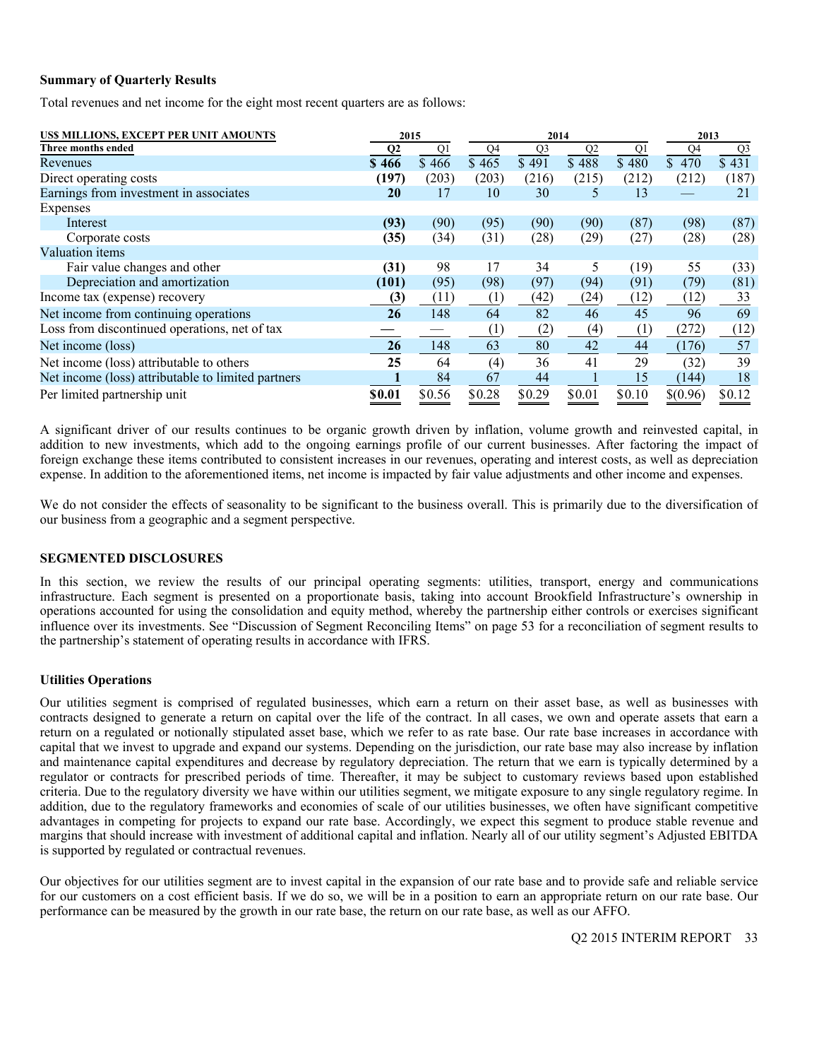### Summary of Quarterly Results

Total revenues and net income for the eight most recent quarters are as follows:

| US$ MILLIONS, EXCEPT PER UNIT AMOUNTS | 2015 | | 2014 | | | | 2013 | |
|---|---|---|---|---|---|---|---|---|
| Three months ended | **Q2** | Q1 | Q4 | Q3 | Q2 | Q1 | Q4 | Q3 |
| Revenues | **$ 466** | $ 466 | $ 465 | $ 491 | $ 488 | $ 480 | $ 470 | $ 431 |
| Direct operating costs | **(197)** | (203) | (203) | (216) | (215) | (212) | (212) | (187) |
| Earnings from investment in associates | **20** | 17 | 10 | 30 | 5 | 13 | — | 21 |
| Expenses | | | | | | | | |
| Interest | **(93)** | (90) | (95) | (90) | (90) | (87) | (98) | (87) |
| Corporate costs | **(35)** | (34) | (31) | (28) | (29) | (27) | (28) | (28) |
| Valuation items | | | | | | | | |
| Fair value changes and other | **(31)** | 98 | 17 | 34 | 5 | (19) | 55 | (33) |
| Depreciation and amortization | **(101)** | (95) | (98) | (97) | (94) | (91) | (79) | (81) |
| Income tax (expense) recovery | **(3)** | (11) | (1) | (42) | (24) | (12) | (12) | 33 |
| Net income from continuing operations | **26** | 148 | 64 | 82 | 46 | 45 | 96 | 69 |
| Loss from discontinued operations, net of tax | **—** | — | (1) | (2) | (4) | (1) | (272) | (12) |
| Net income (loss) | **26** | 148 | 63 | 80 | 42 | 44 | (176) | 57 |
| Net income (loss) attributable to others | **25** | 64 | (4) | 36 | 41 | 29 | (32) | 39 |
| Net income (loss) attributable to limited partners | **1** | 84 | 67 | 44 | 1 | 15 | (144) | 18 |
| Per limited partnership unit | **$0.01** | $0.56 | $0.28 | $0.29 | $0.01 | $0.10 | $(0.96) | $0.12 |

A significant driver of our results continues to be organic growth driven by inflation, volume growth and reinvested capital, in addition to new investments, which add to the ongoing earnings profile of our current businesses. After factoring the impact of foreign exchange these items contributed to consistent increases in our revenues, operating and interest costs, as well as depreciation expense. In addition to the aforementioned items, net income is impacted by fair value adjustments and other income and expenses.

We do not consider the effects of seasonality to be significant to the business overall. This is primarily due to the diversification of our business from a geographic and a segment perspective.

## SEGMENTED DISCLOSURES

In this section, we review the results of our principal operating segments: utilities, transport, energy and communications infrastructure. Each segment is presented on a proportionate basis, taking into account Brookfield Infrastructure's ownership in operations accounted for using the consolidation and equity method, whereby the partnership either controls or exercises significant influence over its investments. See "Discussion of Segment Reconciling Items" on page 53 for a reconciliation of segment results to the partnership's statement of operating results in accordance with IFRS.

### Utilities Operations

Our utilities segment is comprised of regulated businesses, which earn a return on their asset base, as well as businesses with contracts designed to generate a return on capital over the life of the contract. In all cases, we own and operate assets that earn a return on a regulated or notionally stipulated asset base, which we refer to as rate base. Our rate base increases in accordance with capital that we invest to upgrade and expand our systems. Depending on the jurisdiction, our rate base may also increase by inflation and maintenance capital expenditures and decrease by regulatory depreciation. The return that we earn is typically determined by a regulator or contracts for prescribed periods of time. Thereafter, it may be subject to customary reviews based upon established criteria. Due to the regulatory diversity we have within our utilities segment, we mitigate exposure to any single regulatory regime. In addition, due to the regulatory frameworks and economies of scale of our utilities businesses, we often have significant competitive advantages in competing for projects to expand our rate base. Accordingly, we expect this segment to produce stable revenue and margins that should increase with investment of additional capital and inflation. Nearly all of our utility segment's Adjusted EBITDA is supported by regulated or contractual revenues.

Our objectives for our utilities segment are to invest capital in the expansion of our rate base and to provide safe and reliable service for our customers on a cost efficient basis. If we do so, we will be in a position to earn an appropriate return on our rate base. Our performance can be measured by the growth in our rate base, the return on our rate base, as well as our AFFO.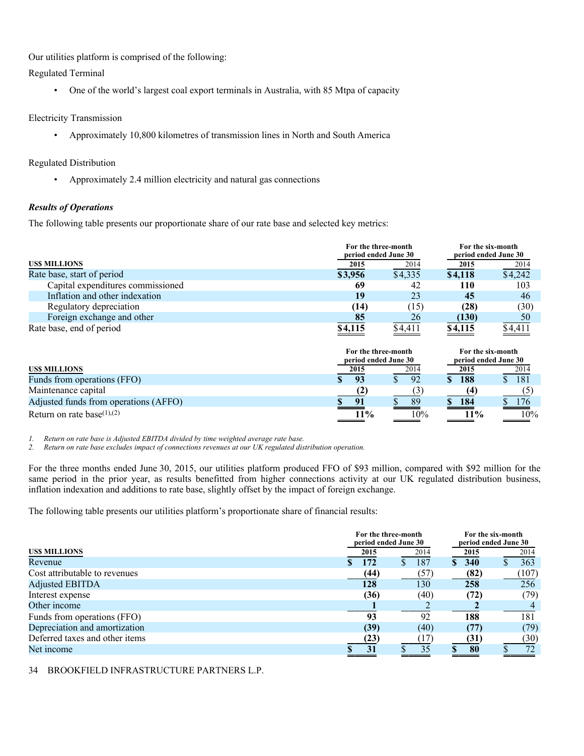Our utilities platform is comprised of the following:

Regulated Terminal

- One of the world's largest coal export terminals in Australia, with 85 Mtpa of capacity

Electricity Transmission

- Approximately 10,800 kilometres of transmission lines in North and South America

Regulated Distribution

- Approximately 2.4 million electricity and natural gas connections

***Results of Operations***

The following table presents our proportionate share of our rate base and selected key metrics:

| US$ MILLIONS | For the three-month period ended June 30 | | For the six-month period ended June 30 | |
|---|---|---|---|---|
| | **2015** | 2014 | **2015** | 2014 |
| Rate base, start of period | **$3,956** | $4,335 | **$4,118** | $4,242 |
| Capital expenditures commissioned | **69** | 42 | **110** | 103 |
| Inflation and other indexation | **19** | 23 | **45** | 46 |
| Regulatory depreciation | **(14)** | (15) | **(28)** | (30) |
| Foreign exchange and other | **85** | 26 | **(130)** | 50 |
| Rate base, end of period | **$4,115** | $4,411 | **$4,115** | $4,411 |

| US$ MILLIONS | For the three-month period ended June 30 | | For the six-month period ended June 30 | |
|---|---|---|---|---|
| | **2015** | 2014 | **2015** | 2014 |
| Funds from operations (FFO) | **$ 93** | $ 92 | **$ 188** | $ 181 |
| Maintenance capital | **(2)** | (3) | **(4)** | (5) |
| Adjusted funds from operations (AFFO) | **$ 91** | $ 89 | **$ 184** | $ 176 |
| Return on rate base[1],[2] | **11%** | 10% | **11%** | 10% |

1. *Return on rate base is Adjusted EBITDA divided by time weighted average rate base.*
2. *Return on rate base excludes impact of connections revenues at our UK regulated distribution operation.*

For the three months ended June 30, 2015, our utilities platform produced FFO of $93 million, compared with $92 million for the same period in the prior year, as results benefitted from higher connections activity at our UK regulated distribution business, inflation indexation and additions to rate base, slightly offset by the impact of foreign exchange.

The following table presents our utilities platform's proportionate share of financial results:

| US$ MILLIONS | For the three-month period ended June 30 | | For the six-month period ended June 30 | |
|---|---|---|---|---|
| | **2015** | 2014 | **2015** | 2014 |
| Revenue | **$ 172** | $ 187 | **$ 340** | $ 363 |
| Cost attributable to revenues | **(44)** | (57) | **(82)** | (107) |
| Adjusted EBITDA | **128** | 130 | **258** | 256 |
| Interest expense | **(36)** | (40) | **(72)** | (79) |
| Other income | **1** | 2 | **2** | 4 |
| Funds from operations (FFO) | **93** | 92 | **188** | 181 |
| Depreciation and amortization | **(39)** | (40) | **(77)** | (79) |
| Deferred taxes and other items | **(23)** | (17) | **(31)** | (30) |
| Net income | **$ 31** | $ 35 | **$ 80** | $ 72 |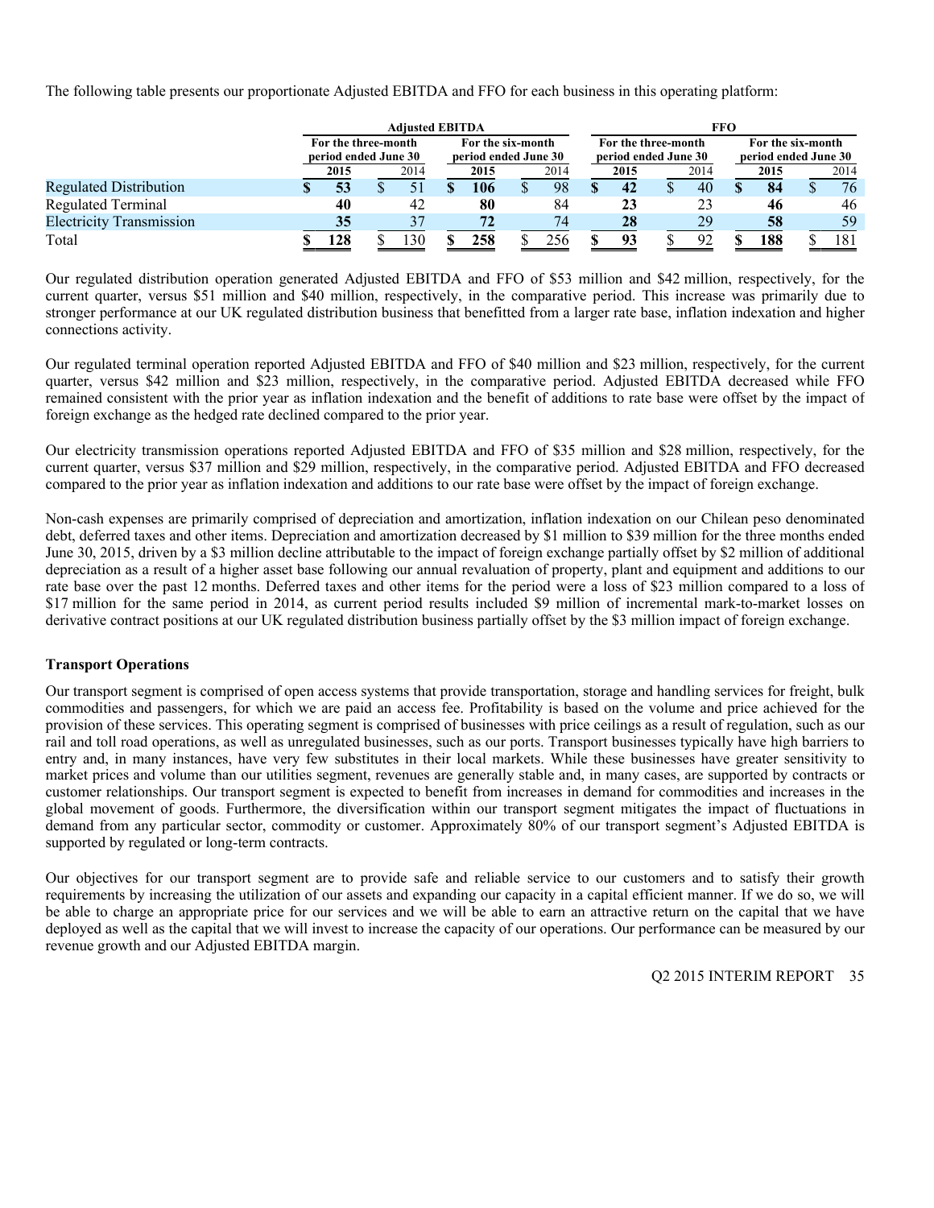The following table presents our proportionate Adjusted EBITDA and FFO for each business in this operating platform:

| | Adjusted EBITDA | | | | FFO | | | |
|---|---|---|---|---|---|---|---|---|
| | For the three-month period ended June 30 | | For the six-month period ended June 30 | | For the three-month period ended June 30 | | For the six-month period ended June 30 | |
| | **2015** | 2014 | **2015** | 2014 | **2015** | 2014 | **2015** | 2014 |
| Regulated Distribution | **$ 53** | $ 51 | **$ 106** | $ 98 | **$ 42** | $ 40 | **$ 84** | $ 76 |
| Regulated Terminal | **40** | 42 | **80** | 84 | **23** | 23 | **46** | 46 |
| Electricity Transmission | **35** | 37 | **72** | 74 | **28** | 29 | **58** | 59 |
| Total | **$ 128** | $ 130 | **$ 258** | $ 256 | **$ 93** | $ 92 | **$ 188** | $ 181 |

Our regulated distribution operation generated Adjusted EBITDA and FFO of $53 million and $42 million, respectively, for the current quarter, versus $51 million and $40 million, respectively, in the comparative period. This increase was primarily due to stronger performance at our UK regulated distribution business that benefitted from a larger rate base, inflation indexation and higher connections activity.

Our regulated terminal operation reported Adjusted EBITDA and FFO of $40 million and $23 million, respectively, for the current quarter, versus $42 million and $23 million, respectively, in the comparative period. Adjusted EBITDA decreased while FFO remained consistent with the prior year as inflation indexation and the benefit of additions to rate base were offset by the impact of foreign exchange as the hedged rate declined compared to the prior year.

Our electricity transmission operations reported Adjusted EBITDA and FFO of $35 million and $28 million, respectively, for the current quarter, versus $37 million and $29 million, respectively, in the comparative period. Adjusted EBITDA and FFO decreased compared to the prior year as inflation indexation and additions to our rate base were offset by the impact of foreign exchange.

Non-cash expenses are primarily comprised of depreciation and amortization, inflation indexation on our Chilean peso denominated debt, deferred taxes and other items. Depreciation and amortization decreased by $1 million to $39 million for the three months ended June 30, 2015, driven by a $3 million decline attributable to the impact of foreign exchange partially offset by $2 million of additional depreciation as a result of a higher asset base following our annual revaluation of property, plant and equipment and additions to our rate base over the past 12 months. Deferred taxes and other items for the period were a loss of $23 million compared to a loss of $17 million for the same period in 2014, as current period results included $9 million of incremental mark-to-market losses on derivative contract positions at our UK regulated distribution business partially offset by the $3 million impact of foreign exchange.

**Transport Operations**

Our transport segment is comprised of open access systems that provide transportation, storage and handling services for freight, bulk commodities and passengers, for which we are paid an access fee. Profitability is based on the volume and price achieved for the provision of these services. This operating segment is comprised of businesses with price ceilings as a result of regulation, such as our rail and toll road operations, as well as unregulated businesses, such as our ports. Transport businesses typically have high barriers to entry and, in many instances, have very few substitutes in their local markets. While these businesses have greater sensitivity to market prices and volume than our utilities segment, revenues are generally stable and, in many cases, are supported by contracts or customer relationships. Our transport segment is expected to benefit from increases in demand for commodities and increases in the global movement of goods. Furthermore, the diversification within our transport segment mitigates the impact of fluctuations in demand from any particular sector, commodity or customer. Approximately 80% of our transport segment's Adjusted EBITDA is supported by regulated or long-term contracts.

Our objectives for our transport segment are to provide safe and reliable service to our customers and to satisfy their growth requirements by increasing the utilization of our assets and expanding our capacity in a capital efficient manner. If we do so, we will be able to charge an appropriate price for our services and we will be able to earn an attractive return on the capital that we have deployed as well as the capital that we will invest to increase the capacity of our operations. Our performance can be measured by our revenue growth and our Adjusted EBITDA margin.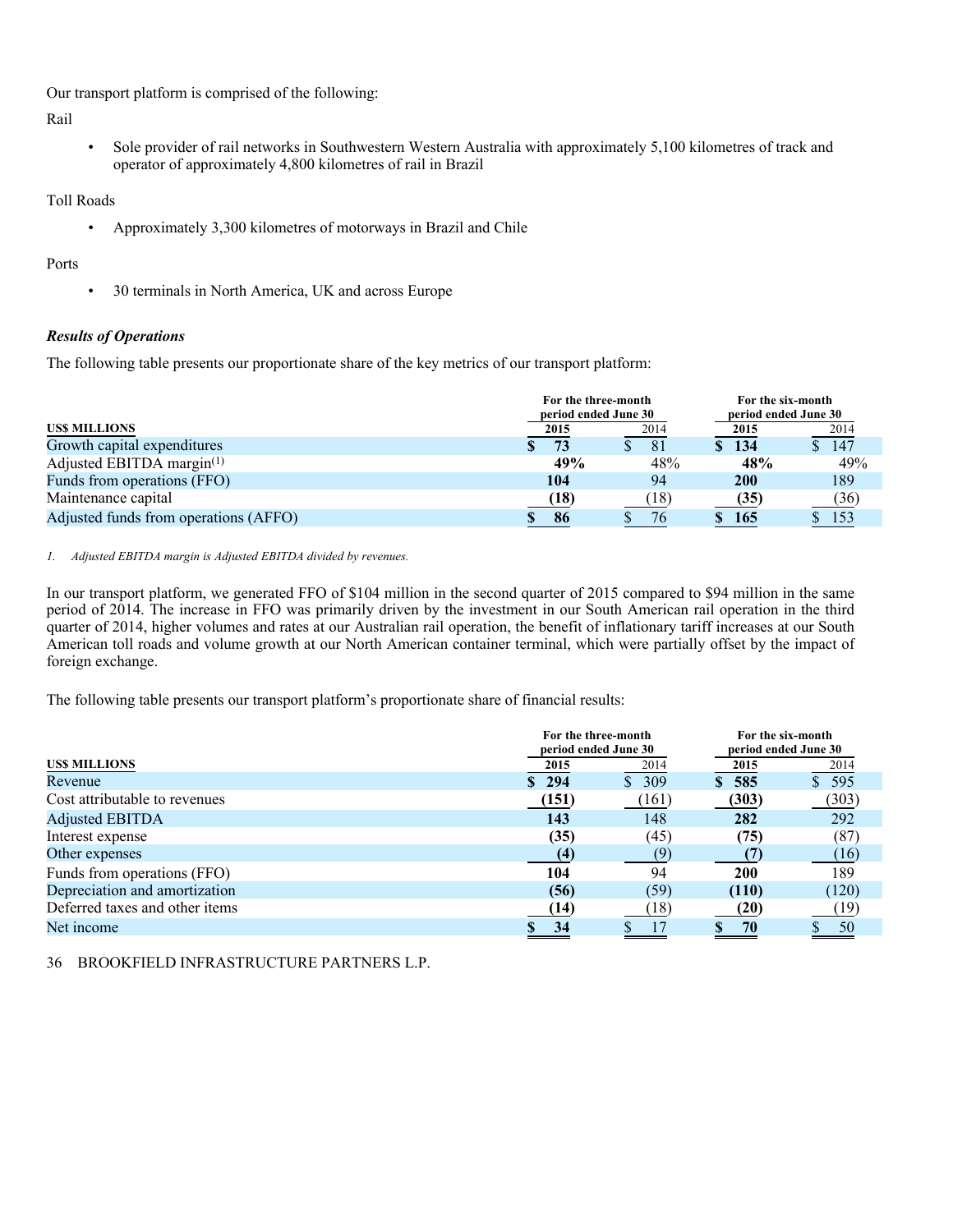Our transport platform is comprised of the following:

Rail

- Sole provider of rail networks in Southwestern Western Australia with approximately 5,100 kilometres of track and operator of approximately 4,800 kilometres of rail in Brazil

Toll Roads

- Approximately 3,300 kilometres of motorways in Brazil and Chile

Ports

- 30 terminals in North America, UK and across Europe

***Results of Operations***

The following table presents our proportionate share of the key metrics of our transport platform:

| | For the three-month period ended June 30 | | For the six-month period ended June 30 | |
|---|---|---|---|---|
| **US$ MILLIONS** | **2015** | 2014 | **2015** | 2014 |
| Growth capital expenditures | **$ 73** | $ 81 | **$ 134** | $ 147 |
| Adjusted EBITDA margin[1] | **49%** | 48% | **48%** | 49% |
| Funds from operations (FFO) | **104** | 94 | **200** | 189 |
| Maintenance capital | **(18)** | (18) | **(35)** | (36) |
| Adjusted funds from operations (AFFO) | **$ 86** | $ 76 | **$ 165** | $ 153 |

*1. Adjusted EBITDA margin is Adjusted EBITDA divided by revenues.*

In our transport platform, we generated FFO of $104 million in the second quarter of 2015 compared to $94 million in the same period of 2014. The increase in FFO was primarily driven by the investment in our South American rail operation in the third quarter of 2014, higher volumes and rates at our Australian rail operation, the benefit of inflationary tariff increases at our South American toll roads and volume growth at our North American container terminal, which were partially offset by the impact of foreign exchange.

The following table presents our transport platform's proportionate share of financial results:

| | For the three-month period ended June 30 | | For the six-month period ended June 30 | |
|---|---|---|---|---|
| **US$ MILLIONS** | **2015** | 2014 | **2015** | 2014 |
| Revenue | **$ 294** | $ 309 | **$ 585** | $ 595 |
| Cost attributable to revenues | **(151)** | (161) | **(303)** | (303) |
| Adjusted EBITDA | **143** | 148 | **282** | 292 |
| Interest expense | **(35)** | (45) | **(75)** | (87) |
| Other expenses | **(4)** | (9) | **(7)** | (16) |
| Funds from operations (FFO) | **104** | 94 | **200** | 189 |
| Depreciation and amortization | **(56)** | (59) | **(110)** | (120) |
| Deferred taxes and other items | **(14)** | (18) | **(20)** | (19) |
| Net income | **$ 34** | $ 17 | **$ 70** | $ 50 |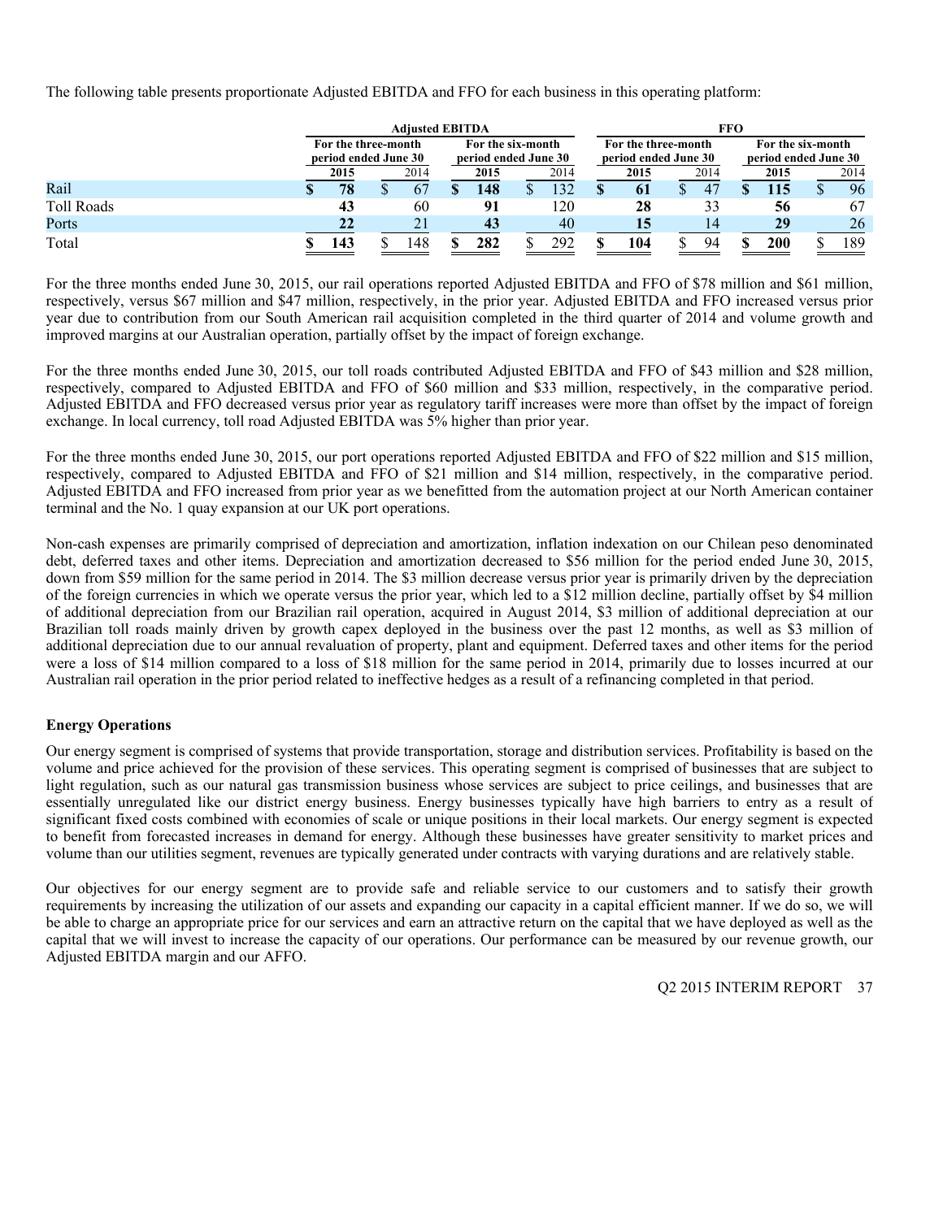The following table presents proportionate Adjusted EBITDA and FFO for each business in this operating platform:

| | Adjusted EBITDA | | | | FFO | | | |
|---|---|---|---|---|---|---|---|---|
| | For the three-month period ended June 30 | | For the six-month period ended June 30 | | For the three-month period ended June 30 | | For the six-month period ended June 30 | |
| | **2015** | 2014 | **2015** | 2014 | **2015** | 2014 | **2015** | 2014 |
| Rail | **$ 78** | $ 67 | **$ 148** | $ 132 | **$ 61** | $ 47 | **$ 115** | $ 96 |
| Toll Roads | **43** | 60 | **91** | 120 | **28** | 33 | **56** | 67 |
| Ports | **22** | 21 | **43** | 40 | **15** | 14 | **29** | 26 |
| Total | **$ 143** | $ 148 | **$ 282** | $ 292 | **$ 104** | $ 94 | **$ 200** | $ 189 |

For the three months ended June 30, 2015, our rail operations reported Adjusted EBITDA and FFO of $78 million and $61 million, respectively, versus $67 million and $47 million, respectively, in the prior year. Adjusted EBITDA and FFO increased versus prior year due to contribution from our South American rail acquisition completed in the third quarter of 2014 and volume growth and improved margins at our Australian operation, partially offset by the impact of foreign exchange.

For the three months ended June 30, 2015, our toll roads contributed Adjusted EBITDA and FFO of $43 million and $28 million, respectively, compared to Adjusted EBITDA and FFO of $60 million and $33 million, respectively, in the comparative period. Adjusted EBITDA and FFO decreased versus prior year as regulatory tariff increases were more than offset by the impact of foreign exchange. In local currency, toll road Adjusted EBITDA was 5% higher than prior year.

For the three months ended June 30, 2015, our port operations reported Adjusted EBITDA and FFO of $22 million and $15 million, respectively, compared to Adjusted EBITDA and FFO of $21 million and $14 million, respectively, in the comparative period. Adjusted EBITDA and FFO increased from prior year as we benefitted from the automation project at our North American container terminal and the No. 1 quay expansion at our UK port operations.

Non-cash expenses are primarily comprised of depreciation and amortization, inflation indexation on our Chilean peso denominated debt, deferred taxes and other items. Depreciation and amortization decreased to $56 million for the period ended June 30, 2015, down from $59 million for the same period in 2014. The $3 million decrease versus prior year is primarily driven by the depreciation of the foreign currencies in which we operate versus the prior year, which led to a $12 million decline, partially offset by $4 million of additional depreciation from our Brazilian rail operation, acquired in August 2014, $3 million of additional depreciation at our Brazilian toll roads mainly driven by growth capex deployed in the business over the past 12 months, as well as $3 million of additional depreciation due to our annual revaluation of property, plant and equipment. Deferred taxes and other items for the period were a loss of $14 million compared to a loss of $18 million for the same period in 2014, primarily due to losses incurred at our Australian rail operation in the prior period related to ineffective hedges as a result of a refinancing completed in that period.

## Energy Operations

Our energy segment is comprised of systems that provide transportation, storage and distribution services. Profitability is based on the volume and price achieved for the provision of these services. This operating segment is comprised of businesses that are subject to light regulation, such as our natural gas transmission business whose services are subject to price ceilings, and businesses that are essentially unregulated like our district energy business. Energy businesses typically have high barriers to entry as a result of significant fixed costs combined with economies of scale or unique positions in their local markets. Our energy segment is expected to benefit from forecasted increases in demand for energy. Although these businesses have greater sensitivity to market prices and volume than our utilities segment, revenues are typically generated under contracts with varying durations and are relatively stable.

Our objectives for our energy segment are to provide safe and reliable service to our customers and to satisfy their growth requirements by increasing the utilization of our assets and expanding our capacity in a capital efficient manner. If we do so, we will be able to charge an appropriate price for our services and earn an attractive return on the capital that we have deployed as well as the capital that we will invest to increase the capacity of our operations. Our performance can be measured by our revenue growth, our Adjusted EBITDA margin and our AFFO.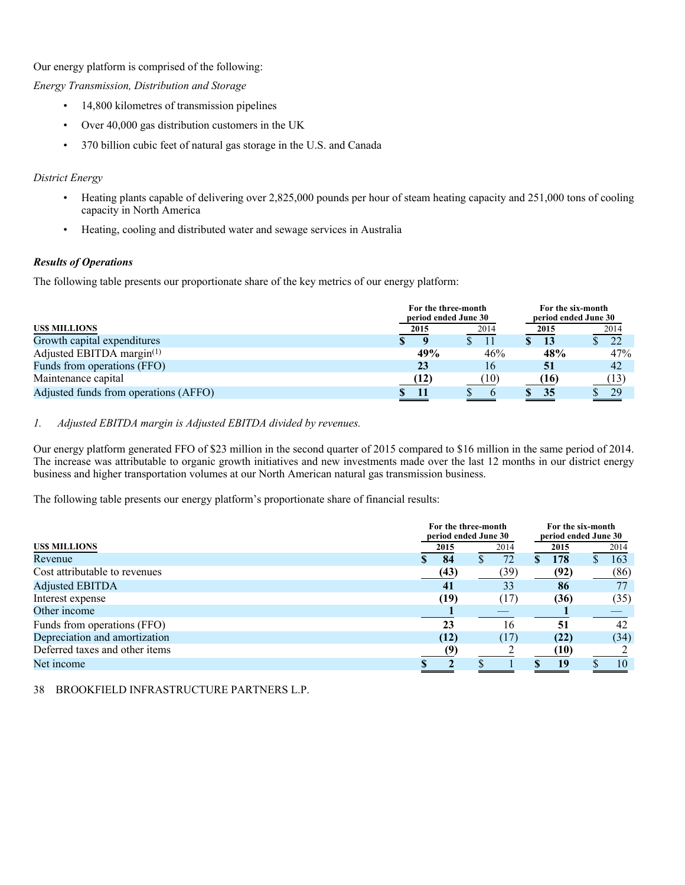Our energy platform is comprised of the following:

*Energy Transmission, Distribution and Storage*

- 14,800 kilometres of transmission pipelines
- Over 40,000 gas distribution customers in the UK
- 370 billion cubic feet of natural gas storage in the U.S. and Canada

*District Energy*

- Heating plants capable of delivering over 2,825,000 pounds per hour of steam heating capacity and 251,000 tons of cooling capacity in North America
- Heating, cooling and distributed water and sewage services in Australia

***Results of Operations***

The following table presents our proportionate share of the key metrics of our energy platform:

| US$ MILLIONS | For the three-month period ended June 30 | | For the six-month period ended June 30 | |
|---|---|---|---|---|
| | **2015** | 2014 | **2015** | 2014 |
| Growth capital expenditures | **$ 9** | $ 11 | **$ 13** | $ 22 |
| Adjusted EBITDA margin[1] | **49%** | 46% | **48%** | 47% |
| Funds from operations (FFO) | **23** | 16 | **51** | 42 |
| Maintenance capital | **(12)** | (10) | **(16)** | (13) |
| Adjusted funds from operations (AFFO) | **$ 11** | $ 6 | **$ 35** | $ 29 |

1. *Adjusted EBITDA margin is Adjusted EBITDA divided by revenues.*

Our energy platform generated FFO of $23 million in the second quarter of 2015 compared to $16 million in the same period of 2014. The increase was attributable to organic growth initiatives and new investments made over the last 12 months in our district energy business and higher transportation volumes at our North American natural gas transmission business.

The following table presents our energy platform's proportionate share of financial results:

| US$ MILLIONS | For the three-month period ended June 30 | | For the six-month period ended June 30 | |
|---|---|---|---|---|
| | **2015** | 2014 | **2015** | 2014 |
| Revenue | **$ 84** | $ 72 | **$ 178** | $ 163 |
| Cost attributable to revenues | **(43)** | (39) | **(92)** | (86) |
| Adjusted EBITDA | **41** | 33 | **86** | 77 |
| Interest expense | **(19)** | (17) | **(36)** | (35) |
| Other income | **1** | — | **1** | — |
| Funds from operations (FFO) | **23** | 16 | **51** | 42 |
| Depreciation and amortization | **(12)** | (17) | **(22)** | (34) |
| Deferred taxes and other items | **(9)** | 2 | **(10)** | 2 |
| Net income | **$ 2** | $ 1 | **$ 19** | $ 10 |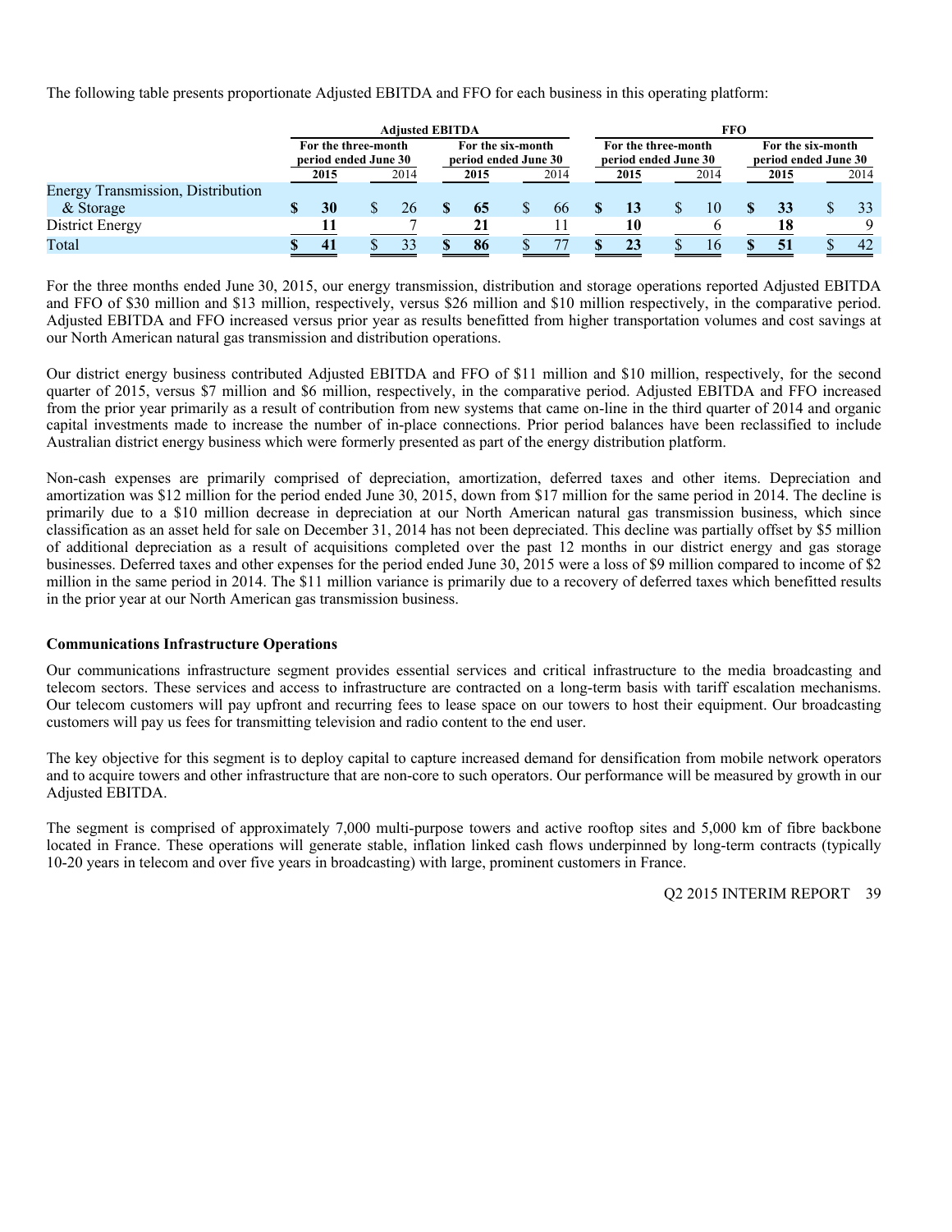The following table presents proportionate Adjusted EBITDA and FFO for each business in this operating platform:

| | Adjusted EBITDA | | | | FFO | | | |
|---|---|---|---|---|---|---|---|---|
| | For the three-month period ended June 30 | | For the six-month period ended June 30 | | For the three-month period ended June 30 | | For the six-month period ended June 30 | |
| | **2015** | 2014 | **2015** | 2014 | **2015** | 2014 | **2015** | 2014 |
| Energy Transmission, Distribution & Storage | **$ 30** | $ 26 | **$ 65** | $ 66 | **$ 13** | $ 10 | **$ 33** | $ 33 |
| District Energy | **11** | 7 | **21** | 11 | **10** | 6 | **18** | 9 |
| Total | **$ 41** | $ 33 | **$ 86** | $ 77 | **$ 23** | $ 16 | **$ 51** | $ 42 |

For the three months ended June 30, 2015, our energy transmission, distribution and storage operations reported Adjusted EBITDA and FFO of $30 million and $13 million, respectively, versus $26 million and $10 million respectively, in the comparative period. Adjusted EBITDA and FFO increased versus prior year as results benefitted from higher transportation volumes and cost savings at our North American natural gas transmission and distribution operations.

Our district energy business contributed Adjusted EBITDA and FFO of $11 million and $10 million, respectively, for the second quarter of 2015, versus $7 million and $6 million, respectively, in the comparative period. Adjusted EBITDA and FFO increased from the prior year primarily as a result of contribution from new systems that came on-line in the third quarter of 2014 and organic capital investments made to increase the number of in-place connections. Prior period balances have been reclassified to include Australian district energy business which were formerly presented as part of the energy distribution platform.

Non-cash expenses are primarily comprised of depreciation, amortization, deferred taxes and other items. Depreciation and amortization was $12 million for the period ended June 30, 2015, down from $17 million for the same period in 2014. The decline is primarily due to a $10 million decrease in depreciation at our North American natural gas transmission business, which since classification as an asset held for sale on December 31, 2014 has not been depreciated. This decline was partially offset by $5 million of additional depreciation as a result of acquisitions completed over the past 12 months in our district energy and gas storage businesses. Deferred taxes and other expenses for the period ended June 30, 2015 were a loss of $9 million compared to income of $2 million in the same period in 2014. The $11 million variance is primarily due to a recovery of deferred taxes which benefitted results in the prior year at our North American gas transmission business.

**Communications Infrastructure Operations**

Our communications infrastructure segment provides essential services and critical infrastructure to the media broadcasting and telecom sectors. These services and access to infrastructure are contracted on a long-term basis with tariff escalation mechanisms. Our telecom customers will pay upfront and recurring fees to lease space on our towers to host their equipment. Our broadcasting customers will pay us fees for transmitting television and radio content to the end user.

The key objective for this segment is to deploy capital to capture increased demand for densification from mobile network operators and to acquire towers and other infrastructure that are non-core to such operators. Our performance will be measured by growth in our Adjusted EBITDA.

The segment is comprised of approximately 7,000 multi-purpose towers and active rooftop sites and 5,000 km of fibre backbone located in France. These operations will generate stable, inflation linked cash flows underpinned by long-term contracts (typically 10-20 years in telecom and over five years in broadcasting) with large, prominent customers in France.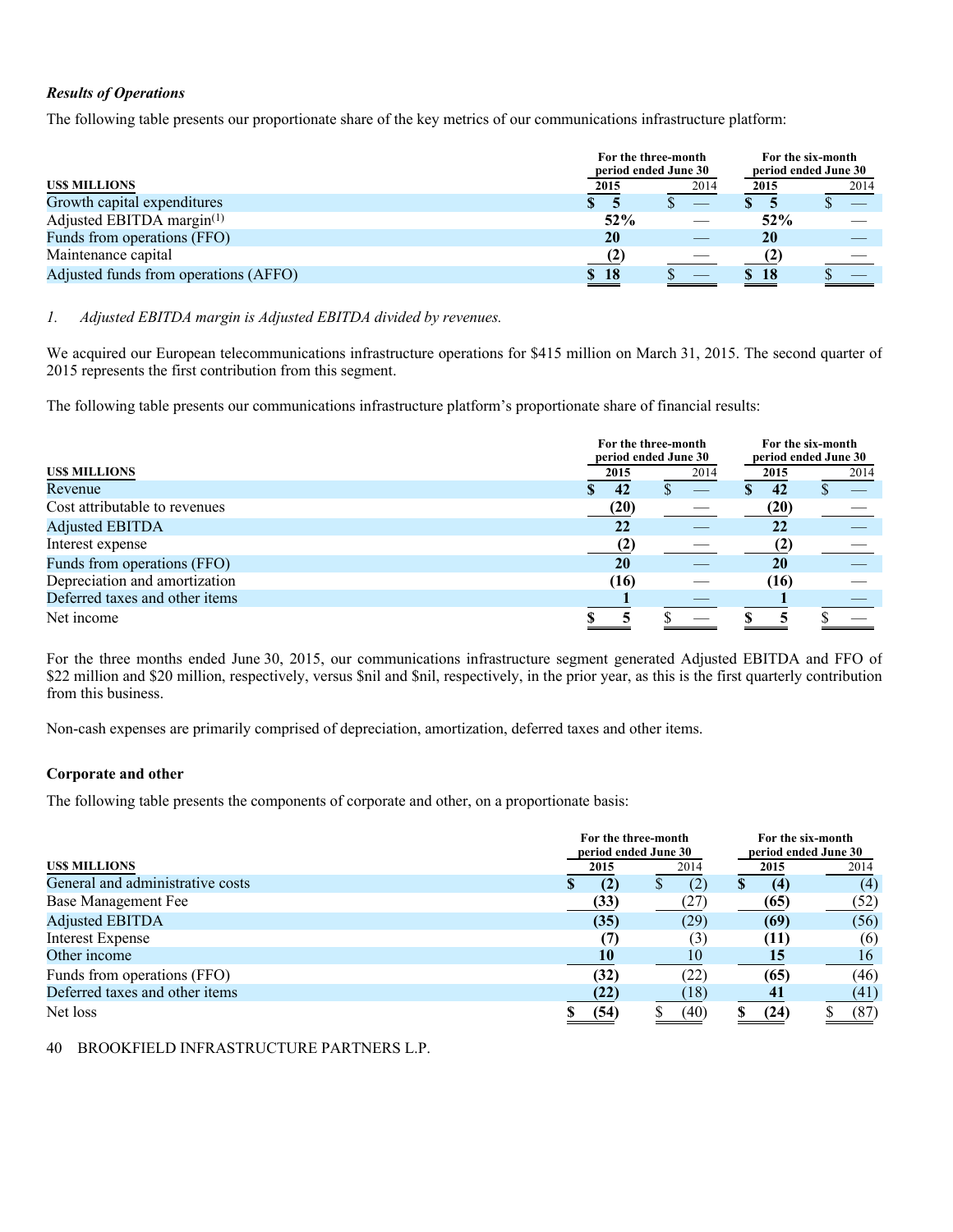### *Results of Operations*

The following table presents our proportionate share of the key metrics of our communications infrastructure platform:

| US$ MILLIONS | For the three-month period ended June 30 2015 | 2014 | For the six-month period ended June 30 2015 | 2014 |
|---|---|---|---|---|
| Growth capital expenditures | **$ 5** | $ — | **$ 5** | $ — |
| Adjusted EBITDA margin[1] | **52%** | — | **52%** | — |
| Funds from operations (FFO) | **20** | — | **20** | — |
| Maintenance capital | **(2)** | — | **(2)** | — |
| Adjusted funds from operations (AFFO) | **$ 18** | $ — | **$ 18** | $ — |

1. *Adjusted EBITDA margin is Adjusted EBITDA divided by revenues.*

We acquired our European telecommunications infrastructure operations for $415 million on March 31, 2015. The second quarter of 2015 represents the first contribution from this segment.

The following table presents our communications infrastructure platform's proportionate share of financial results:

| US$ MILLIONS | For the three-month period ended June 30 2015 | 2014 | For the six-month period ended June 30 2015 | 2014 |
|---|---|---|---|---|
| Revenue | **$ 42** | $ — | **$ 42** | $ — |
| Cost attributable to revenues | **(20)** | — | **(20)** | — |
| Adjusted EBITDA | **22** | — | **22** | — |
| Interest expense | **(2)** | — | **(2)** | — |
| Funds from operations (FFO) | **20** | — | **20** | — |
| Depreciation and amortization | **(16)** | — | **(16)** | — |
| Deferred taxes and other items | **1** | — | **1** | — |
| Net income | **$ 5** | $ — | **$ 5** | $ — |

For the three months ended June 30, 2015, our communications infrastructure segment generated Adjusted EBITDA and FFO of $22 million and $20 million, respectively, versus $nil and $nil, respectively, in the prior year, as this is the first quarterly contribution from this business.

Non-cash expenses are primarily comprised of depreciation, amortization, deferred taxes and other items.

### Corporate and other

The following table presents the components of corporate and other, on a proportionate basis:

| US$ MILLIONS | For the three-month period ended June 30 2015 | 2014 | For the six-month period ended June 30 2015 | 2014 |
|---|---|---|---|---|
| General and administrative costs | **$ (2)** | $ (2) | **$ (4)** | (4) |
| Base Management Fee | **(33)** | (27) | **(65)** | (52) |
| Adjusted EBITDA | **(35)** | (29) | **(69)** | (56) |
| Interest Expense | **(7)** | (3) | **(11)** | (6) |
| Other income | **10** | 10 | **15** | 16 |
| Funds from operations (FFO) | **(32)** | (22) | **(65)** | (46) |
| Deferred taxes and other items | **(22)** | (18) | **41** | (41) |
| Net loss | **$ (54)** | $ (40) | **$ (24)** | $ (87) |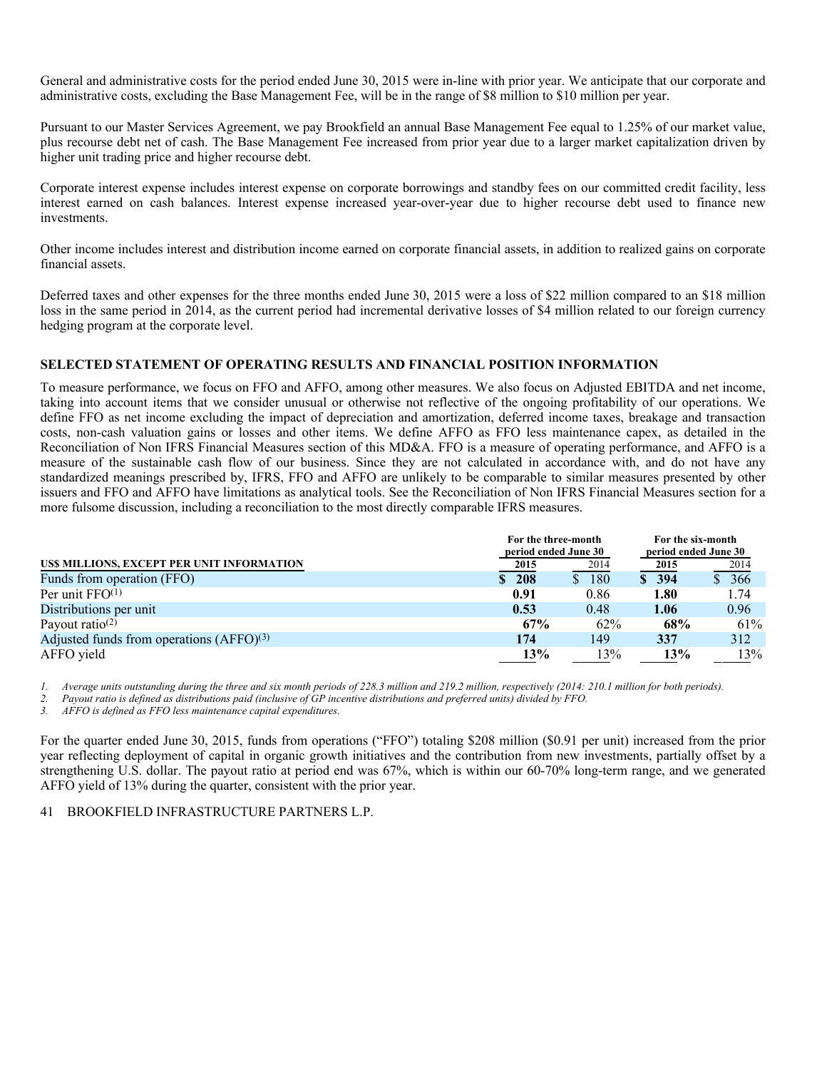General and administrative costs for the period ended June 30, 2015 were in-line with prior year. We anticipate that our corporate and administrative costs, excluding the Base Management Fee, will be in the range of $8 million to $10 million per year.

Pursuant to our Master Services Agreement, we pay Brookfield an annual Base Management Fee equal to 1.25% of our market value, plus recourse debt net of cash. The Base Management Fee increased from prior year due to a larger market capitalization driven by higher unit trading price and higher recourse debt.

Corporate interest expense includes interest expense on corporate borrowings and standby fees on our committed credit facility, less interest earned on cash balances. Interest expense increased year-over-year due to higher recourse debt used to finance new investments.

Other income includes interest and distribution income earned on corporate financial assets, in addition to realized gains on corporate financial assets.

Deferred taxes and other expenses for the three months ended June 30, 2015 were a loss of $22 million compared to an $18 million loss in the same period in 2014, as the current period had incremental derivative losses of $4 million related to our foreign currency hedging program at the corporate level.

## SELECTED STATEMENT OF OPERATING RESULTS AND FINANCIAL POSITION INFORMATION

To measure performance, we focus on FFO and AFFO, among other measures. We also focus on Adjusted EBITDA and net income, taking into account items that we consider unusual or otherwise not reflective of the ongoing profitability of our operations. We define FFO as net income excluding the impact of depreciation and amortization, deferred income taxes, breakage and transaction costs, non-cash valuation gains or losses and other items. We define AFFO as FFO less maintenance capex, as detailed in the Reconciliation of Non IFRS Financial Measures section of this MD&A. FFO is a measure of operating performance, and AFFO is a measure of the sustainable cash flow of our business. Since they are not calculated in accordance with, and do not have any standardized meanings prescribed by, IFRS, FFO and AFFO are unlikely to be comparable to similar measures presented by other issuers and FFO and AFFO have limitations as analytical tools. See the Reconciliation of Non IFRS Financial Measures section for a more fulsome discussion, including a reconciliation to the most directly comparable IFRS measures.

| US$ MILLIONS, EXCEPT PER UNIT INFORMATION | For the three-month period ended June 30 | | For the six-month period ended June 30 | |
|---|---|---|---|---|
| | **2015** | 2014 | **2015** | 2014 |
| Funds from operation (FFO) | **$ 208** | $ 180 | **$ 394** | $ 366 |
| Per unit FFO[1] | **0.91** | 0.86 | **1.80** | 1.74 |
| Distributions per unit | **0.53** | 0.48 | **1.06** | 0.96 |
| Payout ratio[2] | **67%** | 62% | **68%** | 61% |
| Adjusted funds from operations (AFFO)[3] | **174** | 149 | **337** | 312 |
| AFFO yield | **13%** | 13% | **13%** | 13% |

1. *Average units outstanding during the three and six month periods of 228.3 million and 219.2 million, respectively (2014: 210.1 million for both periods).*
2. *Payout ratio is defined as distributions paid (inclusive of GP incentive distributions and preferred units) divided by FFO.*
3. *AFFO is defined as FFO less maintenance capital expenditures.*

For the quarter ended June 30, 2015, funds from operations ("FFO") totaling $208 million ($0.91 per unit) increased from the prior year reflecting deployment of capital in organic growth initiatives and the contribution from new investments, partially offset by a strengthening U.S. dollar. The payout ratio at period end was 67%, which is within our 60-70% long-term range, and we generated AFFO yield of 13% during the quarter, consistent with the prior year.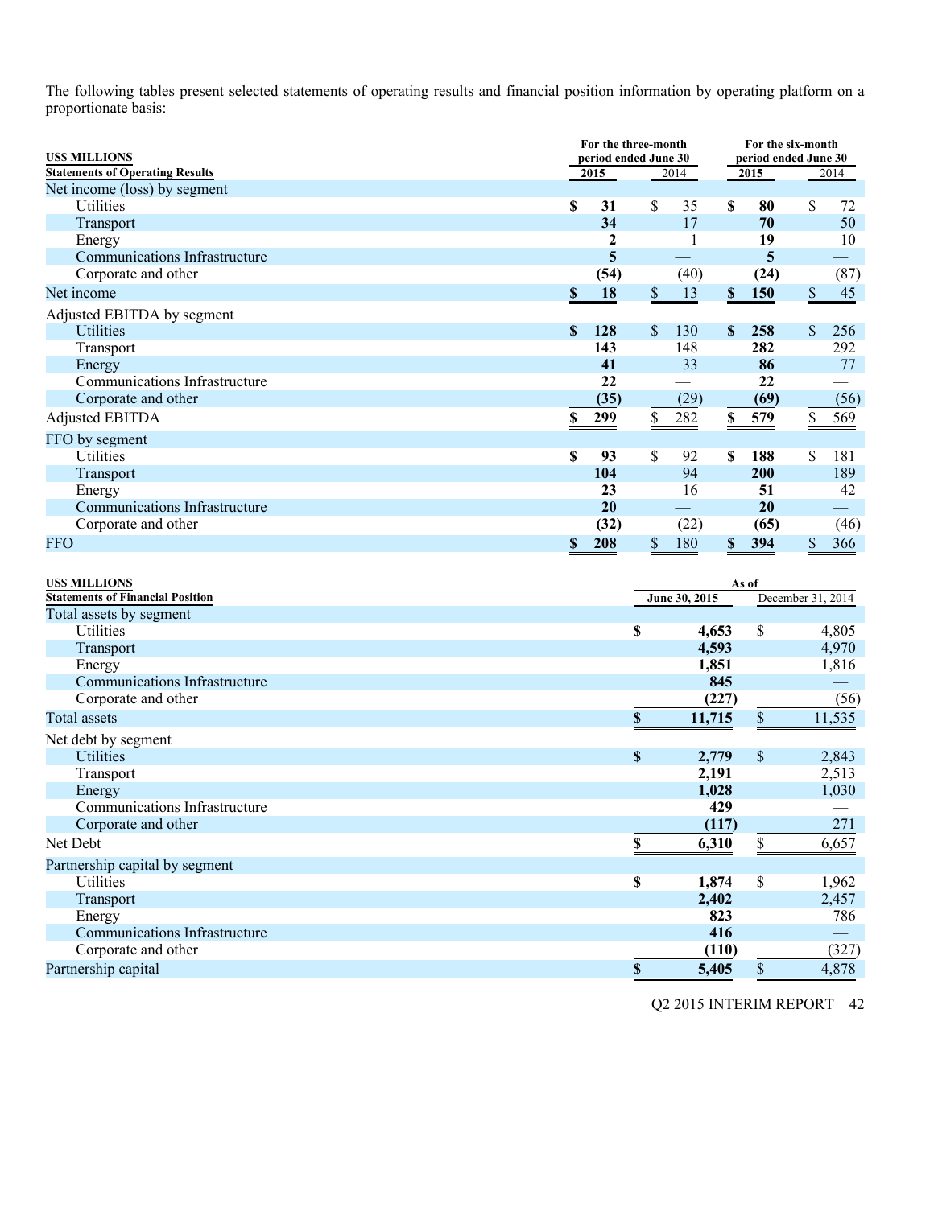The following tables present selected statements of operating results and financial position information by operating platform on a proportionate basis:

| US$ MILLIONS<br>Statements of Operating Results | For the three-month period ended June 30 2015 | For the three-month period ended June 30 2014 | For the six-month period ended June 30 2015 | For the six-month period ended June 30 2014 |
|---|---|---|---|---|
| Net income (loss) by segment | | | | |
| Utilities | $ 31 | $ 35 | $ 80 | $ 72 |
| Transport | 34 | 17 | 70 | 50 |
| Energy | 2 | 1 | 19 | 10 |
| Communications Infrastructure | 5 | — | 5 | — |
| Corporate and other | (54) | (40) | (24) | (87) |
| Net income | $ 18 | $ 13 | $ 150 | $ 45 |
| Adjusted EBITDA by segment | | | | |
| Utilities | $ 128 | $ 130 | $ 258 | $ 256 |
| Transport | 143 | 148 | 282 | 292 |
| Energy | 41 | 33 | 86 | 77 |
| Communications Infrastructure | 22 | — | 22 | — |
| Corporate and other | (35) | (29) | (69) | (56) |
| Adjusted EBITDA | $ 299 | $ 282 | $ 579 | $ 569 |
| FFO by segment | | | | |
| Utilities | $ 93 | $ 92 | $ 188 | $ 181 |
| Transport | 104 | 94 | 200 | 189 |
| Energy | 23 | 16 | 51 | 42 |
| Communications Infrastructure | 20 | — | 20 | — |
| Corporate and other | (32) | (22) | (65) | (46) |
| FFO | $ 208 | $ 180 | $ 394 | $ 366 |

| US$ MILLIONS<br>Statements of Financial Position | As of June 30, 2015 | As of December 31, 2014 |
|---|---|---|
| Total assets by segment | | |
| Utilities | $ 4,653 | $ 4,805 |
| Transport | 4,593 | 4,970 |
| Energy | 1,851 | 1,816 |
| Communications Infrastructure | 845 | — |
| Corporate and other | (227) | (56) |
| Total assets | $ 11,715 | $ 11,535 |
| Net debt by segment | | |
| Utilities | $ 2,779 | $ 2,843 |
| Transport | 2,191 | 2,513 |
| Energy | 1,028 | 1,030 |
| Communications Infrastructure | 429 | — |
| Corporate and other | (117) | 271 |
| Net Debt | $ 6,310 | $ 6,657 |
| Partnership capital by segment | | |
| Utilities | $ 1,874 | $ 1,962 |
| Transport | 2,402 | 2,457 |
| Energy | 823 | 786 |
| Communications Infrastructure | 416 | — |
| Corporate and other | (110) | (327) |
| Partnership capital | $ 5,405 | $ 4,878 |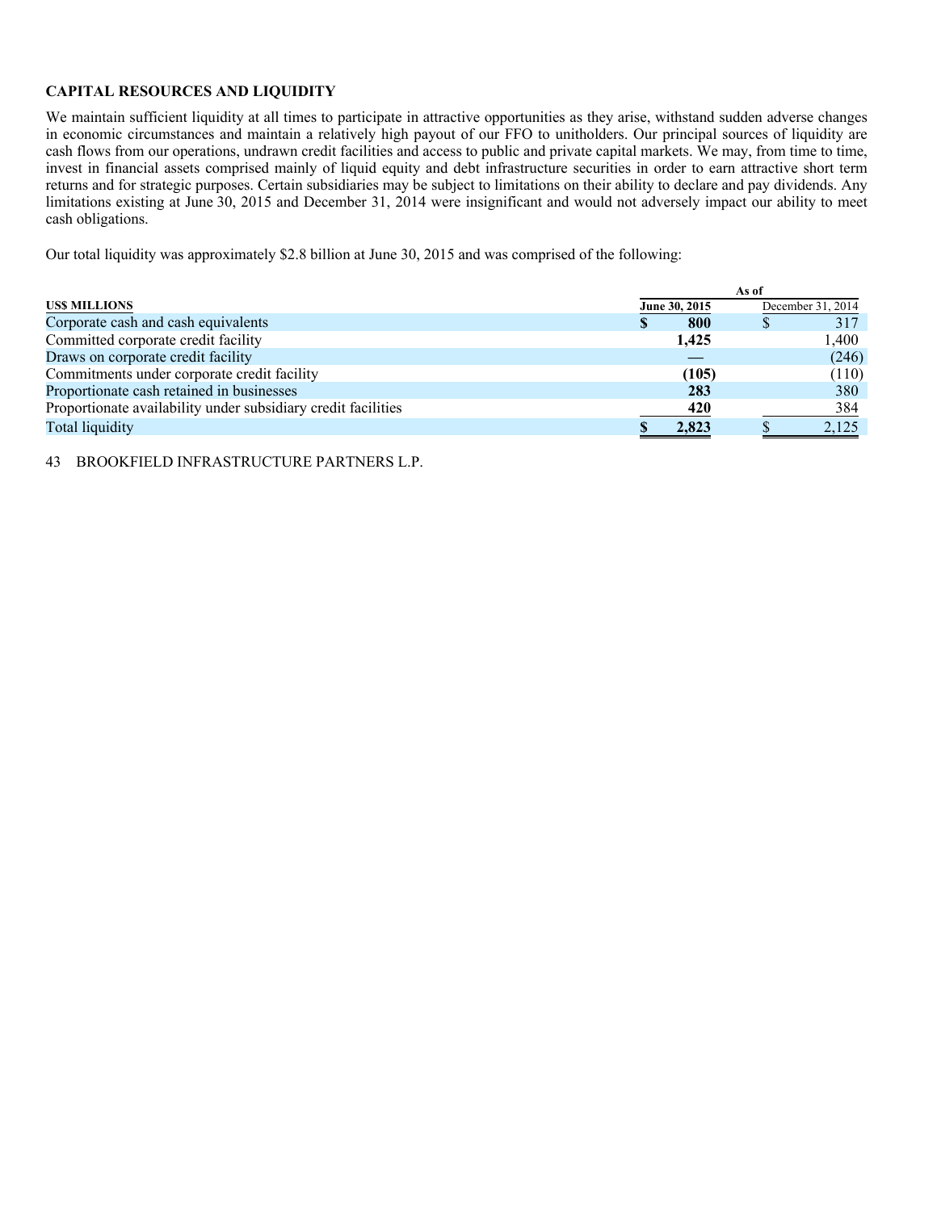## CAPITAL RESOURCES AND LIQUIDITY

We maintain sufficient liquidity at all times to participate in attractive opportunities as they arise, withstand sudden adverse changes in economic circumstances and maintain a relatively high payout of our FFO to unitholders. Our principal sources of liquidity are cash flows from our operations, undrawn credit facilities and access to public and private capital markets. We may, from time to time, invest in financial assets comprised mainly of liquid equity and debt infrastructure securities in order to earn attractive short term returns and for strategic purposes. Certain subsidiaries may be subject to limitations on their ability to declare and pay dividends. Any limitations existing at June 30, 2015 and December 31, 2014 were insignificant and would not adversely impact our ability to meet cash obligations.

Our total liquidity was approximately $2.8 billion at June 30, 2015 and was comprised of the following:

| | As of | |
|---|---|---|
| **US$ MILLIONS** | **June 30, 2015** | December 31, 2014 |
| Corporate cash and cash equivalents | **$ 800** | $ 317 |
| Committed corporate credit facility | **1,425** | 1,400 |
| Draws on corporate credit facility | **—** | (246) |
| Commitments under corporate credit facility | **(105)** | (110) |
| Proportionate cash retained in businesses | **283** | 380 |
| Proportionate availability under subsidiary credit facilities | **420** | 384 |
| Total liquidity | **$ 2,823** | $ 2,125 |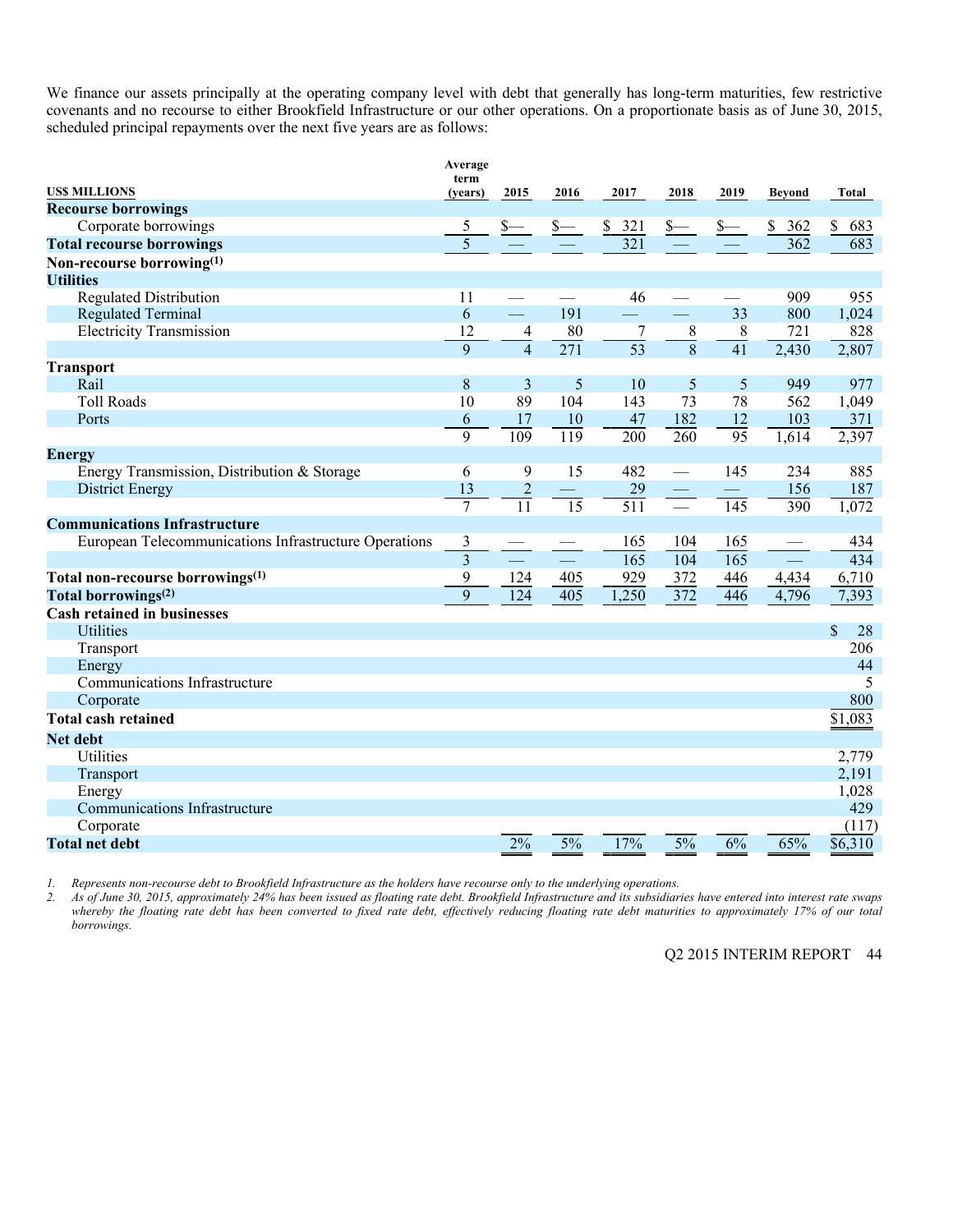We finance our assets principally at the operating company level with debt that generally has long-term maturities, few restrictive covenants and no recourse to either Brookfield Infrastructure or our other operations. On a proportionate basis as of June 30, 2015, scheduled principal repayments over the next five years are as follows:

| US$ MILLIONS | Average term (years) | 2015 | 2016 | 2017 | 2018 | 2019 | Beyond | Total |
|---|---|---|---|---|---|---|---|---|
| **Recourse borrowings** | | | | | | | | |
| Corporate borrowings | 5 | $— | $— | $ 321 | $— | $— | $ 362 | $ 683 |
| **Total recourse borrowings** | 5 | — | — | 321 | — | — | 362 | 683 |
| **Non-recourse borrowing[1]** | | | | | | | | |
| **Utilities** | | | | | | | | |
| Regulated Distribution | 11 | — | — | 46 | — | — | 909 | 955 |
| Regulated Terminal | 6 | — | 191 | — | — | 33 | 800 | 1,024 |
| Electricity Transmission | 12 | 4 | 80 | 7 | 8 | 8 | 721 | 828 |
| | 9 | 4 | 271 | 53 | 8 | 41 | 2,430 | 2,807 |
| **Transport** | | | | | | | | |
| Rail | 8 | 3 | 5 | 10 | 5 | 5 | 949 | 977 |
| Toll Roads | 10 | 89 | 104 | 143 | 73 | 78 | 562 | 1,049 |
| Ports | 6 | 17 | 10 | 47 | 182 | 12 | 103 | 371 |
| | 9 | 109 | 119 | 200 | 260 | 95 | 1,614 | 2,397 |
| **Energy** | | | | | | | | |
| Energy Transmission, Distribution & Storage | 6 | 9 | 15 | 482 | — | 145 | 234 | 885 |
| District Energy | 13 | 2 | — | 29 | — | — | 156 | 187 |
| | 7 | 11 | 15 | 511 | — | 145 | 390 | 1,072 |
| **Communications Infrastructure** | | | | | | | | |
| European Telecommunications Infrastructure Operations | 3 | — | — | 165 | 104 | 165 | — | 434 |
| | 3 | — | — | 165 | 104 | 165 | — | 434 |
| **Total non-recourse borrowings[1]** | 9 | 124 | 405 | 929 | 372 | 446 | 4,434 | 6,710 |
| **Total borrowings[2]** | 9 | 124 | 405 | 1,250 | 372 | 446 | 4,796 | 7,393 |
| **Cash retained in businesses** | | | | | | | | |
| Utilities | | | | | | | | $ 28 |
| Transport | | | | | | | | 206 |
| Energy | | | | | | | | 44 |
| Communications Infrastructure | | | | | | | | 5 |
| Corporate | | | | | | | | 800 |
| **Total cash retained** | | | | | | | | $1,083 |
| **Net debt** | | | | | | | | |
| Utilities | | | | | | | | 2,779 |
| Transport | | | | | | | | 2,191 |
| Energy | | | | | | | | 1,028 |
| Communications Infrastructure | | | | | | | | 429 |
| Corporate | | | | | | | | (117) |
| **Total net debt** | | 2% | 5% | 17% | 5% | 6% | 65% | $6,310 |

1. *Represents non-recourse debt to Brookfield Infrastructure as the holders have recourse only to the underlying operations.*
2. *As of June 30, 2015, approximately 24% has been issued as floating rate debt. Brookfield Infrastructure and its subsidiaries have entered into interest rate swaps whereby the floating rate debt has been converted to fixed rate debt, effectively reducing floating rate debt maturities to approximately 17% of our total borrowings.*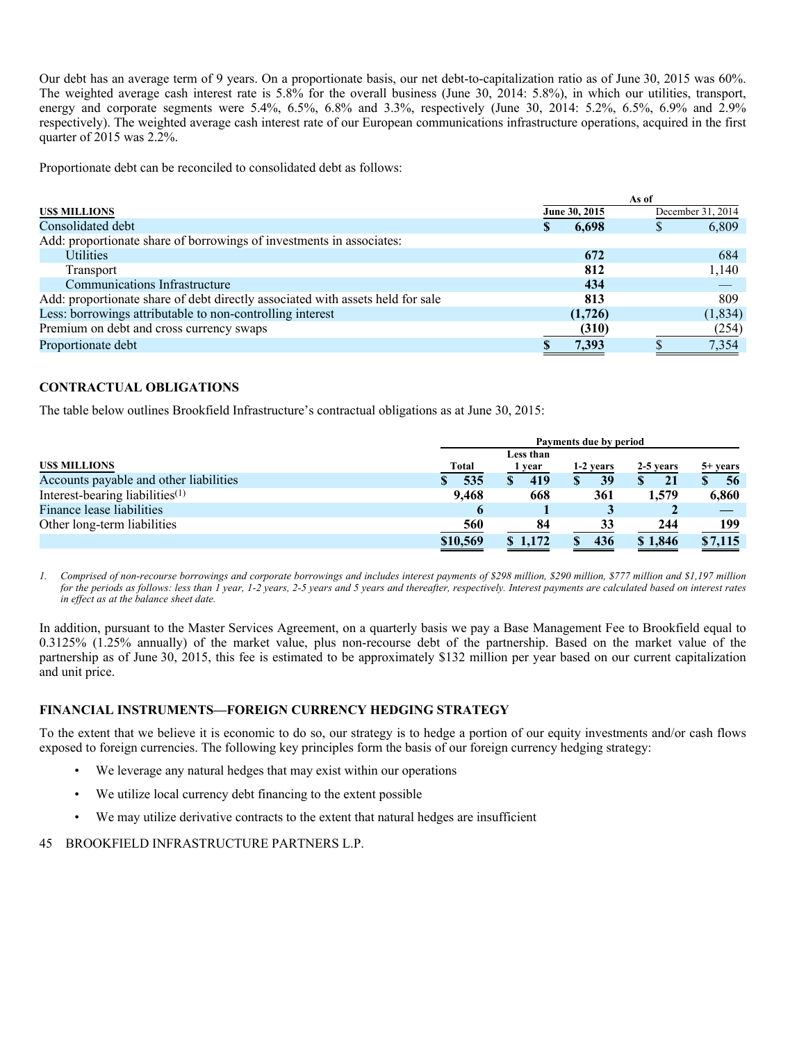Our debt has an average term of 9 years. On a proportionate basis, our net debt-to-capitalization ratio as of June 30, 2015 was 60%. The weighted average cash interest rate is 5.8% for the overall business (June 30, 2014: 5.8%), in which our utilities, transport, energy and corporate segments were 5.4%, 6.5%, 6.8% and 3.3%, respectively (June 30, 2014: 5.2%, 6.5%, 6.9% and 2.9% respectively). The weighted average cash interest rate of our European communications infrastructure operations, acquired in the first quarter of 2015 was 2.2%.

Proportionate debt can be reconciled to consolidated debt as follows:

| US$ MILLIONS | As of June 30, 2015 | As of December 31, 2014 |
|---|---|---|
| Consolidated debt | **$ 6,698** | $ 6,809 |
| Add: proportionate share of borrowings of investments in associates: | | |
| Utilities | **672** | 684 |
| Transport | **812** | 1,140 |
| Communications Infrastructure | **434** | — |
| Add: proportionate share of debt directly associated with assets held for sale | **813** | 809 |
| Less: borrowings attributable to non-controlling interest | **(1,726)** | (1,834) |
| Premium on debt and cross currency swaps | **(310)** | (254) |
| Proportionate debt | **$ 7,393** | $ 7,354 |

## CONTRACTUAL OBLIGATIONS

The table below outlines Brookfield Infrastructure's contractual obligations as at June 30, 2015:

| | Payments due by period | | | | |
|---|---|---|---|---|---|
| **US$ MILLIONS** | **Total** | **Less than 1 year** | **1-2 years** | **2-5 years** | **5+ years** |
| Accounts payable and other liabilities | **$ 535** | **$ 419** | **$ 39** | **$ 21** | **$ 56** |
| Interest-bearing liabilities[(1)] | **9,468** | **668** | **361** | **1,579** | **6,860** |
| Finance lease liabilities | **6** | **1** | **3** | **2** | **—** |
| Other long-term liabilities | **560** | **84** | **33** | **244** | **199** |
| | **$10,569** | **$ 1,172** | **$ 436** | **$ 1,846** | **$7,115** |

*1. Comprised of non-recourse borrowings and corporate borrowings and includes interest payments of $298 million, $290 million, $777 million and $1,197 million for the periods as follows: less than 1 year, 1-2 years, 2-5 years and 5 years and thereafter, respectively. Interest payments are calculated based on interest rates in effect as at the balance sheet date.*

In addition, pursuant to the Master Services Agreement, on a quarterly basis we pay a Base Management Fee to Brookfield equal to 0.3125% (1.25% annually) of the market value, plus non-recourse debt of the partnership. Based on the market value of the partnership as of June 30, 2015, this fee is estimated to be approximately $132 million per year based on our current capitalization and unit price.

## FINANCIAL INSTRUMENTS—FOREIGN CURRENCY HEDGING STRATEGY

To the extent that we believe it is economic to do so, our strategy is to hedge a portion of our equity investments and/or cash flows exposed to foreign currencies. The following key principles form the basis of our foreign currency hedging strategy:

- We leverage any natural hedges that may exist within our operations
- We utilize local currency debt financing to the extent possible
- We may utilize derivative contracts to the extent that natural hedges are insufficient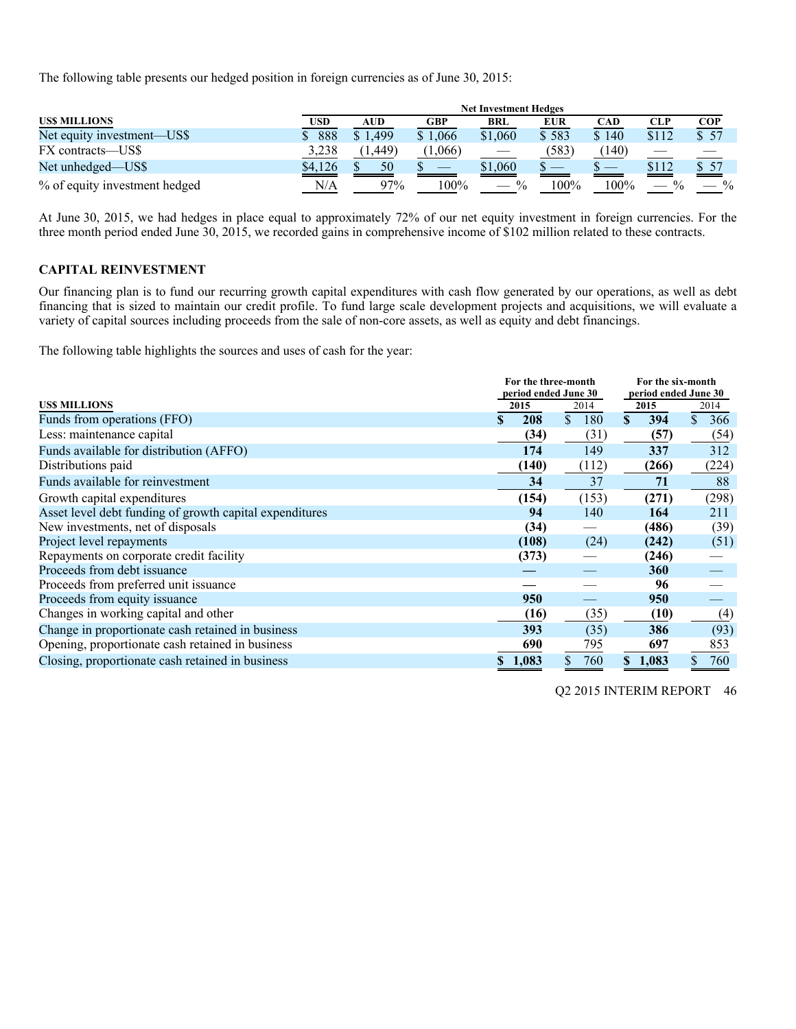The following table presents our hedged position in foreign currencies as of June 30, 2015:

| US$ MILLIONS | Net Investment Hedges | | | | | | | |
|---|---|---|---|---|---|---|---|---|
| | USD | AUD | GBP | BRL | EUR | CAD | CLP | COP |
| Net equity investment—US$ | $ 888 | $ 1,499 | $ 1,066 | $1,060 | $ 583 | $ 140 | $112 | $ 57 |
| FX contracts—US$ | 3,238 | (1,449) | (1,066) | — | (583) | (140) | — | — |
| Net unhedged—US$ | $4,126 | $ 50 | $ — | $1,060 | $ — | $ — | $112 | $ 57 |
| % of equity investment hedged | N/A | 97% | 100% | — % | 100% | 100% | — % | — % |

At June 30, 2015, we had hedges in place equal to approximately 72% of our net equity investment in foreign currencies. For the three month period ended June 30, 2015, we recorded gains in comprehensive income of $102 million related to these contracts.

## CAPITAL REINVESTMENT

Our financing plan is to fund our recurring growth capital expenditures with cash flow generated by our operations, as well as debt financing that is sized to maintain our credit profile. To fund large scale development projects and acquisitions, we will evaluate a variety of capital sources including proceeds from the sale of non-core assets, as well as equity and debt financings.

The following table highlights the sources and uses of cash for the year:

| US$ MILLIONS | For the three-month period ended June 30 | | For the six-month period ended June 30 | |
|---|---|---|---|---|
| | 2015 | 2014 | 2015 | 2014 |
| Funds from operations (FFO) | **$ 208** | $ 180 | **$ 394** | $ 366 |
| Less: maintenance capital | **(34)** | (31) | **(57)** | (54) |
| Funds available for distribution (AFFO) | **174** | 149 | **337** | 312 |
| Distributions paid | **(140)** | (112) | **(266)** | (224) |
| Funds available for reinvestment | **34** | 37 | **71** | 88 |
| Growth capital expenditures | **(154)** | (153) | **(271)** | (298) |
| Asset level debt funding of growth capital expenditures | **94** | 140 | **164** | 211 |
| New investments, net of disposals | **(34)** | — | **(486)** | (39) |
| Project level repayments | **(108)** | (24) | **(242)** | (51) |
| Repayments on corporate credit facility | **(373)** | — | **(246)** | — |
| Proceeds from debt issuance | **—** | — | **360** | — |
| Proceeds from preferred unit issuance | **—** | — | **96** | — |
| Proceeds from equity issuance | **950** | — | **950** | — |
| Changes in working capital and other | **(16)** | (35) | **(10)** | (4) |
| Change in proportionate cash retained in business | **393** | (35) | **386** | (93) |
| Opening, proportionate cash retained in business | **690** | 795 | **697** | 853 |
| Closing, proportionate cash retained in business | **$ 1,083** | $ 760 | **$ 1,083** | $ 760 |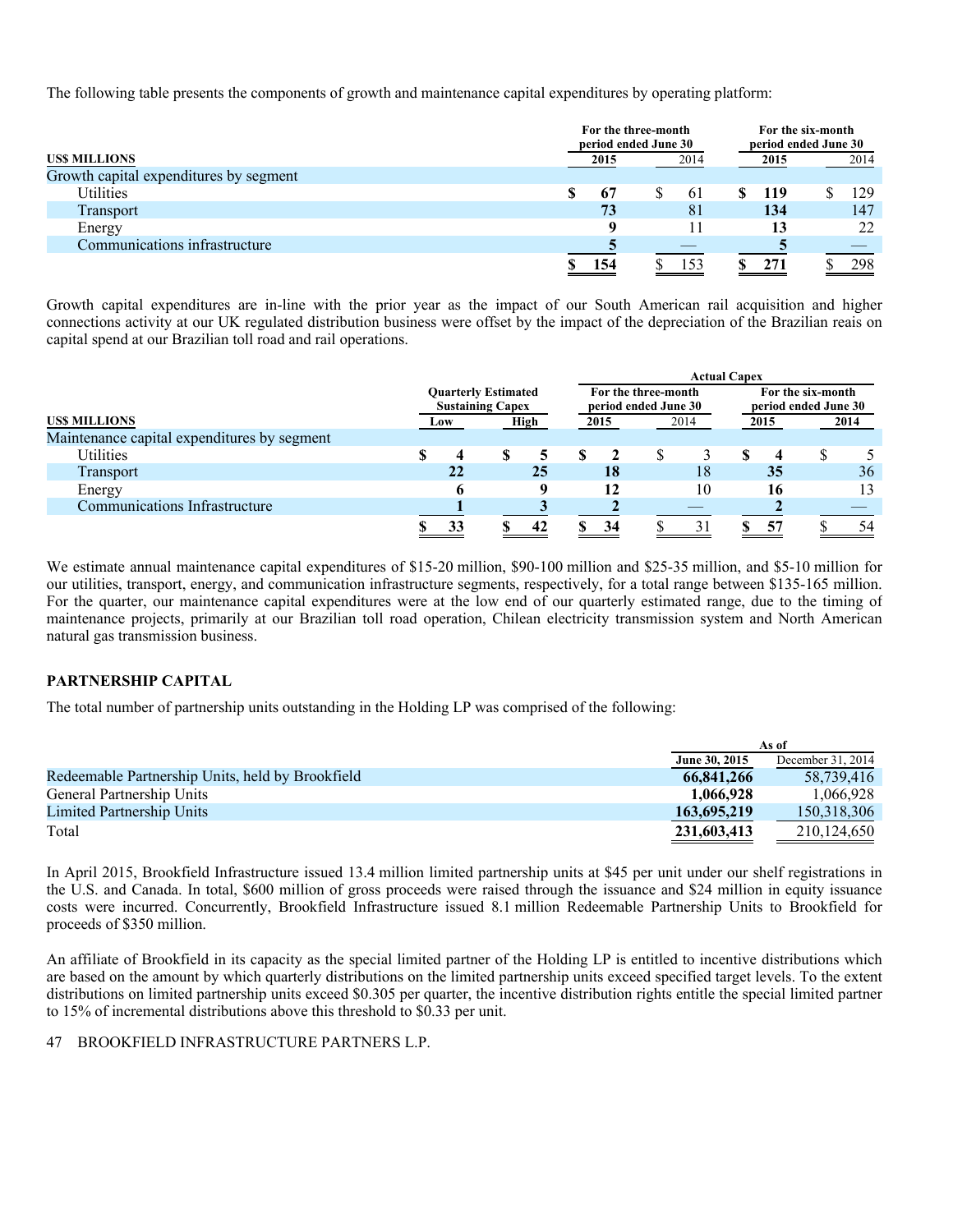The following table presents the components of growth and maintenance capital expenditures by operating platform:

| US$ MILLIONS | For the three-month period ended June 30 2015 | 2014 | For the six-month period ended June 30 2015 | 2014 |
|---|---|---|---|---|
| Growth capital expenditures by segment | | | | |
| Utilities | **$ 67** | $ 61 | **$ 119** | $ 129 |
| Transport | **73** | 81 | **134** | 147 |
| Energy | **9** | 11 | **13** | 22 |
| Communications infrastructure | **5** | — | **5** | — |
| | **$ 154** | $ 153 | **$ 271** | $ 298 |

Growth capital expenditures are in-line with the prior year as the impact of our South American rail acquisition and higher connections activity at our UK regulated distribution business were offset by the impact of the depreciation of the Brazilian reais on capital spend at our Brazilian toll road and rail operations.

| | Quarterly Estimated Sustaining Capex | | Actual Capex | | | |
|---|---|---|---|---|---|---|
| | | | For the three-month period ended June 30 | | For the six-month period ended June 30 | |
| US$ MILLIONS | Low | High | 2015 | 2014 | 2015 | 2014 |
| Maintenance capital expenditures by segment | | | | | | |
| Utilities | **$ 4** | **$ 5** | **$ 2** | $ 3 | **$ 4** | $ 5 |
| Transport | **22** | **25** | **18** | 18 | **35** | 36 |
| Energy | **6** | **9** | **12** | 10 | **16** | 13 |
| Communications Infrastructure | **1** | **3** | **2** | — | **2** | — |
| | **$ 33** | **$ 42** | **$ 34** | $ 31 | **$ 57** | $ 54 |

We estimate annual maintenance capital expenditures of $15-20 million, $90-100 million and $25-35 million, and $5-10 million for our utilities, transport, energy, and communication infrastructure segments, respectively, for a total range between $135-165 million. For the quarter, our maintenance capital expenditures were at the low end of our quarterly estimated range, due to the timing of maintenance projects, primarily at our Brazilian toll road operation, Chilean electricity transmission system and North American natural gas transmission business.

## PARTNERSHIP CAPITAL

The total number of partnership units outstanding in the Holding LP was comprised of the following:

| | As of June 30, 2015 | December 31, 2014 |
|---|---|---|
| Redeemable Partnership Units, held by Brookfield | **66,841,266** | 58,739,416 |
| General Partnership Units | **1,066,928** | 1,066,928 |
| Limited Partnership Units | **163,695,219** | 150,318,306 |
| Total | **231,603,413** | 210,124,650 |

In April 2015, Brookfield Infrastructure issued 13.4 million limited partnership units at $45 per unit under our shelf registrations in the U.S. and Canada. In total, $600 million of gross proceeds were raised through the issuance and $24 million in equity issuance costs were incurred. Concurrently, Brookfield Infrastructure issued 8.1 million Redeemable Partnership Units to Brookfield for proceeds of $350 million.

An affiliate of Brookfield in its capacity as the special limited partner of the Holding LP is entitled to incentive distributions which are based on the amount by which quarterly distributions on the limited partnership units exceed specified target levels. To the extent distributions on limited partnership units exceed $0.305 per quarter, the incentive distribution rights entitle the special limited partner to 15% of incremental distributions above this threshold to $0.33 per unit.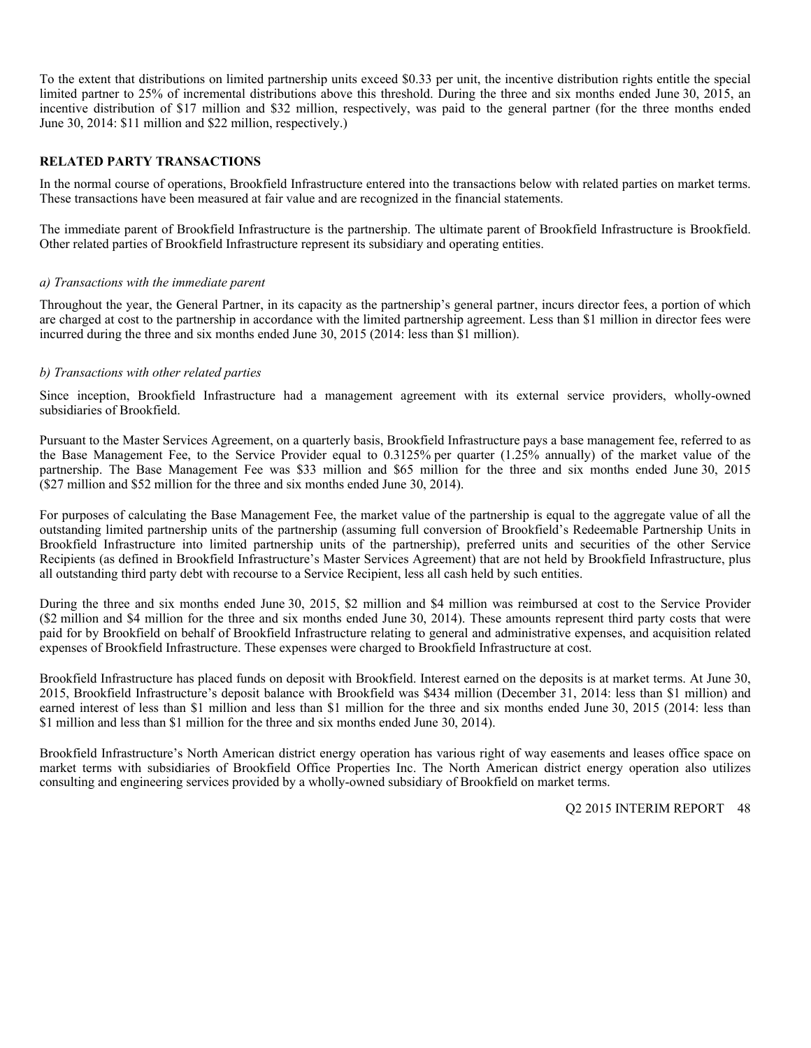To the extent that distributions on limited partnership units exceed $0.33 per unit, the incentive distribution rights entitle the special limited partner to 25% of incremental distributions above this threshold. During the three and six months ended June 30, 2015, an incentive distribution of $17 million and $32 million, respectively, was paid to the general partner (for the three months ended June 30, 2014: $11 million and $22 million, respectively.)

## RELATED PARTY TRANSACTIONS

In the normal course of operations, Brookfield Infrastructure entered into the transactions below with related parties on market terms. These transactions have been measured at fair value and are recognized in the financial statements.

The immediate parent of Brookfield Infrastructure is the partnership. The ultimate parent of Brookfield Infrastructure is Brookfield. Other related parties of Brookfield Infrastructure represent its subsidiary and operating entities.

*a) Transactions with the immediate parent*

Throughout the year, the General Partner, in its capacity as the partnership's general partner, incurs director fees, a portion of which are charged at cost to the partnership in accordance with the limited partnership agreement. Less than $1 million in director fees were incurred during the three and six months ended June 30, 2015 (2014: less than $1 million).

*b) Transactions with other related parties*

Since inception, Brookfield Infrastructure had a management agreement with its external service providers, wholly-owned subsidiaries of Brookfield.

Pursuant to the Master Services Agreement, on a quarterly basis, Brookfield Infrastructure pays a base management fee, referred to as the Base Management Fee, to the Service Provider equal to 0.3125% per quarter (1.25% annually) of the market value of the partnership. The Base Management Fee was $33 million and $65 million for the three and six months ended June 30, 2015 ($27 million and $52 million for the three and six months ended June 30, 2014).

For purposes of calculating the Base Management Fee, the market value of the partnership is equal to the aggregate value of all the outstanding limited partnership units of the partnership (assuming full conversion of Brookfield's Redeemable Partnership Units in Brookfield Infrastructure into limited partnership units of the partnership), preferred units and securities of the other Service Recipients (as defined in Brookfield Infrastructure's Master Services Agreement) that are not held by Brookfield Infrastructure, plus all outstanding third party debt with recourse to a Service Recipient, less all cash held by such entities.

During the three and six months ended June 30, 2015, $2 million and $4 million was reimbursed at cost to the Service Provider ($2 million and $4 million for the three and six months ended June 30, 2014). These amounts represent third party costs that were paid for by Brookfield on behalf of Brookfield Infrastructure relating to general and administrative expenses, and acquisition related expenses of Brookfield Infrastructure. These expenses were charged to Brookfield Infrastructure at cost.

Brookfield Infrastructure has placed funds on deposit with Brookfield. Interest earned on the deposits is at market terms. At June 30, 2015, Brookfield Infrastructure's deposit balance with Brookfield was $434 million (December 31, 2014: less than $1 million) and earned interest of less than $1 million and less than $1 million for the three and six months ended June 30, 2015 (2014: less than $1 million and less than $1 million for the three and six months ended June 30, 2014).

Brookfield Infrastructure's North American district energy operation has various right of way easements and leases office space on market terms with subsidiaries of Brookfield Office Properties Inc. The North American district energy operation also utilizes consulting and engineering services provided by a wholly-owned subsidiary of Brookfield on market terms.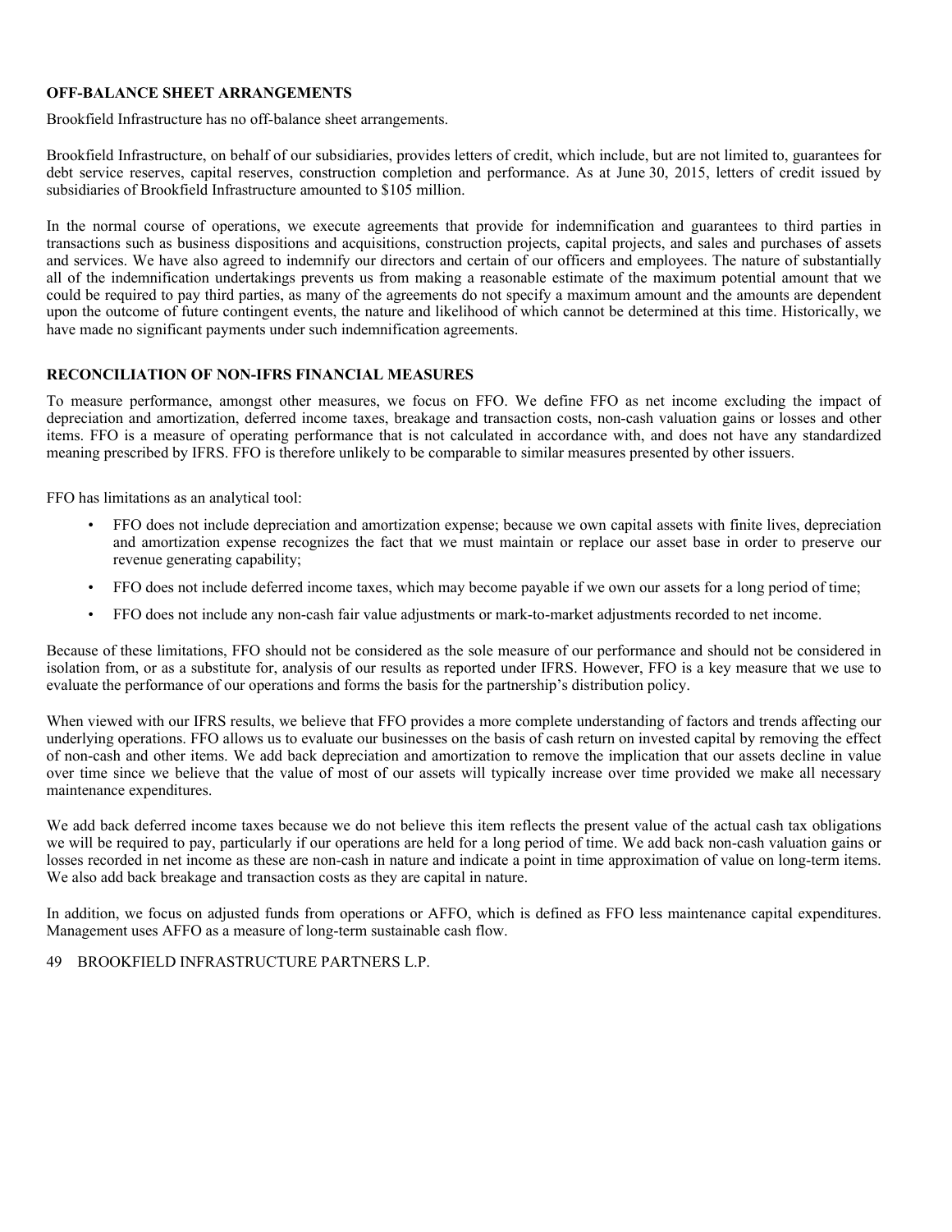## OFF-BALANCE SHEET ARRANGEMENTS

Brookfield Infrastructure has no off-balance sheet arrangements.

Brookfield Infrastructure, on behalf of our subsidiaries, provides letters of credit, which include, but are not limited to, guarantees for debt service reserves, capital reserves, construction completion and performance. As at June 30, 2015, letters of credit issued by subsidiaries of Brookfield Infrastructure amounted to $105 million.

In the normal course of operations, we execute agreements that provide for indemnification and guarantees to third parties in transactions such as business dispositions and acquisitions, construction projects, capital projects, and sales and purchases of assets and services. We have also agreed to indemnify our directors and certain of our officers and employees. The nature of substantially all of the indemnification undertakings prevents us from making a reasonable estimate of the maximum potential amount that we could be required to pay third parties, as many of the agreements do not specify a maximum amount and the amounts are dependent upon the outcome of future contingent events, the nature and likelihood of which cannot be determined at this time. Historically, we have made no significant payments under such indemnification agreements.

## RECONCILIATION OF NON-IFRS FINANCIAL MEASURES

To measure performance, amongst other measures, we focus on FFO. We define FFO as net income excluding the impact of depreciation and amortization, deferred income taxes, breakage and transaction costs, non-cash valuation gains or losses and other items. FFO is a measure of operating performance that is not calculated in accordance with, and does not have any standardized meaning prescribed by IFRS. FFO is therefore unlikely to be comparable to similar measures presented by other issuers.

FFO has limitations as an analytical tool:

- FFO does not include depreciation and amortization expense; because we own capital assets with finite lives, depreciation and amortization expense recognizes the fact that we must maintain or replace our asset base in order to preserve our revenue generating capability;
- FFO does not include deferred income taxes, which may become payable if we own our assets for a long period of time;
- FFO does not include any non-cash fair value adjustments or mark-to-market adjustments recorded to net income.

Because of these limitations, FFO should not be considered as the sole measure of our performance and should not be considered in isolation from, or as a substitute for, analysis of our results as reported under IFRS. However, FFO is a key measure that we use to evaluate the performance of our operations and forms the basis for the partnership's distribution policy.

When viewed with our IFRS results, we believe that FFO provides a more complete understanding of factors and trends affecting our underlying operations. FFO allows us to evaluate our businesses on the basis of cash return on invested capital by removing the effect of non-cash and other items. We add back depreciation and amortization to remove the implication that our assets decline in value over time since we believe that the value of most of our assets will typically increase over time provided we make all necessary maintenance expenditures.

We add back deferred income taxes because we do not believe this item reflects the present value of the actual cash tax obligations we will be required to pay, particularly if our operations are held for a long period of time. We add back non-cash valuation gains or losses recorded in net income as these are non-cash in nature and indicate a point in time approximation of value on long-term items. We also add back breakage and transaction costs as they are capital in nature.

In addition, we focus on adjusted funds from operations or AFFO, which is defined as FFO less maintenance capital expenditures. Management uses AFFO as a measure of long-term sustainable cash flow.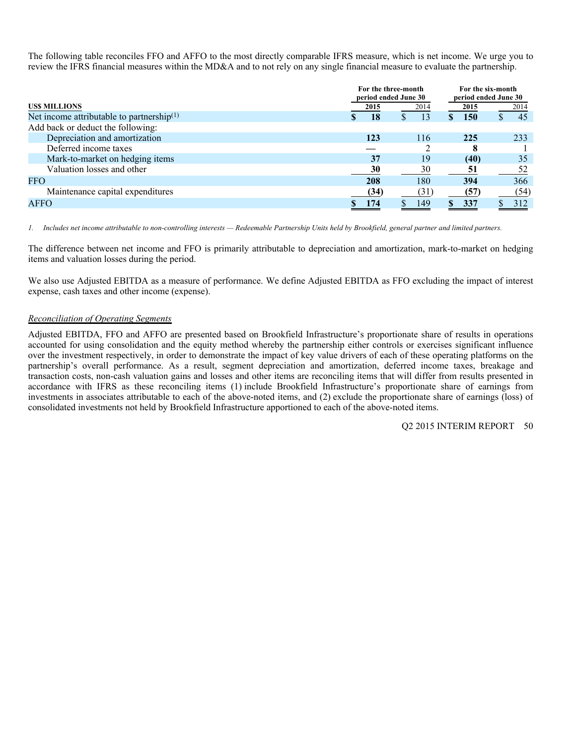The following table reconciles FFO and AFFO to the most directly comparable IFRS measure, which is net income. We urge you to review the IFRS financial measures within the MD&A and to not rely on any single financial measure to evaluate the partnership.

| US$ MILLIONS | For the three-month period ended June 30 2015 | For the three-month period ended June 30 2014 | For the six-month period ended June 30 2015 | For the six-month period ended June 30 2014 |
|---|---|---|---|---|
| Net income attributable to partnership[1] | **$ 18** | $ 13 | **$ 150** | $ 45 |
| Add back or deduct the following: | | | | |
| Depreciation and amortization | **123** | 116 | **225** | 233 |
| Deferred income taxes | **—** | 2 | **8** | 1 |
| Mark-to-market on hedging items | **37** | 19 | **(40)** | 35 |
| Valuation losses and other | **30** | 30 | **51** | 52 |
| FFO | **208** | 180 | **394** | 366 |
| Maintenance capital expenditures | **(34)** | (31) | **(57)** | (54) |
| AFFO | **$ 174** | $ 149 | **$ 337** | $ 312 |

1. *Includes net income attributable to non-controlling interests — Redeemable Partnership Units held by Brookfield, general partner and limited partners.*

The difference between net income and FFO is primarily attributable to depreciation and amortization, mark-to-market on hedging items and valuation losses during the period.

We also use Adjusted EBITDA as a measure of performance. We define Adjusted EBITDA as FFO excluding the impact of interest expense, cash taxes and other income (expense).

*Reconciliation of Operating Segments*

Adjusted EBITDA, FFO and AFFO are presented based on Brookfield Infrastructure's proportionate share of results in operations accounted for using consolidation and the equity method whereby the partnership either controls or exercises significant influence over the investment respectively, in order to demonstrate the impact of key value drivers of each of these operating platforms on the partnership's overall performance. As a result, segment depreciation and amortization, deferred income taxes, breakage and transaction costs, non-cash valuation gains and losses and other items are reconciling items that will differ from results presented in accordance with IFRS as these reconciling items (1) include Brookfield Infrastructure's proportionate share of earnings from investments in associates attributable to each of the above-noted items, and (2) exclude the proportionate share of earnings (loss) of consolidated investments not held by Brookfield Infrastructure apportioned to each of the above-noted items.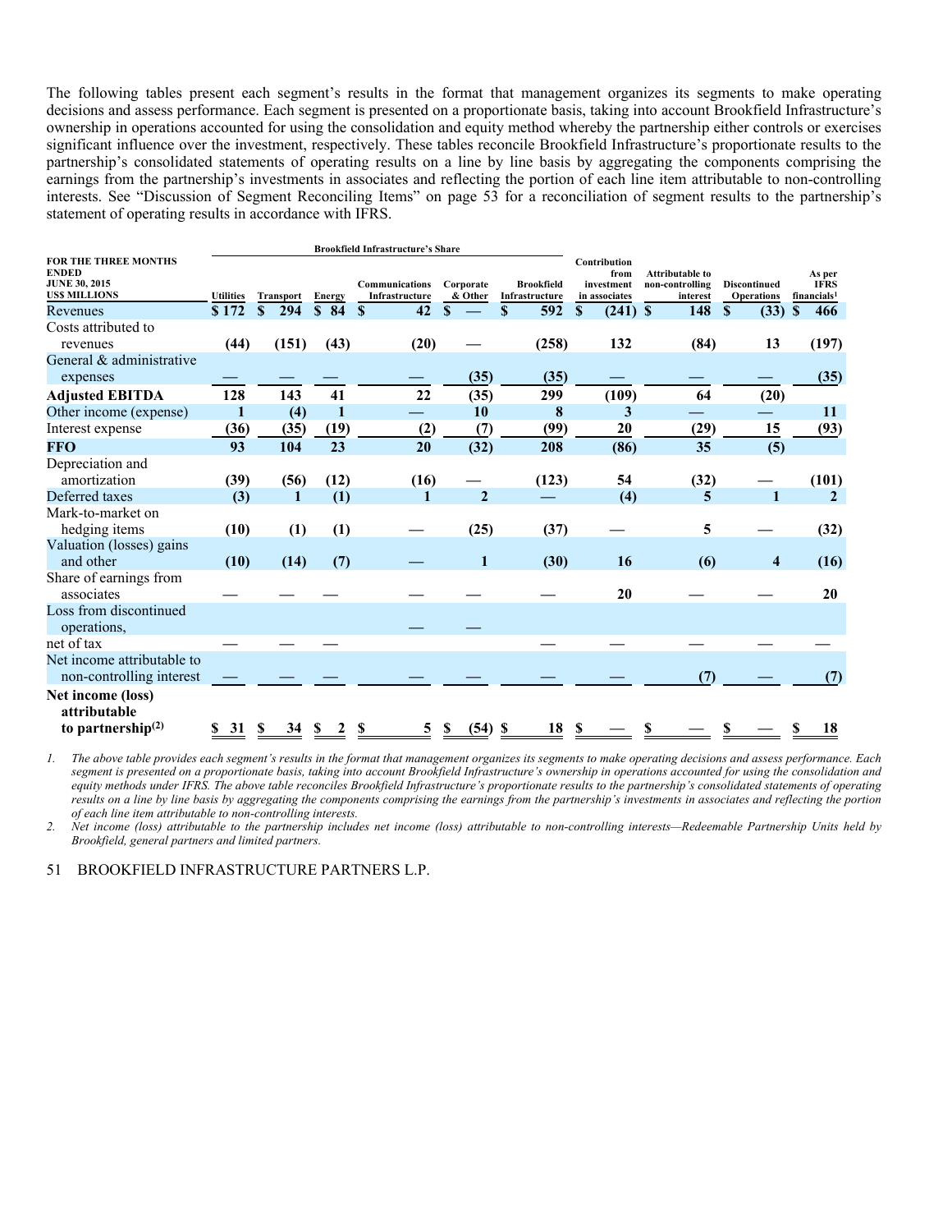The following tables present each segment's results in the format that management organizes its segments to make operating decisions and assess performance. Each segment is presented on a proportionate basis, taking into account Brookfield Infrastructure's ownership in operations accounted for using the consolidation and equity method whereby the partnership either controls or exercises significant influence over the investment, respectively. These tables reconcile Brookfield Infrastructure's proportionate results to the partnership's consolidated statements of operating results on a line by line basis by aggregating the components comprising the earnings from the partnership's investments in associates and reflecting the portion of each line item attributable to non-controlling interests. See "Discussion of Segment Reconciling Items" on page 53 for a reconciliation of segment results to the partnership's statement of operating results in accordance with IFRS.

| FOR THE THREE MONTHS ENDED JUNE 30, 2015 US$ MILLIONS | Brookfield Infrastructure's Share | | | | | | Contribution from investment in associates | Attributable to non-controlling interest | Discontinued Operations | As per IFRS financials[1] |
|---|---|---|---|---|---|---|---|---|---|---|
| | Utilities | Transport | Energy | Communications Infrastructure | Corporate & Other | Brookfield Infrastructure | | | | |
| Revenues | $ 172 | $ 294 | $ 84 | $ 42 | $ — | $ 592 | $ (241) | $ 148 | $ (33) | $ 466 |
| Costs attributed to revenues | (44) | (151) | (43) | (20) | — | (258) | 132 | (84) | 13 | (197) |
| General & administrative expenses | — | — | — | — | (35) | (35) | — | — | — | (35) |
| **Adjusted EBITDA** | 128 | 143 | 41 | 22 | (35) | 299 | (109) | 64 | (20) | |
| Other income (expense) | 1 | (4) | 1 | — | 10 | 8 | 3 | — | — | 11 |
| Interest expense | (36) | (35) | (19) | (2) | (7) | (99) | 20 | (29) | 15 | (93) |
| **FFO** | 93 | 104 | 23 | 20 | (32) | 208 | (86) | 35 | (5) | |
| Depreciation and amortization | (39) | (56) | (12) | (16) | — | (123) | 54 | (32) | — | (101) |
| Deferred taxes | (3) | 1 | (1) | 1 | 2 | — | (4) | 5 | 1 | 2 |
| Mark-to-market on hedging items | (10) | (1) | (1) | — | (25) | (37) | — | 5 | — | (32) |
| Valuation (losses) gains and other | (10) | (14) | (7) | — | 1 | (30) | 16 | (6) | 4 | (16) |
| Share of earnings from associates | — | — | — | — | — | — | 20 | — | — | 20 |
| Loss from discontinued operations, net of tax | — | — | — | — | — | — | — | — | — | — |
| Net income attributable to non-controlling interest | — | — | — | — | — | — | — | (7) | — | (7) |
| **Net income (loss) attributable to partnership[(2)]** | $ 31 | $ 34 | $ 2 | $ 5 | $ (54) | $ 18 | $ — | $ — | $ — | $ 18 |

1. *The above table provides each segment's results in the format that management organizes its segments to make operating decisions and assess performance. Each segment is presented on a proportionate basis, taking into account Brookfield Infrastructure's ownership in operations accounted for using the consolidation and equity methods under IFRS. The above table reconciles Brookfield Infrastructure's proportionate results to the partnership's consolidated statements of operating results on a line by line basis by aggregating the components comprising the earnings from the partnership's investments in associates and reflecting the portion of each line item attributable to non-controlling interests.*
2. *Net income (loss) attributable to the partnership includes net income (loss) attributable to non-controlling interests—Redeemable Partnership Units held by Brookfield, general partners and limited partners.*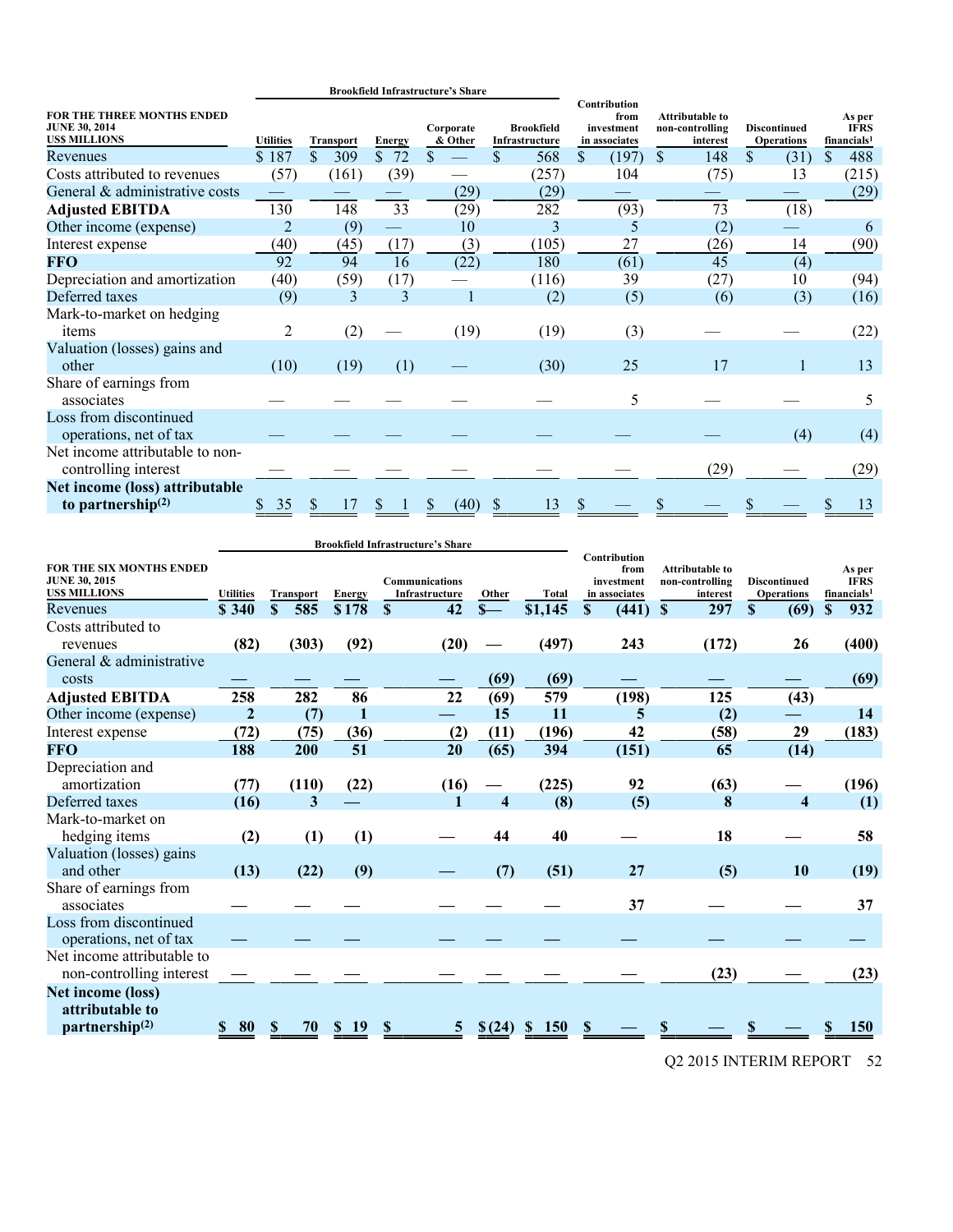| FOR THE THREE MONTHS ENDED JUNE 30, 2014 US$ MILLIONS | Brookfield Infrastructure's Share Utilities | Transport | Energy | Corporate & Other | Brookfield Infrastructure | Contribution from investment in associates | Attributable to non-controlling interest | Discontinued Operations | As per IFRS financials[1] |
|---|---|---|---|---|---|---|---|---|---|
| Revenues | $ 187 | $ 309 | $ 72 | $ — | $ 568 | $ (197) | $ 148 | $ (31) | $ 488 |
| Costs attributed to revenues | (57) | (161) | (39) | — | (257) | 104 | (75) | 13 | (215) |
| General & administrative costs | — | — | — | (29) | (29) | — | — | — | (29) |
| **Adjusted EBITDA** | 130 | 148 | 33 | (29) | 282 | (93) | 73 | (18) | |
| Other income (expense) | 2 | (9) | — | 10 | 3 | 5 | (2) | — | 6 |
| Interest expense | (40) | (45) | (17) | (3) | (105) | 27 | (26) | 14 | (90) |
| **FFO** | 92 | 94 | 16 | (22) | 180 | (61) | 45 | (4) | |
| Depreciation and amortization | (40) | (59) | (17) | — | (116) | 39 | (27) | 10 | (94) |
| Deferred taxes | (9) | 3 | 3 | 1 | (2) | (5) | (6) | (3) | (16) |
| Mark-to-market on hedging items | 2 | (2) | — | (19) | (19) | (3) | — | — | (22) |
| Valuation (losses) gains and other | (10) | (19) | (1) | — | (30) | 25 | 17 | 1 | 13 |
| Share of earnings from associates | — | — | — | — | — | 5 | — | — | 5 |
| Loss from discontinued operations, net of tax | — | — | — | — | — | — | — | (4) | (4) |
| Net income attributable to non-controlling interest | — | — | — | — | — | — | (29) | — | (29) |
| **Net income (loss) attributable to partnership[(2)]** | $ 35 | $ 17 | $ 1 | $ (40) | $ 13 | $ — | $ — | $ — | $ 13 |

| FOR THE SIX MONTHS ENDED JUNE 30, 2015 US$ MILLIONS | Brookfield Infrastructure's Share Utilities | Transport | Energy | Communications Infrastructure | Other | Total | Contribution from investment in associates | Attributable to non-controlling interest | Discontinued Operations | As per IFRS financials[1] |
|---|---|---|---|---|---|---|---|---|---|---|
| Revenues | **$ 340** | **$ 585** | **$ 178** | **$ 42** | **$ —** | **$ 1,145** | **$ (441)** | **$ 297** | **$ (69)** | **$ 932** |
| Costs attributed to revenues | **(82)** | **(303)** | **(92)** | **(20)** | **—** | **(497)** | **243** | **(172)** | **26** | **(400)** |
| General & administrative costs | **—** | **—** | **—** | **—** | **(69)** | **(69)** | **—** | **—** | **—** | **(69)** |
| **Adjusted EBITDA** | **258** | **282** | **86** | **22** | **(69)** | **579** | **(198)** | **125** | **(43)** | |
| Other income (expense) | **2** | **(7)** | **1** | **—** | **15** | **11** | **5** | **(2)** | **—** | **14** |
| Interest expense | **(72)** | **(75)** | **(36)** | **(2)** | **(11)** | **(196)** | **42** | **(58)** | **29** | **(183)** |
| **FFO** | **188** | **200** | **51** | **20** | **(65)** | **394** | **(151)** | **65** | **(14)** | |
| Depreciation and amortization | **(77)** | **(110)** | **(22)** | **(16)** | **—** | **(225)** | **92** | **(63)** | **—** | **(196)** |
| Deferred taxes | **(16)** | **3** | **—** | **1** | **4** | **(8)** | **(5)** | **8** | **4** | **(1)** |
| Mark-to-market on hedging items | **(2)** | **(1)** | **(1)** | **—** | **44** | **40** | **—** | **18** | **—** | **58** |
| Valuation (losses) gains and other | **(13)** | **(22)** | **(9)** | **—** | **(7)** | **(51)** | **27** | **(5)** | **10** | **(19)** |
| Share of earnings from associates | **—** | **—** | **—** | **—** | **—** | **—** | **37** | **—** | **—** | **37** |
| Loss from discontinued operations, net of tax | **—** | **—** | **—** | **—** | **—** | **—** | **—** | **—** | **—** | **—** |
| Net income attributable to non-controlling interest | **—** | **—** | **—** | **—** | **—** | **—** | **—** | **(23)** | **—** | **(23)** |
| **Net income (loss) attributable to partnership[(2)]** | **$ 80** | **$ 70** | **$ 19** | **$ 5** | **$ (24)** | **$ 150** | **$ —** | **$ —** | **$ —** | **$ 150** |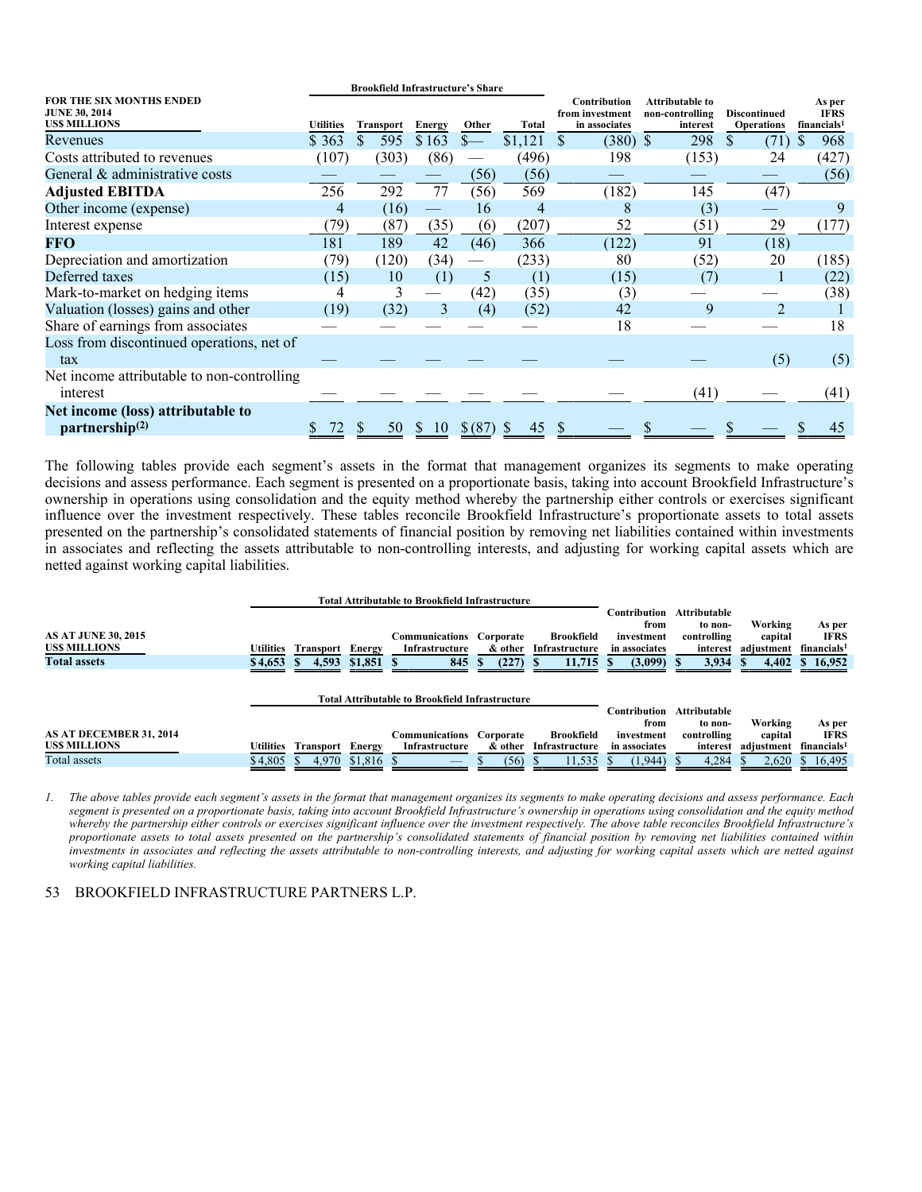| FOR THE SIX MONTHS ENDED JUNE 30, 2014 US$ MILLIONS | Brookfield Infrastructure's Share | | | | | Contribution from investment in associates | Attributable to non-controlling interest | Discontinued Operations | As per IFRS financials[1] |
|---|---|---|---|---|---|---|---|---|---|
| | Utilities | Transport | Energy | Other | Total | | | | |
| Revenues | $ 363 | $ 595 | $ 163 | $— | $1,121 | $ (380) | $ 298 | $ (71) | $ 968 |
| Costs attributed to revenues | (107) | (303) | (86) | — | (496) | 198 | (153) | 24 | (427) |
| General & administrative costs | — | — | — | (56) | (56) | — | — | — | (56) |
| **Adjusted EBITDA** | 256 | 292 | 77 | (56) | 569 | (182) | 145 | (47) | |
| Other income (expense) | 4 | (16) | — | 16 | 4 | 8 | (3) | — | 9 |
| Interest expense | (79) | (87) | (35) | (6) | (207) | 52 | (51) | 29 | (177) |
| **FFO** | 181 | 189 | 42 | (46) | 366 | (122) | 91 | (18) | |
| Depreciation and amortization | (79) | (120) | (34) | — | (233) | 80 | (52) | 20 | (185) |
| Deferred taxes | (15) | 10 | (1) | 5 | (1) | (15) | (7) | 1 | (22) |
| Mark-to-market on hedging items | 4 | 3 | — | (42) | (35) | (3) | — | — | (38) |
| Valuation (losses) gains and other | (19) | (32) | 3 | (4) | (52) | 42 | 9 | 2 | 1 |
| Share of earnings from associates | — | — | — | — | — | 18 | — | — | 18 |
| Loss from discontinued operations, net of tax | — | — | — | — | — | — | — | (5) | (5) |
| Net income attributable to non-controlling interest | — | — | — | — | — | — | (41) | — | (41) |
| **Net income (loss) attributable to partnership[(2)]** | $ 72 | $ 50 | $ 10 | $ (87) | $ 45 | $ — | $ — | $ — | $ 45 |

The following tables provide each segment's assets in the format that management organizes its segments to make operating decisions and assess performance. Each segment is presented on a proportionate basis, taking into account Brookfield Infrastructure's ownership in operations using consolidation and the equity method whereby the partnership either controls or exercises significant influence over the investment respectively. These tables reconcile Brookfield Infrastructure's proportionate assets to total assets presented on the partnership's consolidated statements of financial position by removing net liabilities contained within investments in associates and reflecting the assets attributable to non-controlling interests, and adjusting for working capital assets which are netted against working capital liabilities.

| AS AT JUNE 30, 2015 US$ MILLIONS | Total Attributable to Brookfield Infrastructure | | | | | | Contribution from investment in associates | Attributable to non-controlling interest | Working capital adjustment | As per IFRS financials[1] |
|---|---|---|---|---|---|---|---|---|---|---|
| | Utilities | Transport | Energy | Communications Infrastructure | Corporate & other | Brookfield Infrastructure | | | | |
| **Total assets** | $4,653 | $ 4,593 | $1,851 | $ 845 | $ (227) | $ 11,715 | $ (3,099) | $ 3,934 | $ 4,402 | $ 16,952 |

| AS AT DECEMBER 31, 2014 US$ MILLIONS | Total Attributable to Brookfield Infrastructure | | | | | | Contribution from investment in associates | Attributable to non-controlling interest | Working capital adjustment | As per IFRS financials[1] |
|---|---|---|---|---|---|---|---|---|---|---|
| | Utilities | Transport | Energy | Communications Infrastructure | Corporate & other | Brookfield Infrastructure | | | | |
| Total assets | $4,805 | $ 4,970 | $1,816 | $ — | $ (56) | $ 11,535 | $ (1,944) | $ 4,284 | $ 2,620 | $ 16,495 |

1. *The above tables provide each segment's assets in the format that management organizes its segments to make operating decisions and assess performance. Each segment is presented on a proportionate basis, taking into account Brookfield Infrastructure's ownership in operations using consolidation and the equity method whereby the partnership either controls or exercises significant influence over the investment respectively. The above table reconciles Brookfield Infrastructure's proportionate assets to total assets presented on the partnership's consolidated statements of financial position by removing net liabilities contained within investments in associates and reflecting the assets attributable to non-controlling interests, and adjusting for working capital assets which are netted against working capital liabilities.*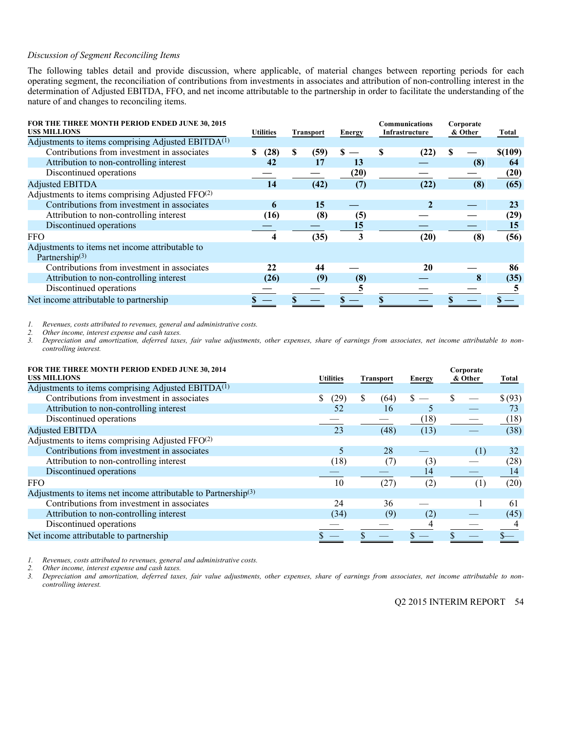*Discussion of Segment Reconciling Items*

The following tables detail and provide discussion, where applicable, of material changes between reporting periods for each operating segment, the reconciliation of contributions from investments in associates and attribution of non-controlling interest in the determination of Adjusted EBITDA, FFO, and net income attributable to the partnership in order to facilitate the understanding of the nature of and changes to reconciling items.

| **FOR THE THREE MONTH PERIOD ENDED JUNE 30, 2015**<br>**US$ MILLIONS** | **Utilities** | **Transport** | **Energy** | **Communications Infrastructure** | **Corporate & Other** | **Total** |
|---|---|---|---|---|---|---|
| Adjustments to items comprising Adjusted EBITDA[1] | | | | | | |
| Contributions from investment in associates | **$ (28)** | **$ (59)** | **$ —** | **$ (22)** | **$ —** | **$(109)** |
| Attribution to non-controlling interest | **42** | **17** | **13** | **—** | **(8)** | **64** |
| Discontinued operations | **—** | **—** | **(20)** | **—** | **—** | **(20)** |
| Adjusted EBITDA | **14** | **(42)** | **(7)** | **(22)** | **(8)** | **(65)** |
| Adjustments to items comprising Adjusted FFO[2] | | | | | | |
| Contributions from investment in associates | **6** | **15** | **—** | **2** | **—** | **23** |
| Attribution to non-controlling interest | **(16)** | **(8)** | **(5)** | **—** | **—** | **(29)** |
| Discontinued operations | **—** | **—** | **15** | **—** | **—** | **15** |
| FFO | **4** | **(35)** | **3** | **(20)** | **(8)** | **(56)** |
| Adjustments to items net income attributable to Partnership[3] | | | | | | |
| Contributions from investment in associates | **22** | **44** | **—** | **20** | **—** | **86** |
| Attribution to non-controlling interest | **(26)** | **(9)** | **(8)** | **—** | **8** | **(35)** |
| Discontinued operations | **—** | **—** | **5** | **—** | **—** | **5** |
| Net income attributable to partnership | **$ —** | **$ —** | **$ —** | **$ —** | **$ —** | **$ —** |

*1. Revenues, costs attributed to revenues, general and administrative costs.*
*2. Other income, interest expense and cash taxes.*
*3. Depreciation and amortization, deferred taxes, fair value adjustments, other expenses, share of earnings from associates, net income attributable to non-controlling interest.*

| **FOR THE THREE MONTH PERIOD ENDED JUNE 30, 2014**<br>**US$ MILLIONS** | **Utilities** | **Transport** | **Energy** | **Corporate & Other** | **Total** |
|---|---|---|---|---|---|
| Adjustments to items comprising Adjusted EBITDA[1] | | | | | |
| Contributions from investment in associates | $ (29) | $ (64) | $ — | $ — | $ (93) |
| Attribution to non-controlling interest | 52 | 16 | 5 | — | 73 |
| Discontinued operations | — | — | (18) | — | (18) |
| Adjusted EBITDA | 23 | (48) | (13) | — | (38) |
| Adjustments to items comprising Adjusted FFO[2] | | | | | |
| Contributions from investment in associates | 5 | 28 | — | (1) | 32 |
| Attribution to non-controlling interest | (18) | (7) | (3) | — | (28) |
| Discontinued operations | — | — | 14 | — | 14 |
| FFO | 10 | (27) | (2) | (1) | (20) |
| Adjustments to items net income attributable to Partnership[3] | | | | | |
| Contributions from investment in associates | 24 | 36 | — | 1 | 61 |
| Attribution to non-controlling interest | (34) | (9) | (2) | — | (45) |
| Discontinued operations | — | — | 4 | — | 4 |
| Net income attributable to partnership | $ — | $ — | $ — | $ — | $— |

*1. Revenues, costs attributed to revenues, general and administrative costs.*
*2. Other income, interest expense and cash taxes.*
*3. Depreciation and amortization, deferred taxes, fair value adjustments, other expenses, share of earnings from associates, net income attributable to non-controlling interest.*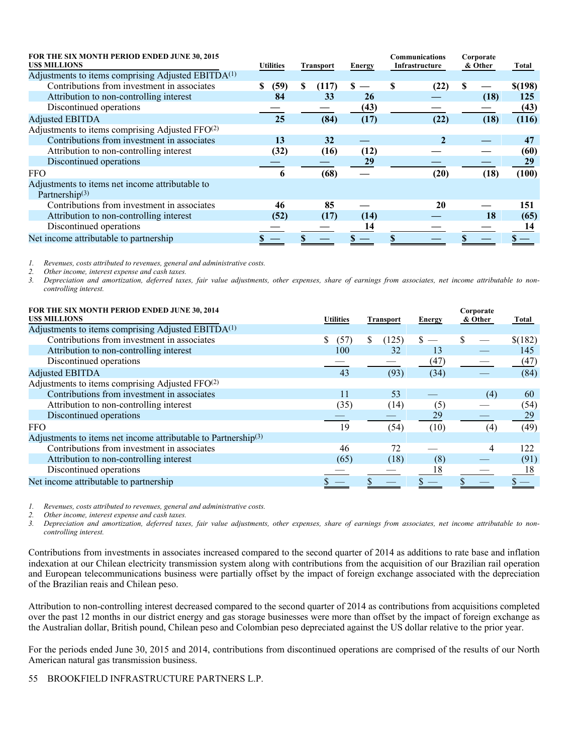| FOR THE SIX MONTH PERIOD ENDED JUNE 30, 2015<br>US$ MILLIONS | Utilities | Transport | Energy | Communications Infrastructure | Corporate & Other | Total |
|---|---|---|---|---|---|---|
| Adjustments to items comprising Adjusted EBITDA[1] | | | | | | |
| Contributions from investment in associates | $ (59) | $ (117) | $ — | $ (22) | $ — | $(198) |
| Attribution to non-controlling interest | 84 | 33 | 26 | — | (18) | 125 |
| Discontinued operations | — | — | (43) | — | — | (43) |
| Adjusted EBITDA | 25 | (84) | (17) | (22) | (18) | (116) |
| Adjustments to items comprising Adjusted FFO[2] | | | | | | |
| Contributions from investment in associates | 13 | 32 | — | 2 | — | 47 |
| Attribution to non-controlling interest | (32) | (16) | (12) | — | — | (60) |
| Discontinued operations | — | — | 29 | — | — | 29 |
| FFO | 6 | (68) | — | (20) | (18) | (100) |
| Adjustments to items net income attributable to Partnership[3] | | | | | | |
| Contributions from investment in associates | 46 | 85 | — | 20 | — | 151 |
| Attribution to non-controlling interest | (52) | (17) | (14) | — | 18 | (65) |
| Discontinued operations | — | — | 14 | — | — | 14 |
| Net income attributable to partnership | $ — | $ — | $ — | $ — | $ — | $ — |

1. *Revenues, costs attributed to revenues, general and administrative costs.*
2. *Other income, interest expense and cash taxes.*
3. *Depreciation and amortization, deferred taxes, fair value adjustments, other expenses, share of earnings from associates, net income attributable to non-controlling interest.*

| FOR THE SIX MONTH PERIOD ENDED JUNE 30, 2014<br>US$ MILLIONS | Utilities | Transport | Energy | Corporate & Other | Total |
|---|---|---|---|---|---|
| Adjustments to items comprising Adjusted EBITDA[1] | | | | | |
| Contributions from investment in associates | $ (57) | $ (125) | $ — | $ — | $(182) |
| Attribution to non-controlling interest | 100 | 32 | 13 | — | 145 |
| Discontinued operations | — | — | (47) | — | (47) |
| Adjusted EBITDA | 43 | (93) | (34) | — | (84) |
| Adjustments to items comprising Adjusted FFO[2] | | | | | |
| Contributions from investment in associates | 11 | 53 | — | (4) | 60 |
| Attribution to non-controlling interest | (35) | (14) | (5) | — | (54) |
| Discontinued operations | — | — | 29 | — | 29 |
| FFO | 19 | (54) | (10) | (4) | (49) |
| Adjustments to items net income attributable to Partnership[3] | | | | | |
| Contributions from investment in associates | 46 | 72 | — | 4 | 122 |
| Attribution to non-controlling interest | (65) | (18) | (8) | — | (91) |
| Discontinued operations | — | — | 18 | — | 18 |
| Net income attributable to partnership | $ — | $ — | $ — | $ — | $ — |

1. *Revenues, costs attributed to revenues, general and administrative costs.*
2. *Other income, interest expense and cash taxes.*
3. *Depreciation and amortization, deferred taxes, fair value adjustments, other expenses, share of earnings from associates, net income attributable to non-controlling interest.*

Contributions from investments in associates increased compared to the second quarter of 2014 as additions to rate base and inflation indexation at our Chilean electricity transmission system along with contributions from the acquisition of our Brazilian rail operation and European telecommunications business were partially offset by the impact of foreign exchange associated with the depreciation of the Brazilian reais and Chilean peso.

Attribution to non-controlling interest decreased compared to the second quarter of 2014 as contributions from acquisitions completed over the past 12 months in our district energy and gas storage businesses were more than offset by the impact of foreign exchange as the Australian dollar, British pound, Chilean peso and Colombian peso depreciated against the US dollar relative to the prior year.

For the periods ended June 30, 2015 and 2014, contributions from discontinued operations are comprised of the results of our North American natural gas transmission business.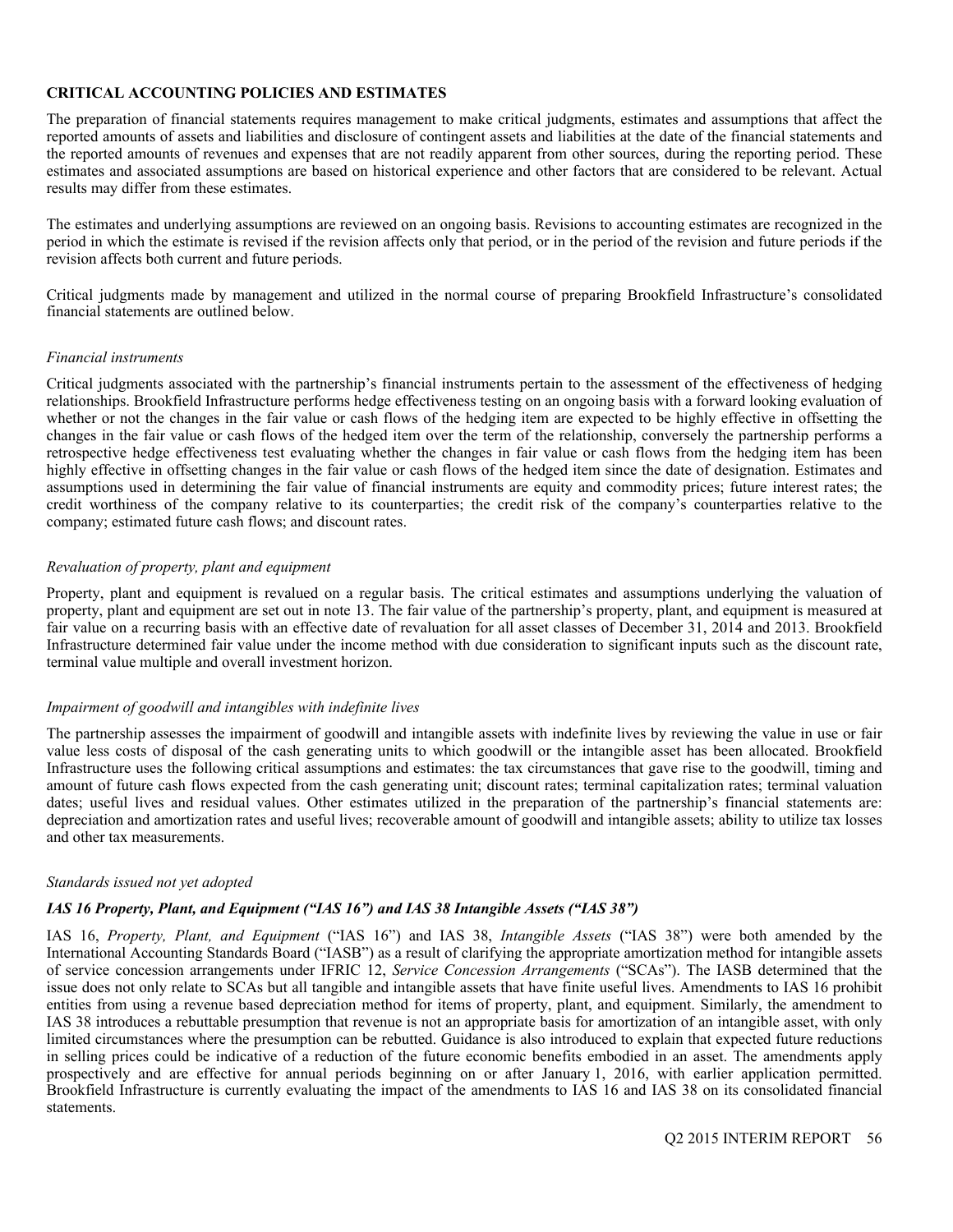## CRITICAL ACCOUNTING POLICIES AND ESTIMATES

The preparation of financial statements requires management to make critical judgments, estimates and assumptions that affect the reported amounts of assets and liabilities and disclosure of contingent assets and liabilities at the date of the financial statements and the reported amounts of revenues and expenses that are not readily apparent from other sources, during the reporting period. These estimates and associated assumptions are based on historical experience and other factors that are considered to be relevant. Actual results may differ from these estimates.

The estimates and underlying assumptions are reviewed on an ongoing basis. Revisions to accounting estimates are recognized in the period in which the estimate is revised if the revision affects only that period, or in the period of the revision and future periods if the revision affects both current and future periods.

Critical judgments made by management and utilized in the normal course of preparing Brookfield Infrastructure's consolidated financial statements are outlined below.

*Financial instruments*

Critical judgments associated with the partnership's financial instruments pertain to the assessment of the effectiveness of hedging relationships. Brookfield Infrastructure performs hedge effectiveness testing on an ongoing basis with a forward looking evaluation of whether or not the changes in the fair value or cash flows of the hedging item are expected to be highly effective in offsetting the changes in the fair value or cash flows of the hedged item over the term of the relationship, conversely the partnership performs a retrospective hedge effectiveness test evaluating whether the changes in fair value or cash flows from the hedging item has been highly effective in offsetting changes in the fair value or cash flows of the hedged item since the date of designation. Estimates and assumptions used in determining the fair value of financial instruments are equity and commodity prices; future interest rates; the credit worthiness of the company relative to its counterparties; the credit risk of the company's counterparties relative to the company; estimated future cash flows; and discount rates.

*Revaluation of property, plant and equipment*

Property, plant and equipment is revalued on a regular basis. The critical estimates and assumptions underlying the valuation of property, plant and equipment are set out in note 13. The fair value of the partnership's property, plant, and equipment is measured at fair value on a recurring basis with an effective date of revaluation for all asset classes of December 31, 2014 and 2013. Brookfield Infrastructure determined fair value under the income method with due consideration to significant inputs such as the discount rate, terminal value multiple and overall investment horizon.

*Impairment of goodwill and intangibles with indefinite lives*

The partnership assesses the impairment of goodwill and intangible assets with indefinite lives by reviewing the value in use or fair value less costs of disposal of the cash generating units to which goodwill or the intangible asset has been allocated. Brookfield Infrastructure uses the following critical assumptions and estimates: the tax circumstances that gave rise to the goodwill, timing and amount of future cash flows expected from the cash generating unit; discount rates; terminal capitalization rates; terminal valuation dates; useful lives and residual values. Other estimates utilized in the preparation of the partnership's financial statements are: depreciation and amortization rates and useful lives; recoverable amount of goodwill and intangible assets; ability to utilize tax losses and other tax measurements.

*Standards issued not yet adopted*

***IAS 16 Property, Plant, and Equipment ("IAS 16") and IAS 38 Intangible Assets ("IAS 38")***

IAS 16, *Property, Plant, and Equipment* ("IAS 16") and IAS 38, *Intangible Assets* ("IAS 38") were both amended by the International Accounting Standards Board ("IASB") as a result of clarifying the appropriate amortization method for intangible assets of service concession arrangements under IFRIC 12, *Service Concession Arrangements* ("SCAs"). The IASB determined that the issue does not only relate to SCAs but all tangible and intangible assets that have finite useful lives. Amendments to IAS 16 prohibit entities from using a revenue based depreciation method for items of property, plant, and equipment. Similarly, the amendment to IAS 38 introduces a rebuttable presumption that revenue is not an appropriate basis for amortization of an intangible asset, with only limited circumstances where the presumption can be rebutted. Guidance is also introduced to explain that expected future reductions in selling prices could be indicative of a reduction of the future economic benefits embodied in an asset. The amendments apply prospectively and are effective for annual periods beginning on or after January 1, 2016, with earlier application permitted. Brookfield Infrastructure is currently evaluating the impact of the amendments to IAS 16 and IAS 38 on its consolidated financial statements.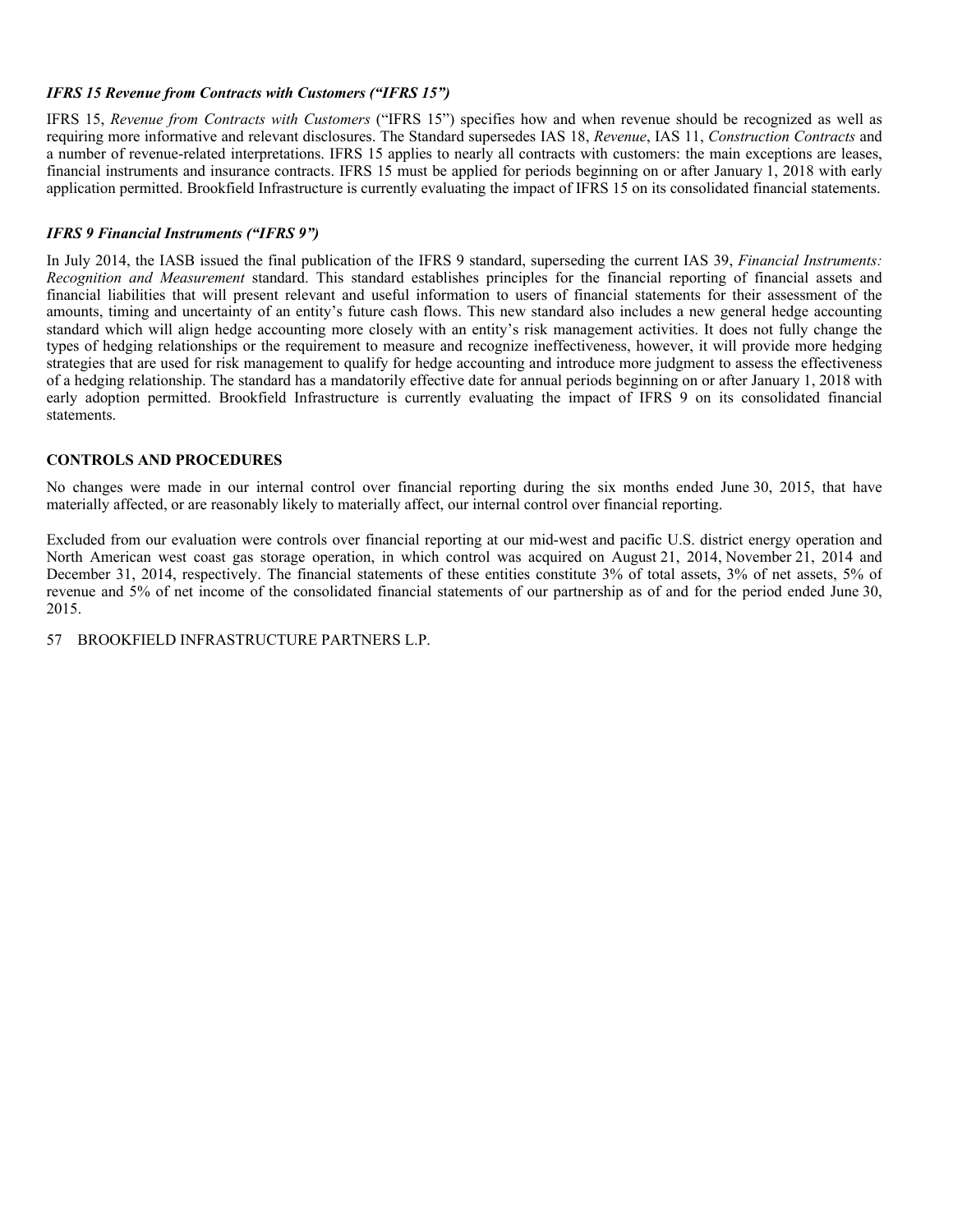### *IFRS 15 Revenue from Contracts with Customers (“IFRS 15”)*

IFRS 15, *Revenue from Contracts with Customers* (“IFRS 15”) specifies how and when revenue should be recognized as well as requiring more informative and relevant disclosures. The Standard supersedes IAS 18, *Revenue*, IAS 11, *Construction Contracts* and a number of revenue-related interpretations. IFRS 15 applies to nearly all contracts with customers: the main exceptions are leases, financial instruments and insurance contracts. IFRS 15 must be applied for periods beginning on or after January 1, 2018 with early application permitted. Brookfield Infrastructure is currently evaluating the impact of IFRS 15 on its consolidated financial statements.

### *IFRS 9 Financial Instruments (“IFRS 9”)*

In July 2014, the IASB issued the final publication of the IFRS 9 standard, superseding the current IAS 39, *Financial Instruments: Recognition and Measurement* standard. This standard establishes principles for the financial reporting of financial assets and financial liabilities that will present relevant and useful information to users of financial statements for their assessment of the amounts, timing and uncertainty of an entity’s future cash flows. This new standard also includes a new general hedge accounting standard which will align hedge accounting more closely with an entity’s risk management activities. It does not fully change the types of hedging relationships or the requirement to measure and recognize ineffectiveness, however, it will provide more hedging strategies that are used for risk management to qualify for hedge accounting and introduce more judgment to assess the effectiveness of a hedging relationship. The standard has a mandatorily effective date for annual periods beginning on or after January 1, 2018 with early adoption permitted. Brookfield Infrastructure is currently evaluating the impact of IFRS 9 on its consolidated financial statements.

## CONTROLS AND PROCEDURES

No changes were made in our internal control over financial reporting during the six months ended June 30, 2015, that have materially affected, or are reasonably likely to materially affect, our internal control over financial reporting.

Excluded from our evaluation were controls over financial reporting at our mid-west and pacific U.S. district energy operation and North American west coast gas storage operation, in which control was acquired on August 21, 2014, November 21, 2014 and December 31, 2014, respectively. The financial statements of these entities constitute 3% of total assets, 3% of net assets, 5% of revenue and 5% of net income of the consolidated financial statements of our partnership as of and for the period ended June 30, 2015.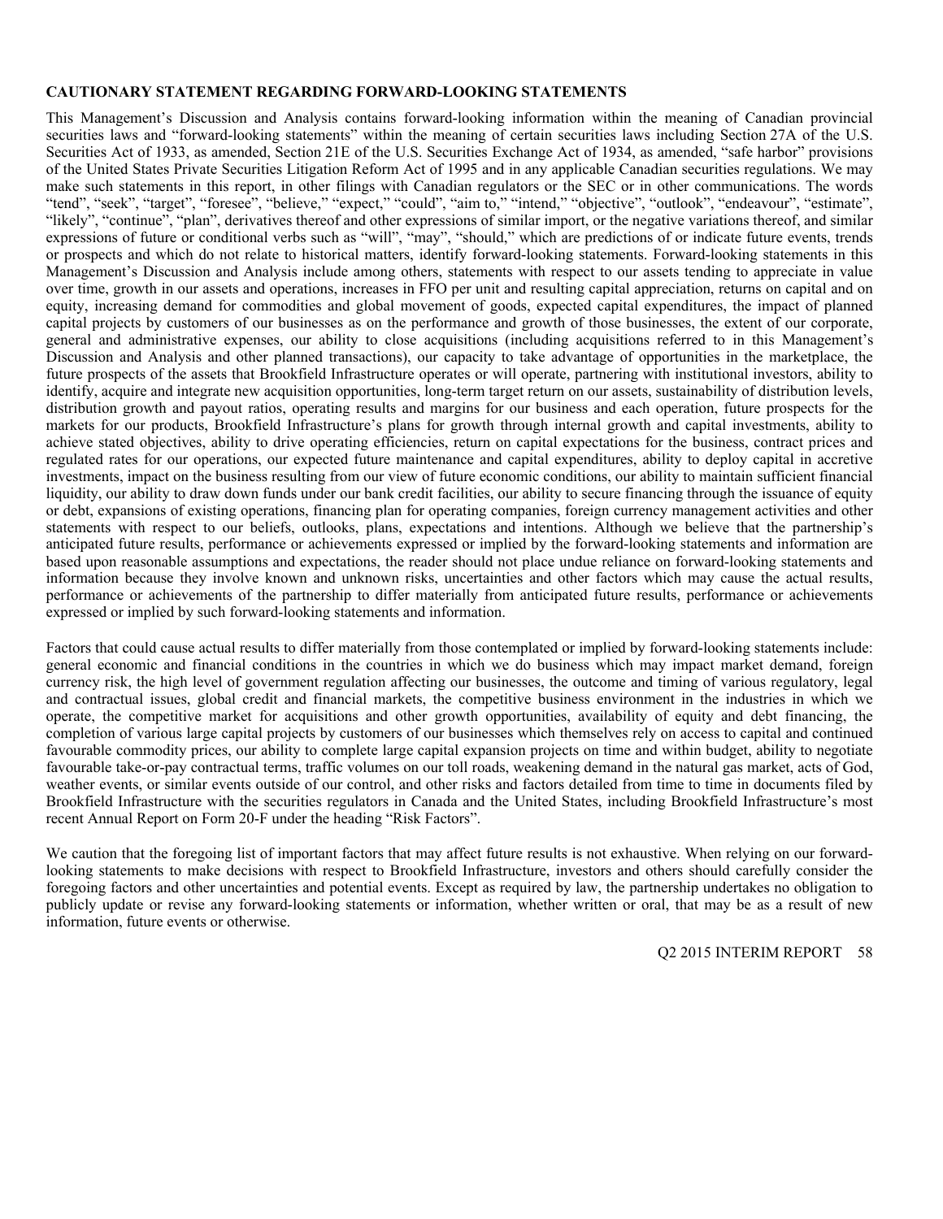**CAUTIONARY STATEMENT REGARDING FORWARD-LOOKING STATEMENTS**

This Management's Discussion and Analysis contains forward-looking information within the meaning of Canadian provincial securities laws and "forward-looking statements" within the meaning of certain securities laws including Section 27A of the U.S. Securities Act of 1933, as amended, Section 21E of the U.S. Securities Exchange Act of 1934, as amended, "safe harbor" provisions of the United States Private Securities Litigation Reform Act of 1995 and in any applicable Canadian securities regulations. We may make such statements in this report, in other filings with Canadian regulators or the SEC or in other communications. The words "tend", "seek", "target", "foresee", "believe," "expect," "could", "aim to," "intend," "objective", "outlook", "endeavour", "estimate", "likely", "continue", "plan", derivatives thereof and other expressions of similar import, or the negative variations thereof, and similar expressions of future or conditional verbs such as "will", "may", "should," which are predictions of or indicate future events, trends or prospects and which do not relate to historical matters, identify forward-looking statements. Forward-looking statements in this Management's Discussion and Analysis include among others, statements with respect to our assets tending to appreciate in value over time, growth in our assets and operations, increases in FFO per unit and resulting capital appreciation, returns on capital and on equity, increasing demand for commodities and global movement of goods, expected capital expenditures, the impact of planned capital projects by customers of our businesses as on the performance and growth of those businesses, the extent of our corporate, general and administrative expenses, our ability to close acquisitions (including acquisitions referred to in this Management's Discussion and Analysis and other planned transactions), our capacity to take advantage of opportunities in the marketplace, the future prospects of the assets that Brookfield Infrastructure operates or will operate, partnering with institutional investors, ability to identify, acquire and integrate new acquisition opportunities, long-term target return on our assets, sustainability of distribution levels, distribution growth and payout ratios, operating results and margins for our business and each operation, future prospects for the markets for our products, Brookfield Infrastructure's plans for growth through internal growth and capital investments, ability to achieve stated objectives, ability to drive operating efficiencies, return on capital expectations for the business, contract prices and regulated rates for our operations, our expected future maintenance and capital expenditures, ability to deploy capital in accretive investments, impact on the business resulting from our view of future economic conditions, our ability to maintain sufficient financial liquidity, our ability to draw down funds under our bank credit facilities, our ability to secure financing through the issuance of equity or debt, expansions of existing operations, financing plan for operating companies, foreign currency management activities and other statements with respect to our beliefs, outlooks, plans, expectations and intentions. Although we believe that the partnership's anticipated future results, performance or achievements expressed or implied by the forward-looking statements and information are based upon reasonable assumptions and expectations, the reader should not place undue reliance on forward-looking statements and information because they involve known and unknown risks, uncertainties and other factors which may cause the actual results, performance or achievements of the partnership to differ materially from anticipated future results, performance or achievements expressed or implied by such forward-looking statements and information.

Factors that could cause actual results to differ materially from those contemplated or implied by forward-looking statements include: general economic and financial conditions in the countries in which we do business which may impact market demand, foreign currency risk, the high level of government regulation affecting our businesses, the outcome and timing of various regulatory, legal and contractual issues, global credit and financial markets, the competitive business environment in the industries in which we operate, the competitive market for acquisitions and other growth opportunities, availability of equity and debt financing, the completion of various large capital projects by customers of our businesses which themselves rely on access to capital and continued favourable commodity prices, our ability to complete large capital expansion projects on time and within budget, ability to negotiate favourable take-or-pay contractual terms, traffic volumes on our toll roads, weakening demand in the natural gas market, acts of God, weather events, or similar events outside of our control, and other risks and factors detailed from time to time in documents filed by Brookfield Infrastructure with the securities regulators in Canada and the United States, including Brookfield Infrastructure's most recent Annual Report on Form 20-F under the heading "Risk Factors".

We caution that the foregoing list of important factors that may affect future results is not exhaustive. When relying on our forward-looking statements to make decisions with respect to Brookfield Infrastructure, investors and others should carefully consider the foregoing factors and other uncertainties and potential events. Except as required by law, the partnership undertakes no obligation to publicly update or revise any forward-looking statements or information, whether written or oral, that may be as a result of new information, future events or otherwise.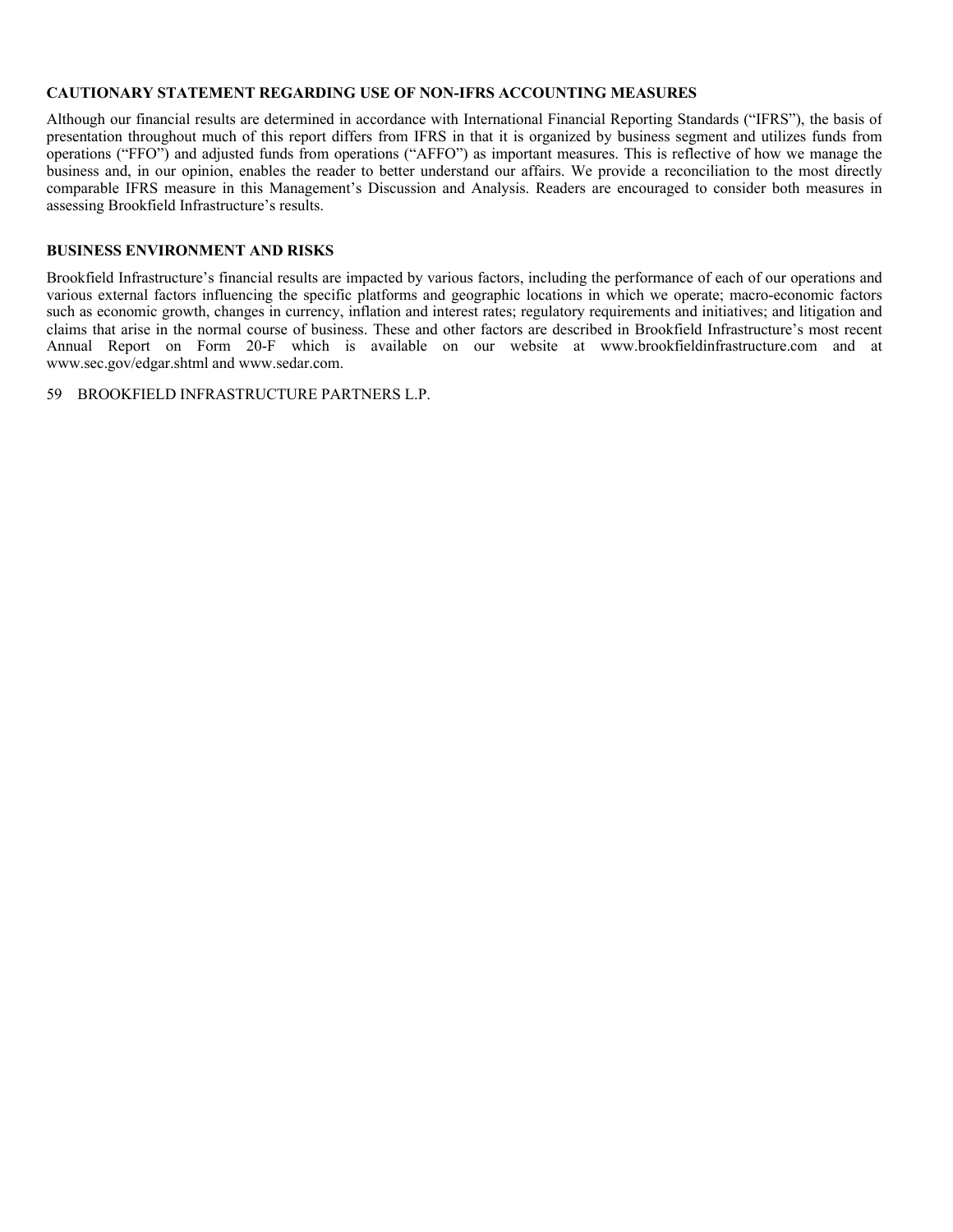## CAUTIONARY STATEMENT REGARDING USE OF NON-IFRS ACCOUNTING MEASURES

Although our financial results are determined in accordance with International Financial Reporting Standards ("IFRS"), the basis of presentation throughout much of this report differs from IFRS in that it is organized by business segment and utilizes funds from operations ("FFO") and adjusted funds from operations ("AFFO") as important measures. This is reflective of how we manage the business and, in our opinion, enables the reader to better understand our affairs. We provide a reconciliation to the most directly comparable IFRS measure in this Management's Discussion and Analysis. Readers are encouraged to consider both measures in assessing Brookfield Infrastructure's results.

## BUSINESS ENVIRONMENT AND RISKS

Brookfield Infrastructure's financial results are impacted by various factors, including the performance of each of our operations and various external factors influencing the specific platforms and geographic locations in which we operate; macro-economic factors such as economic growth, changes in currency, inflation and interest rates; regulatory requirements and initiatives; and litigation and claims that arise in the normal course of business. These and other factors are described in Brookfield Infrastructure's most recent Annual Report on Form 20-F which is available on our website at www.brookfieldinfrastructure.com and at www.sec.gov/edgar.shtml and www.sedar.com.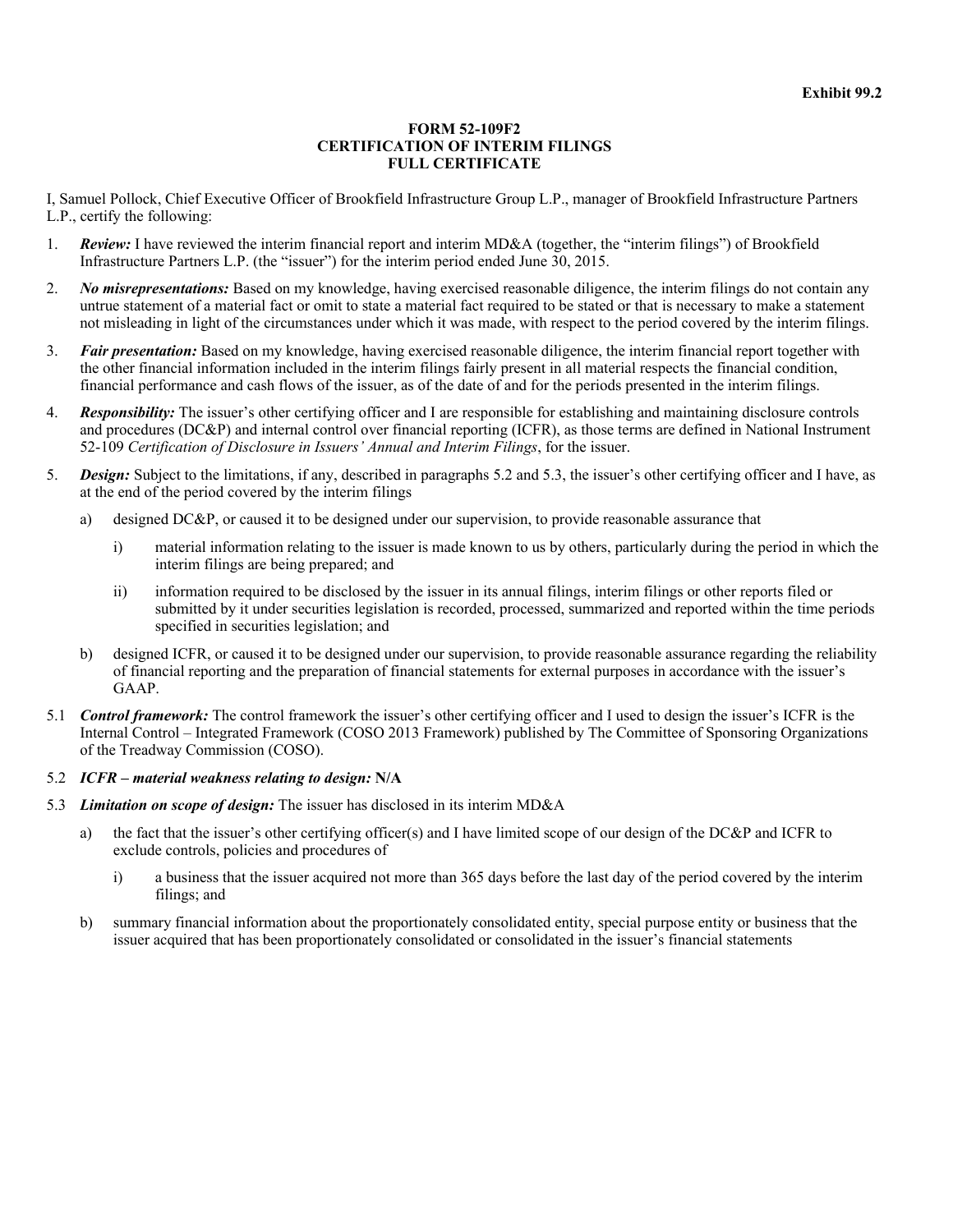**Exhibit 99.2**

**FORM 52-109F2**
**CERTIFICATION OF INTERIM FILINGS**
**FULL CERTIFICATE**

I, Samuel Pollock, Chief Executive Officer of Brookfield Infrastructure Group L.P., manager of Brookfield Infrastructure Partners L.P., certify the following:

1. ***Review:*** I have reviewed the interim financial report and interim MD&A (together, the "interim filings") of Brookfield Infrastructure Partners L.P. (the "issuer") for the interim period ended June 30, 2015.

2. ***No misrepresentations:*** Based on my knowledge, having exercised reasonable diligence, the interim filings do not contain any untrue statement of a material fact or omit to state a material fact required to be stated or that is necessary to make a statement not misleading in light of the circumstances under which it was made, with respect to the period covered by the interim filings.

3. ***Fair presentation:*** Based on my knowledge, having exercised reasonable diligence, the interim financial report together with the other financial information included in the interim filings fairly present in all material respects the financial condition, financial performance and cash flows of the issuer, as of the date of and for the periods presented in the interim filings.

4. ***Responsibility:*** The issuer's other certifying officer and I are responsible for establishing and maintaining disclosure controls and procedures (DC&P) and internal control over financial reporting (ICFR), as those terms are defined in National Instrument 52-109 *Certification of Disclosure in Issuers' Annual and Interim Filings*, for the issuer.

5. ***Design:*** Subject to the limitations, if any, described in paragraphs 5.2 and 5.3, the issuer's other certifying officer and I have, as at the end of the period covered by the interim filings

   a) designed DC&P, or caused it to be designed under our supervision, to provide reasonable assurance that

      i) material information relating to the issuer is made known to us by others, particularly during the period in which the interim filings are being prepared; and

      ii) information required to be disclosed by the issuer in its annual filings, interim filings or other reports filed or submitted by it under securities legislation is recorded, processed, summarized and reported within the time periods specified in securities legislation; and

   b) designed ICFR, or caused it to be designed under our supervision, to provide reasonable assurance regarding the reliability of financial reporting and the preparation of financial statements for external purposes in accordance with the issuer's GAAP.

5.1 ***Control framework:*** The control framework the issuer's other certifying officer and I used to design the issuer's ICFR is the Internal Control – Integrated Framework (COSO 2013 Framework) published by The Committee of Sponsoring Organizations of the Treadway Commission (COSO).

5.2 ***ICFR – material weakness relating to design:*** **N/A**

5.3 ***Limitation on scope of design:*** The issuer has disclosed in its interim MD&A

   a) the fact that the issuer's other certifying officer(s) and I have limited scope of our design of the DC&P and ICFR to exclude controls, policies and procedures of

      i) a business that the issuer acquired not more than 365 days before the last day of the period covered by the interim filings; and

   b) summary financial information about the proportionately consolidated entity, special purpose entity or business that the issuer acquired that has been proportionately consolidated or consolidated in the issuer's financial statements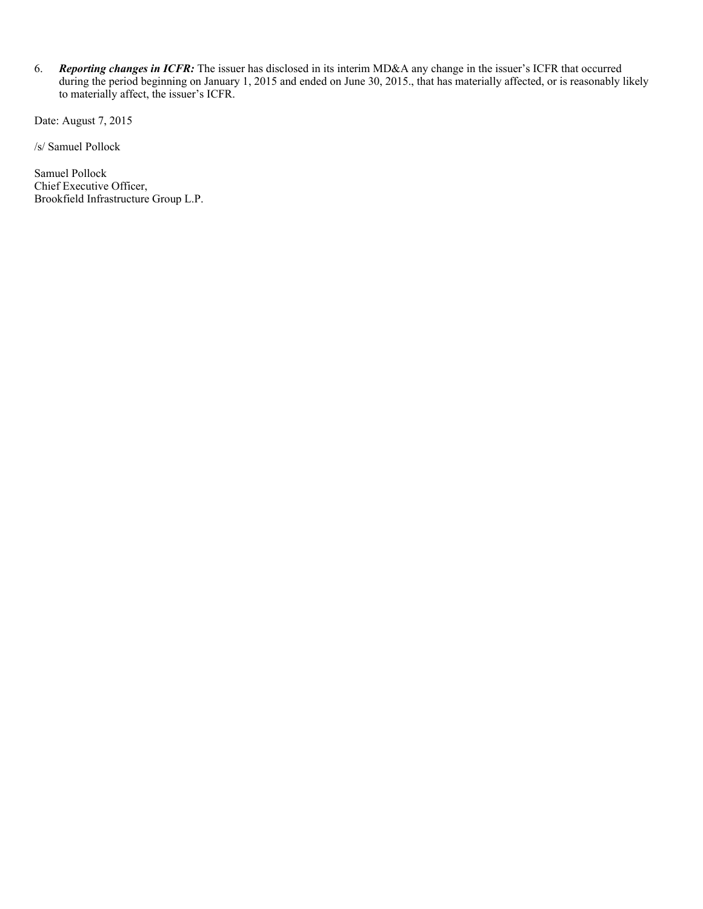6. ***Reporting changes in ICFR:*** The issuer has disclosed in its interim MD&A any change in the issuer's ICFR that occurred during the period beginning on January 1, 2015 and ended on June 30, 2015., that has materially affected, or is reasonably likely to materially affect, the issuer's ICFR.

Date: August 7, 2015

/s/ Samuel Pollock

Samuel Pollock
Chief Executive Officer,
Brookfield Infrastructure Group L.P.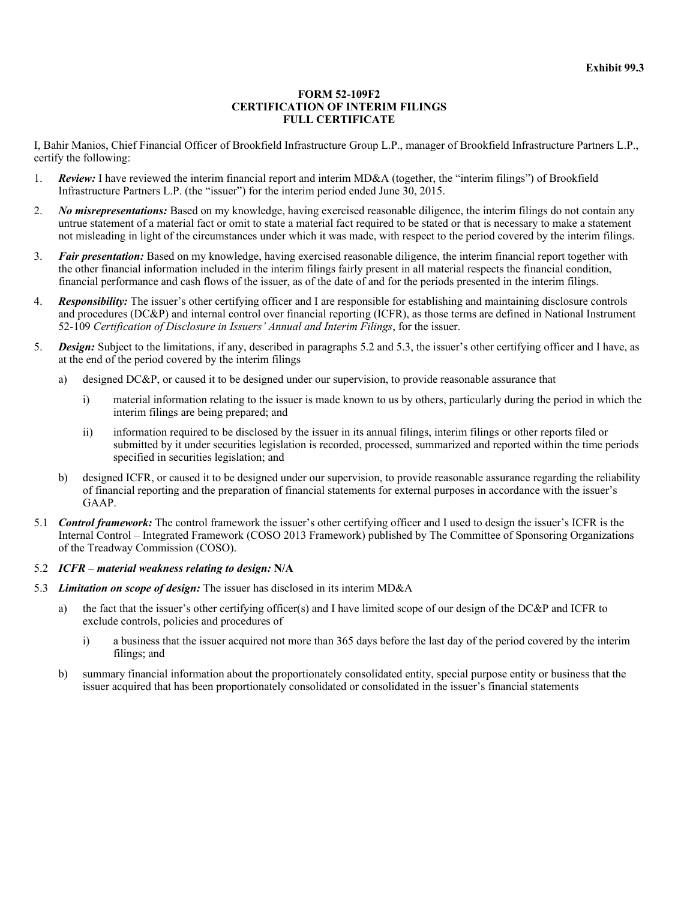**Exhibit 99.3**

**FORM 52-109F2**
**CERTIFICATION OF INTERIM FILINGS**
**FULL CERTIFICATE**

I, Bahir Manios, Chief Financial Officer of Brookfield Infrastructure Group L.P., manager of Brookfield Infrastructure Partners L.P., certify the following:

1. ***Review:*** I have reviewed the interim financial report and interim MD&A (together, the "interim filings") of Brookfield Infrastructure Partners L.P. (the "issuer") for the interim period ended June 30, 2015.

2. ***No misrepresentations:*** Based on my knowledge, having exercised reasonable diligence, the interim filings do not contain any untrue statement of a material fact or omit to state a material fact required to be stated or that is necessary to make a statement not misleading in light of the circumstances under which it was made, with respect to the period covered by the interim filings.

3. ***Fair presentation:*** Based on my knowledge, having exercised reasonable diligence, the interim financial report together with the other financial information included in the interim filings fairly present in all material respects the financial condition, financial performance and cash flows of the issuer, as of the date of and for the periods presented in the interim filings.

4. ***Responsibility:*** The issuer's other certifying officer and I are responsible for establishing and maintaining disclosure controls and procedures (DC&P) and internal control over financial reporting (ICFR), as those terms are defined in National Instrument 52-109 *Certification of Disclosure in Issuers' Annual and Interim Filings*, for the issuer.

5. ***Design:*** Subject to the limitations, if any, described in paragraphs 5.2 and 5.3, the issuer's other certifying officer and I have, as at the end of the period covered by the interim filings

   a) designed DC&P, or caused it to be designed under our supervision, to provide reasonable assurance that

      i) material information relating to the issuer is made known to us by others, particularly during the period in which the interim filings are being prepared; and

      ii) information required to be disclosed by the issuer in its annual filings, interim filings or other reports filed or submitted by it under securities legislation is recorded, processed, summarized and reported within the time periods specified in securities legislation; and

   b) designed ICFR, or caused it to be designed under our supervision, to provide reasonable assurance regarding the reliability of financial reporting and the preparation of financial statements for external purposes in accordance with the issuer's GAAP.

5.1 ***Control framework:*** The control framework the issuer's other certifying officer and I used to design the issuer's ICFR is the Internal Control – Integrated Framework (COSO 2013 Framework) published by The Committee of Sponsoring Organizations of the Treadway Commission (COSO).

5.2 ***ICFR – material weakness relating to design:*** **N/A**

5.3 ***Limitation on scope of design:*** The issuer has disclosed in its interim MD&A

   a) the fact that the issuer's other certifying officer(s) and I have limited scope of our design of the DC&P and ICFR to exclude controls, policies and procedures of

      i) a business that the issuer acquired not more than 365 days before the last day of the period covered by the interim filings; and

   b) summary financial information about the proportionately consolidated entity, special purpose entity or business that the issuer acquired that has been proportionately consolidated or consolidated in the issuer's financial statements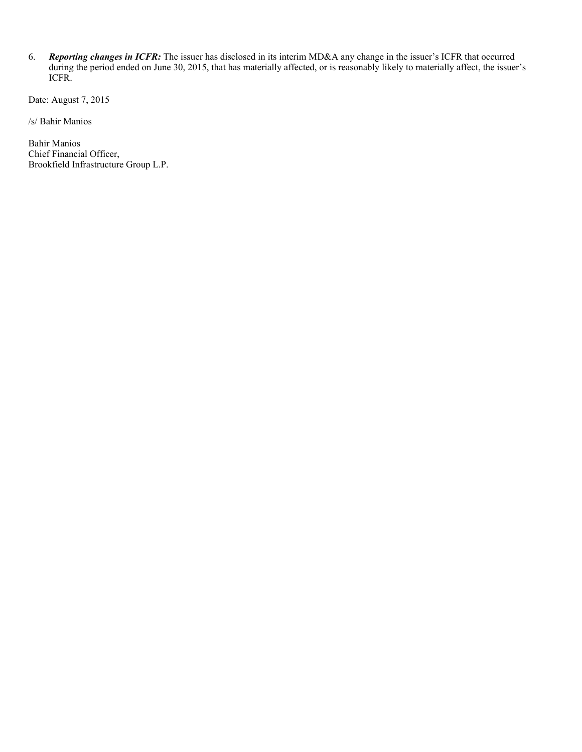6. ***Reporting changes in ICFR:*** The issuer has disclosed in its interim MD&A any change in the issuer's ICFR that occurred during the period ended on June 30, 2015, that has materially affected, or is reasonably likely to materially affect, the issuer's ICFR.

Date: August 7, 2015

/s/ Bahir Manios

Bahir Manios
Chief Financial Officer,
Brookfield Infrastructure Group L.P.